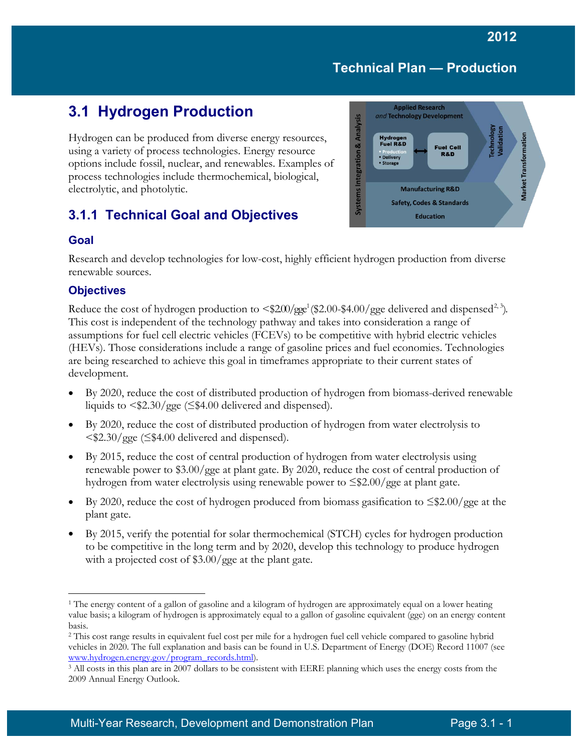## 3.1 Hydrogen Production

Hydrogen can be produced from diverse energy resources, using a variety of process technologies. Energy resource options include fossil, nuclear, and renewables. Examples of process technologies include thermochemical, biological, electrolytic, and photolytic.

### 3.1.1 Technical Goal and Objectives

#### Goal

Research and develop technologies for low-cost, highly efficient hydrogen production from diverse renewable sources.

#### Objectives

Reduce the cost of hydrogen production to <$2.00/gge[1] ($2.00-$4.00/gge delivered and dispensed[2, 3]). This cost is independent of the technology pathway and takes into consideration a range of assumptions for fuel cell electric vehicles (FCEVs) to be competitive with hybrid electric vehicles (HEVs). Those considerations include a range of gasoline prices and fuel economies. Technologies are being researched to achieve this goal in timeframes appropriate to their current states of development.

- By 2020, reduce the cost of distributed production of hydrogen from biomass-derived renewable liquids to <$2.30/gge (≤$4.00 delivered and dispensed).
- By 2020, reduce the cost of distributed production of hydrogen from water electrolysis to <$2.30/gge (≤$4.00 delivered and dispensed).
- By 2015, reduce the cost of central production of hydrogen from water electrolysis using renewable power to $3.00/gge at plant gate. By 2020, reduce the cost of central production of hydrogen from water electrolysis using renewable power to ≤$2.00/gge at plant gate.
- By 2020, reduce the cost of hydrogen produced from biomass gasification to ≤$2.00/gge at the plant gate.
- By 2015, verify the potential for solar thermochemical (STCH) cycles for hydrogen production to be competitive in the long term and by 2020, develop this technology to produce hydrogen with a projected cost of $3.00/gge at the plant gate.

---

[1] The energy content of a gallon of gasoline and a kilogram of hydrogen are approximately equal on a lower heating value basis; a kilogram of hydrogen is approximately equal to a gallon of gasoline equivalent (gge) on an energy content basis.

[2] This cost range results in equivalent fuel cost per mile for a hydrogen fuel cell vehicle compared to gasoline hybrid vehicles in 2020. The full explanation and basis can be found in U.S. Department of Energy (DOE) Record 11007 (see www.hydrogen.energy.gov/program_records.html).

[3] All costs in this plan are in 2007 dollars to be consistent with EERE planning which uses the energy costs from the 2009 Annual Energy Outlook.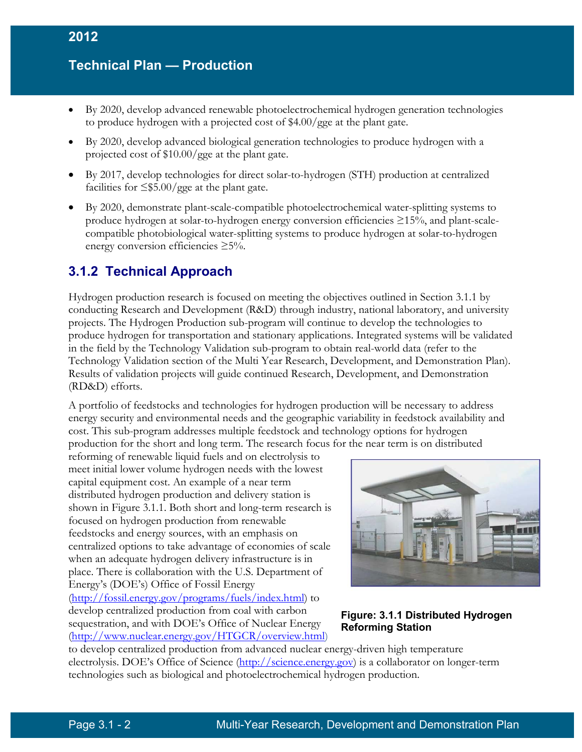- By 2020, develop advanced renewable photoelectrochemical hydrogen generation technologies to produce hydrogen with a projected cost of $4.00/gge at the plant gate.
- By 2020, develop advanced biological generation technologies to produce hydrogen with a projected cost of $10.00/gge at the plant gate.
- By 2017, develop technologies for direct solar-to-hydrogen (STH) production at centralized facilities for ≤$5.00/gge at the plant gate.
- By 2020, demonstrate plant-scale-compatible photoelectrochemical water-splitting systems to produce hydrogen at solar-to-hydrogen energy conversion efficiencies ≥15%, and plant-scale-compatible photobiological water-splitting systems to produce hydrogen at solar-to-hydrogen energy conversion efficiencies ≥5%.

## 3.1.2 Technical Approach

Hydrogen production research is focused on meeting the objectives outlined in Section 3.1.1 by conducting Research and Development (R&D) through industry, national laboratory, and university projects. The Hydrogen Production sub-program will continue to develop the technologies to produce hydrogen for transportation and stationary applications. Integrated systems will be validated in the field by the Technology Validation sub-program to obtain real-world data (refer to the Technology Validation section of the Multi Year Research, Development, and Demonstration Plan). Results of validation projects will guide continued Research, Development, and Demonstration (RD&D) efforts.

A portfolio of feedstocks and technologies for hydrogen production will be necessary to address energy security and environmental needs and the geographic variability in feedstock availability and cost. This sub-program addresses multiple feedstock and technology options for hydrogen production for the short and long term. The research focus for the near term is on distributed reforming of renewable liquid fuels and on electrolysis to meet initial lower volume hydrogen needs with the lowest capital equipment cost. An example of a near term distributed hydrogen production and delivery station is shown in Figure 3.1.1. Both short and long-term research is focused on hydrogen production from renewable feedstocks and energy sources, with an emphasis on centralized options to take advantage of economies of scale when an adequate hydrogen delivery infrastructure is in place. There is collaboration with the U.S. Department of Energy's (DOE's) Office of Fossil Energy (http://fossil.energy.gov/programs/fuels/index.html) to develop centralized production from coal with carbon sequestration, and with DOE's Office of Nuclear Energy (http://www.nuclear.energy.gov/HTGCR/overview.html) to develop centralized production from advanced nuclear energy-driven high temperature electrolysis. DOE's Office of Science (http://science.energy.gov) is a collaborator on longer-term technologies such as biological and photoelectrochemical hydrogen production.

**Figure: 3.1.1 Distributed Hydrogen Reforming Station**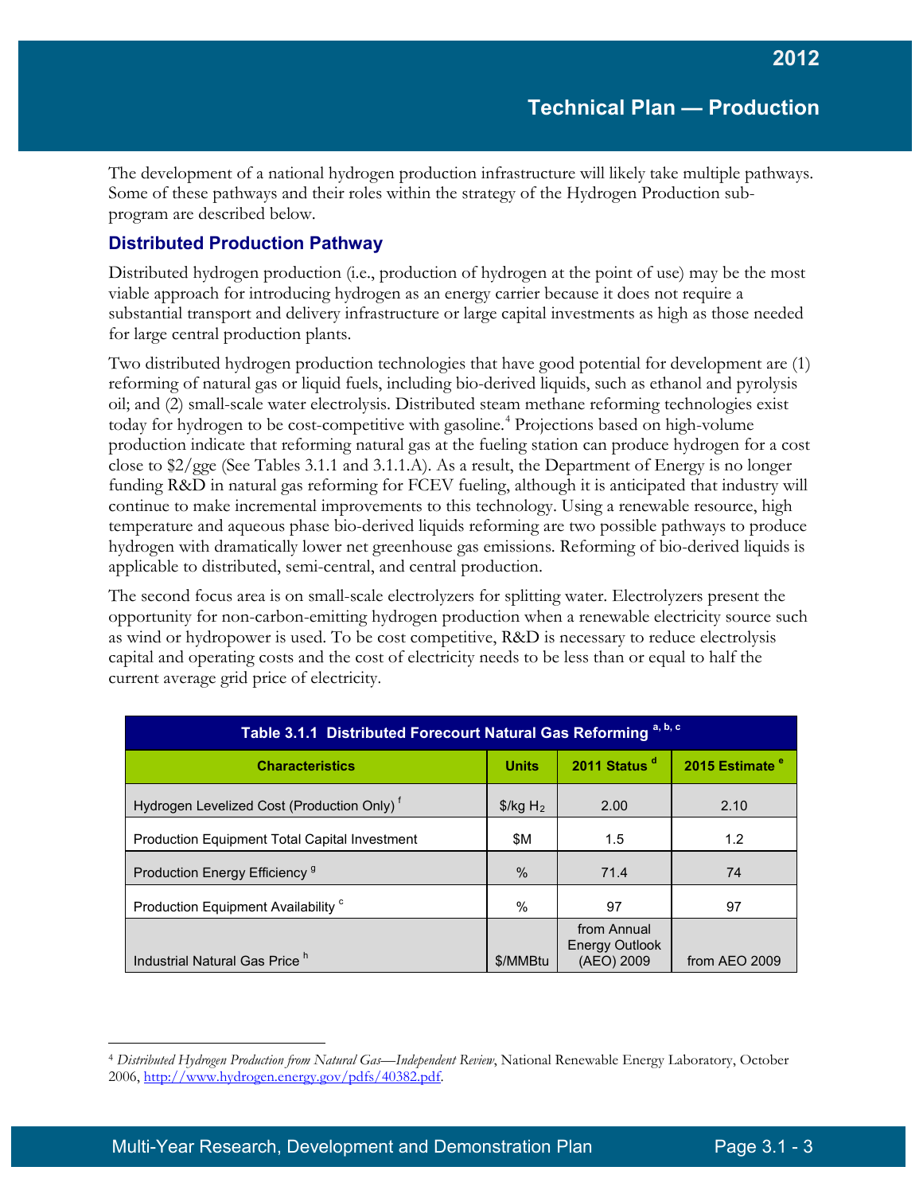The development of a national hydrogen production infrastructure will likely take multiple pathways. Some of these pathways and their roles within the strategy of the Hydrogen Production sub-program are described below.

### Distributed Production Pathway

Distributed hydrogen production (i.e., production of hydrogen at the point of use) may be the most viable approach for introducing hydrogen as an energy carrier because it does not require a substantial transport and delivery infrastructure or large capital investments as high as those needed for large central production plants.

Two distributed hydrogen production technologies that have good potential for development are (1) reforming of natural gas or liquid fuels, including bio-derived liquids, such as ethanol and pyrolysis oil; and (2) small-scale water electrolysis. Distributed steam methane reforming technologies exist today for hydrogen to be cost-competitive with gasoline.[4] Projections based on high-volume production indicate that reforming natural gas at the fueling station can produce hydrogen for a cost close to $2/gge (See Tables 3.1.1 and 3.1.1.A). As a result, the Department of Energy is no longer funding R&D in natural gas reforming for FCEV fueling, although it is anticipated that industry will continue to make incremental improvements to this technology. Using a renewable resource, high temperature and aqueous phase bio-derived liquids reforming are two possible pathways to produce hydrogen with dramatically lower net greenhouse gas emissions. Reforming of bio-derived liquids is applicable to distributed, semi-central, and central production.

The second focus area is on small-scale electrolyzers for splitting water. Electrolyzers present the opportunity for non-carbon-emitting hydrogen production when a renewable electricity source such as wind or hydropower is used. To be cost competitive, R&D is necessary to reduce electrolysis capital and operating costs and the cost of electricity needs to be less than or equal to half the current average grid price of electricity.

**Table 3.1.1 Distributed Forecourt Natural Gas Reforming [a, b, c]**

| Characteristics | Units | 2011 Status [d] | 2015 Estimate [e] |
|---|---|---|---|
| Hydrogen Levelized Cost (Production Only) [f] | \$/kg $H_2$ | 2.00 | 2.10 |
| Production Equipment Total Capital Investment | \$M | 1.5 | 1.2 |
| Production Energy Efficiency [g] | % | 71.4 | 74 |
| Production Equipment Availability [c] | % | 97 | 97 |
| Industrial Natural Gas Price [h] | \$/MMBtu | from Annual Energy Outlook (AEO) 2009 | from AEO 2009 |

[4] *Distributed Hydrogen Production from Natural Gas—Independent Review*, National Renewable Energy Laboratory, October 2006, http://www.hydrogen.energy.gov/pdfs/40382.pdf.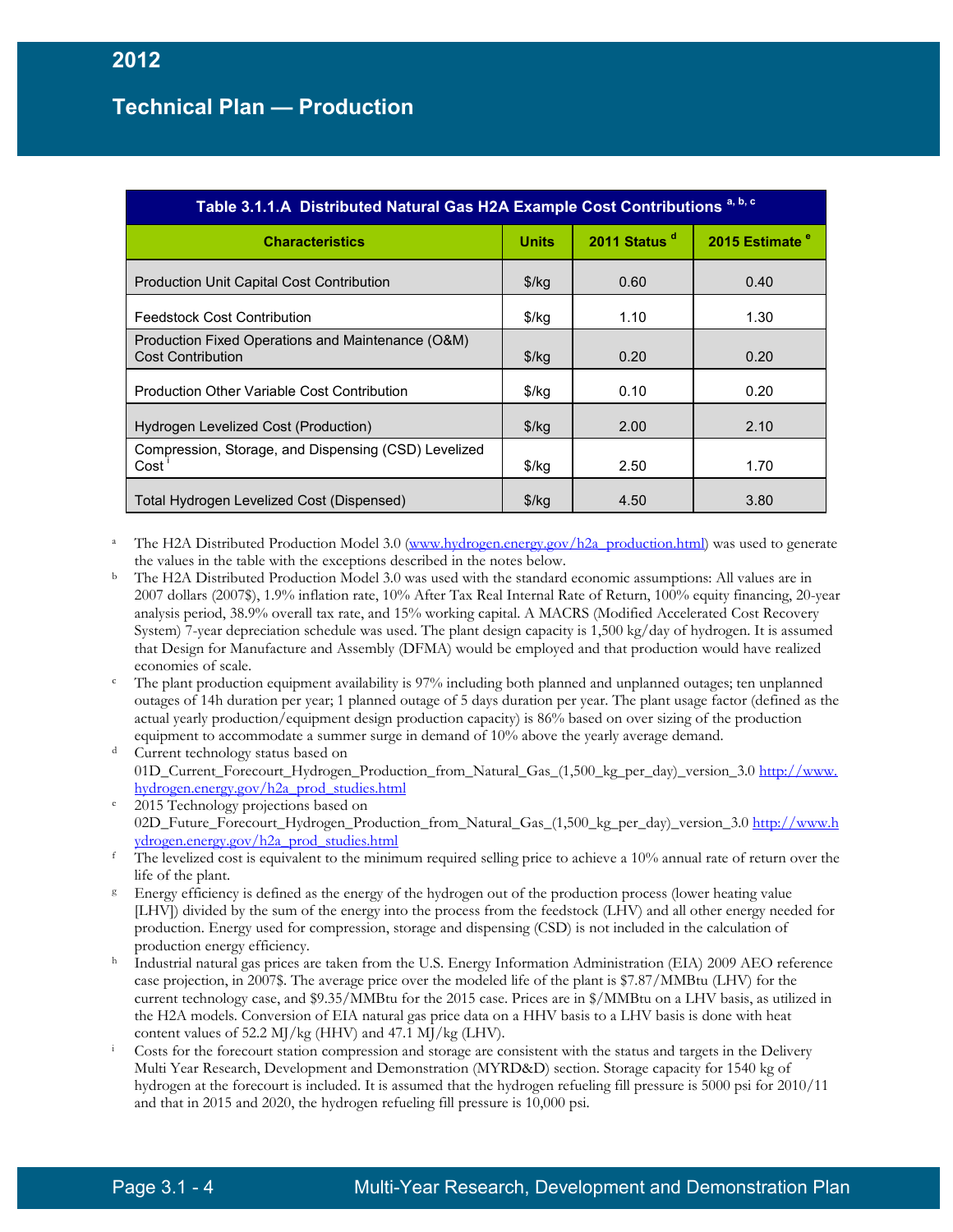**Table 3.1.1.A Distributed Natural Gas H2A Example Cost Contributions [a, b, c]**

| Characteristics | Units | 2011 Status [d] | 2015 Estimate [e] |
|---|---|---|---|
| Production Unit Capital Cost Contribution | $/kg | 0.60 | 0.40 |
| Feedstock Cost Contribution | $/kg | 1.10 | 1.30 |
| Production Fixed Operations and Maintenance (O&M) Cost Contribution | $/kg | 0.20 | 0.20 |
| Production Other Variable Cost Contribution | $/kg | 0.10 | 0.20 |
| Hydrogen Levelized Cost (Production) | $/kg | 2.00 | 2.10 |
| Compression, Storage, and Dispensing (CSD) Levelized Cost [i] | $/kg | 2.50 | 1.70 |
| Total Hydrogen Levelized Cost (Dispensed) | $/kg | 4.50 | 3.80 |

[a] The H2A Distributed Production Model 3.0 (www.hydrogen.energy.gov/h2a_production.html) was used to generate the values in the table with the exceptions described in the notes below.

[b] The H2A Distributed Production Model 3.0 was used with the standard economic assumptions: All values are in 2007 dollars (2007$), 1.9% inflation rate, 10% After Tax Real Internal Rate of Return, 100% equity financing, 20-year analysis period, 38.9% overall tax rate, and 15% working capital. A MACRS (Modified Accelerated Cost Recovery System) 7-year depreciation schedule was used. The plant design capacity is 1,500 kg/day of hydrogen. It is assumed that Design for Manufacture and Assembly (DFMA) would be employed and that production would have realized economies of scale.

[c] The plant production equipment availability is 97% including both planned and unplanned outages; ten unplanned outages of 14h duration per year; 1 planned outage of 5 days duration per year. The plant usage factor (defined as the actual yearly production/equipment design production capacity) is 86% based on over sizing of the production equipment to accommodate a summer surge in demand of 10% above the yearly average demand.

[d] Current technology status based on 01D_Current_Forecourt_Hydrogen_Production_from_Natural_Gas_(1,500_kg_per_day)_version_3.0 http://www.hydrogen.energy.gov/h2a_prod_studies.html

[e] 2015 Technology projections based on 02D_Future_Forecourt_Hydrogen_Production_from_Natural_Gas_(1,500_kg_per_day)_version_3.0 http://www.hydrogen.energy.gov/h2a_prod_studies.html

[f] The levelized cost is equivalent to the minimum required selling price to achieve a 10% annual rate of return over the life of the plant.

[g] Energy efficiency is defined as the energy of the hydrogen out of the production process (lower heating value [LHV]) divided by the sum of the energy into the process from the feedstock (LHV) and all other energy needed for production. Energy used for compression, storage and dispensing (CSD) is not included in the calculation of production energy efficiency.

[h] Industrial natural gas prices are taken from the U.S. Energy Information Administration (EIA) 2009 AEO reference case projection, in 2007$. The average price over the modeled life of the plant is $7.87/MMBtu (LHV) for the current technology case, and $9.35/MMBtu for the 2015 case. Prices are in $/MMBtu on a LHV basis, as utilized in the H2A models. Conversion of EIA natural gas price data on a HHV basis to a LHV basis is done with heat content values of 52.2 MJ/kg (HHV) and 47.1 MJ/kg (LHV).

[i] Costs for the forecourt station compression and storage are consistent with the status and targets in the Delivery Multi Year Research, Development and Demonstration (MYRD&D) section. Storage capacity for 1540 kg of hydrogen at the forecourt is included. It is assumed that the hydrogen refueling fill pressure is 5000 psi for 2010/11 and that in 2015 and 2020, the hydrogen refueling fill pressure is 10,000 psi.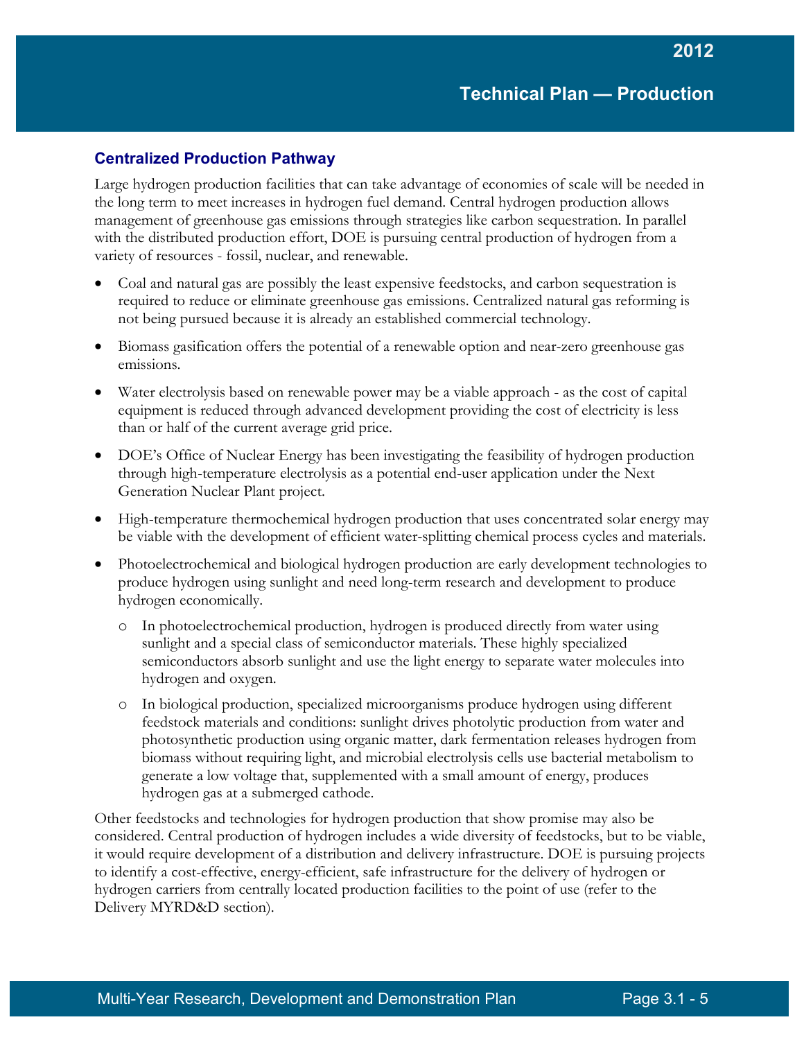### Centralized Production Pathway

Large hydrogen production facilities that can take advantage of economies of scale will be needed in the long term to meet increases in hydrogen fuel demand. Central hydrogen production allows management of greenhouse gas emissions through strategies like carbon sequestration. In parallel with the distributed production effort, DOE is pursuing central production of hydrogen from a variety of resources - fossil, nuclear, and renewable.

- Coal and natural gas are possibly the least expensive feedstocks, and carbon sequestration is required to reduce or eliminate greenhouse gas emissions. Centralized natural gas reforming is not being pursued because it is already an established commercial technology.
- Biomass gasification offers the potential of a renewable option and near-zero greenhouse gas emissions.
- Water electrolysis based on renewable power may be a viable approach - as the cost of capital equipment is reduced through advanced development providing the cost of electricity is less than or half of the current average grid price.
- DOE's Office of Nuclear Energy has been investigating the feasibility of hydrogen production through high-temperature electrolysis as a potential end-user application under the Next Generation Nuclear Plant project.
- High-temperature thermochemical hydrogen production that uses concentrated solar energy may be viable with the development of efficient water-splitting chemical process cycles and materials.
- Photoelectrochemical and biological hydrogen production are early development technologies to produce hydrogen using sunlight and need long-term research and development to produce hydrogen economically.
  - In photoelectrochemical production, hydrogen is produced directly from water using sunlight and a special class of semiconductor materials. These highly specialized semiconductors absorb sunlight and use the light energy to separate water molecules into hydrogen and oxygen.
  - In biological production, specialized microorganisms produce hydrogen using different feedstock materials and conditions: sunlight drives photolytic production from water and photosynthetic production using organic matter, dark fermentation releases hydrogen from biomass without requiring light, and microbial electrolysis cells use bacterial metabolism to generate a low voltage that, supplemented with a small amount of energy, produces hydrogen gas at a submerged cathode.

Other feedstocks and technologies for hydrogen production that show promise may also be considered. Central production of hydrogen includes a wide diversity of feedstocks, but to be viable, it would require development of a distribution and delivery infrastructure. DOE is pursuing projects to identify a cost-effective, energy-efficient, safe infrastructure for the delivery of hydrogen or hydrogen carriers from centrally located production facilities to the point of use (refer to the Delivery MYRD&D section).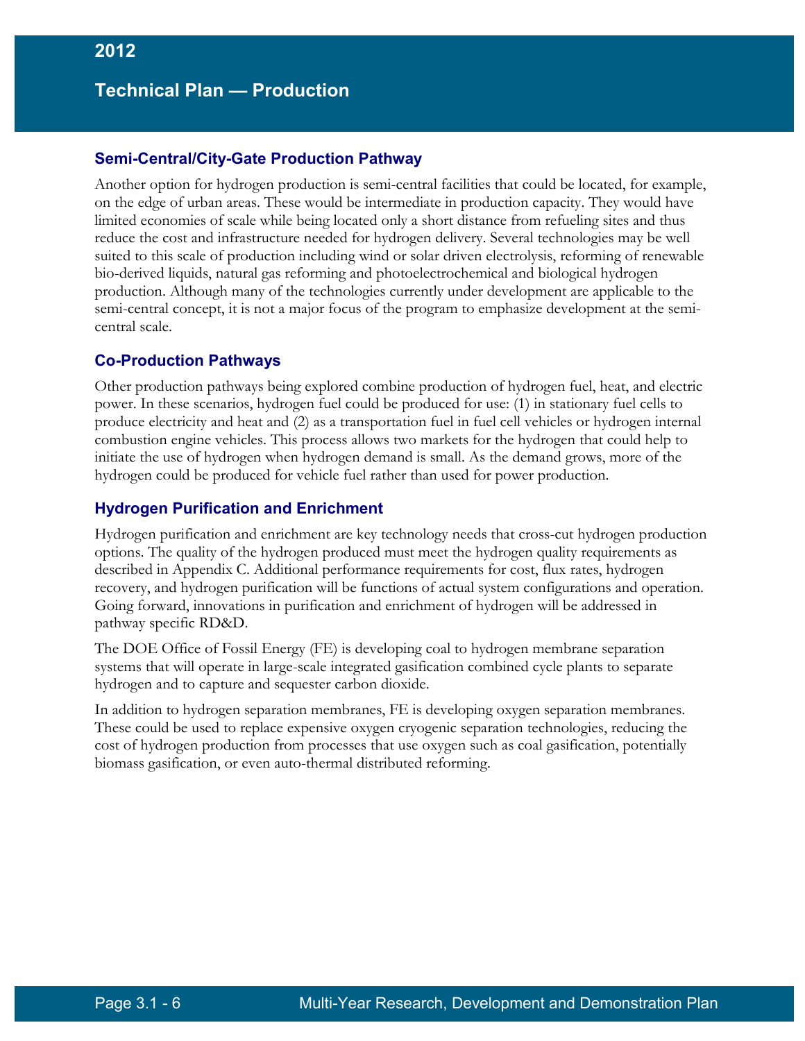### Semi-Central/City-Gate Production Pathway

Another option for hydrogen production is semi-central facilities that could be located, for example, on the edge of urban areas. These would be intermediate in production capacity. They would have limited economies of scale while being located only a short distance from refueling sites and thus reduce the cost and infrastructure needed for hydrogen delivery. Several technologies may be well suited to this scale of production including wind or solar driven electrolysis, reforming of renewable bio-derived liquids, natural gas reforming and photoelectrochemical and biological hydrogen production. Although many of the technologies currently under development are applicable to the semi-central concept, it is not a major focus of the program to emphasize development at the semi-central scale.

### Co-Production Pathways

Other production pathways being explored combine production of hydrogen fuel, heat, and electric power. In these scenarios, hydrogen fuel could be produced for use: (1) in stationary fuel cells to produce electricity and heat and (2) as a transportation fuel in fuel cell vehicles or hydrogen internal combustion engine vehicles. This process allows two markets for the hydrogen that could help to initiate the use of hydrogen when hydrogen demand is small. As the demand grows, more of the hydrogen could be produced for vehicle fuel rather than used for power production.

### Hydrogen Purification and Enrichment

Hydrogen purification and enrichment are key technology needs that cross-cut hydrogen production options. The quality of the hydrogen produced must meet the hydrogen quality requirements as described in Appendix C. Additional performance requirements for cost, flux rates, hydrogen recovery, and hydrogen purification will be functions of actual system configurations and operation. Going forward, innovations in purification and enrichment of hydrogen will be addressed in pathway specific RD&D.

The DOE Office of Fossil Energy (FE) is developing coal to hydrogen membrane separation systems that will operate in large-scale integrated gasification combined cycle plants to separate hydrogen and to capture and sequester carbon dioxide.

In addition to hydrogen separation membranes, FE is developing oxygen separation membranes. These could be used to replace expensive oxygen cryogenic separation technologies, reducing the cost of hydrogen production from processes that use oxygen such as coal gasification, potentially biomass gasification, or even auto-thermal distributed reforming.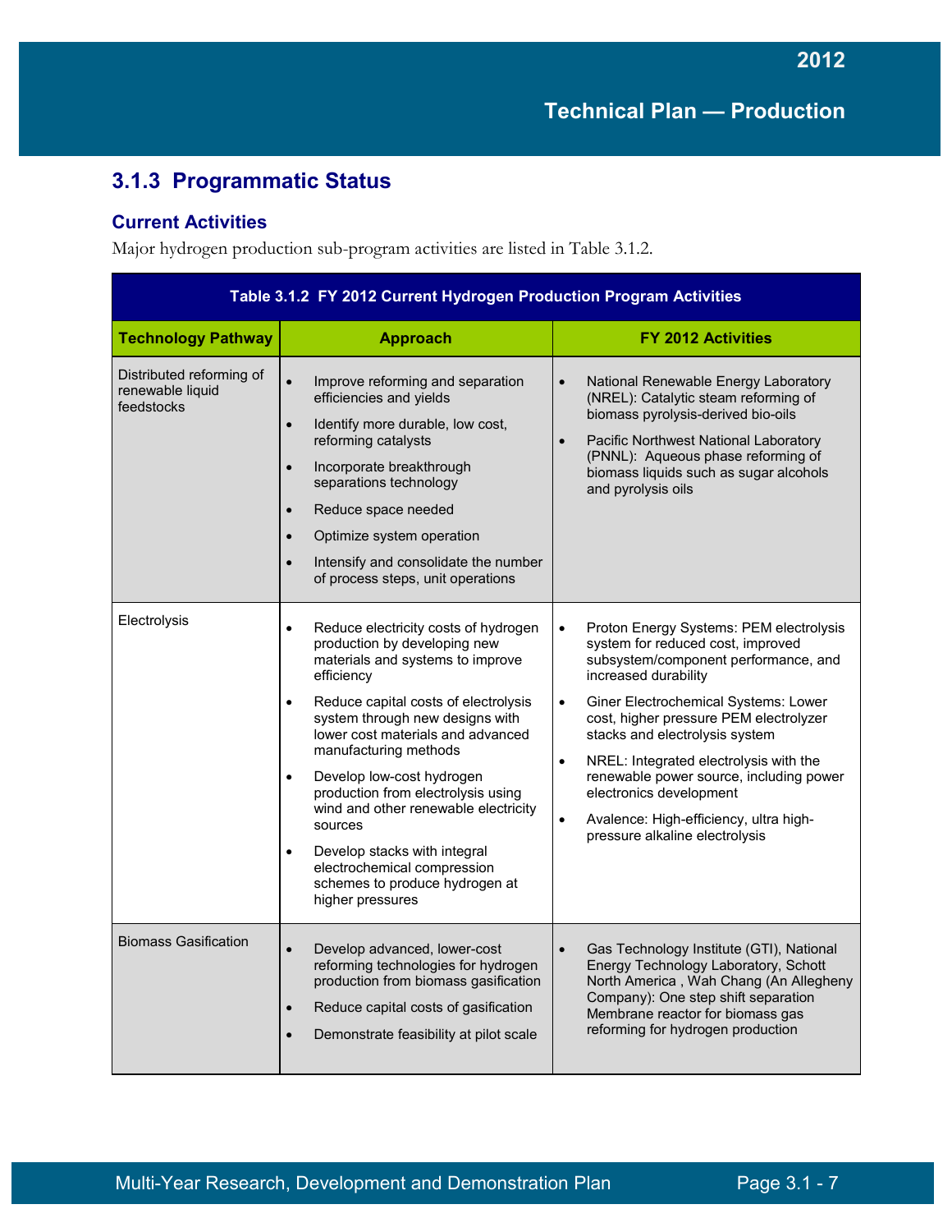## 3.1.3 Programmatic Status

### Current Activities

Major hydrogen production sub-program activities are listed in Table 3.1.2.

**Table 3.1.2 FY 2012 Current Hydrogen Production Program Activities**

| Technology Pathway | Approach | FY 2012 Activities |
|---|---|---|
| Distributed reforming of renewable liquid feedstocks | • Improve reforming and separation efficiencies and yields<br>• Identify more durable, low cost, reforming catalysts<br>• Incorporate breakthrough separations technology<br>• Reduce space needed<br>• Optimize system operation<br>• Intensify and consolidate the number of process steps, unit operations | • National Renewable Energy Laboratory (NREL): Catalytic steam reforming of biomass pyrolysis-derived bio-oils<br>• Pacific Northwest National Laboratory (PNNL): Aqueous phase reforming of biomass liquids such as sugar alcohols and pyrolysis oils |
| Electrolysis | • Reduce electricity costs of hydrogen production by developing new materials and systems to improve efficiency<br>• Reduce capital costs of electrolysis system through new designs with lower cost materials and advanced manufacturing methods<br>• Develop low-cost hydrogen production from electrolysis using wind and other renewable electricity sources<br>• Develop stacks with integral electrochemical compression schemes to produce hydrogen at higher pressures | • Proton Energy Systems: PEM electrolysis system for reduced cost, improved subsystem/component performance, and increased durability<br>• Giner Electrochemical Systems: Lower cost, higher pressure PEM electrolyzer stacks and electrolysis system<br>• NREL: Integrated electrolysis with the renewable power source, including power electronics development<br>• Avalence: High-efficiency, ultra high-pressure alkaline electrolysis |
| Biomass Gasification | • Develop advanced, lower-cost reforming technologies for hydrogen production from biomass gasification<br>• Reduce capital costs of gasification<br>• Demonstrate feasibility at pilot scale | • Gas Technology Institute (GTI), National Energy Technology Laboratory, Schott North America , Wah Chang (An Allegheny Company): One step shift separation Membrane reactor for biomass gas reforming for hydrogen production |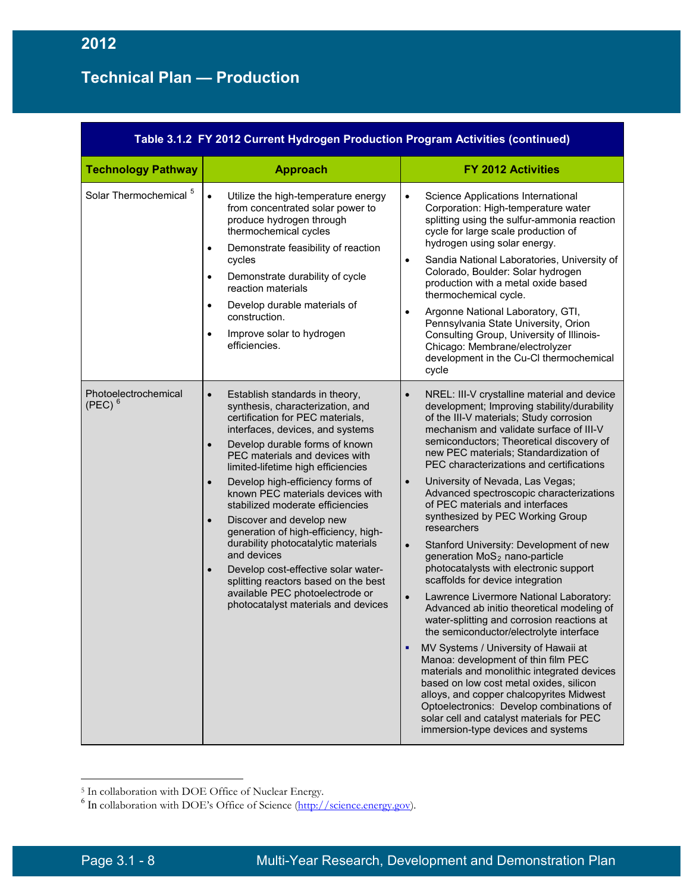**Table 3.1.2 FY 2012 Current Hydrogen Production Program Activities (continued)**

| Technology Pathway | Approach | FY 2012 Activities |
|---|---|---|
| Solar Thermochemical [5] | • Utilize the high-temperature energy from concentrated solar power to produce hydrogen through thermochemical cycles<br>• Demonstrate feasibility of reaction cycles<br>• Demonstrate durability of cycle reaction materials<br>• Develop durable materials of construction.<br>• Improve solar to hydrogen efficiencies. | • Science Applications International Corporation: High-temperature water splitting using the sulfur-ammonia reaction cycle for large scale production of hydrogen using solar energy.<br>• Sandia National Laboratories, University of Colorado, Boulder: Solar hydrogen production with a metal oxide based thermochemical cycle.<br>• Argonne National Laboratory, GTI, Pennsylvania State University, Orion Consulting Group, University of Illinois-Chicago: Membrane/electrolyzer development in the Cu-Cl thermochemical cycle |
| Photoelectrochemical (PEC) [6] | • Establish standards in theory, synthesis, characterization, and certification for PEC materials, interfaces, devices, and systems<br>• Develop durable forms of known PEC materials and devices with limited-lifetime high efficiencies<br>• Develop high-efficiency forms of known PEC materials devices with stabilized moderate efficiencies<br>• Discover and develop new generation of high-efficiency, high-durability photocatalytic materials and devices<br>• Develop cost-effective solar water-splitting reactors based on the best available PEC photoelectrode or photocatalyst materials and devices | • NREL: III-V crystalline material and device development; Improving stability/durability of the III-V materials; Study corrosion mechanism and validate surface of III-V semiconductors; Theoretical discovery of new PEC materials; Standardization of PEC characterizations and certifications<br>• University of Nevada, Las Vegas; Advanced spectroscopic characterizations of PEC materials and interfaces synthesized by PEC Working Group researchers<br>• Stanford University: Development of new generation $MoS_2$ nano-particle photocatalysts with electronic support scaffolds for device integration<br>• Lawrence Livermore National Laboratory: Advanced ab initio theoretical modeling of water-splitting and corrosion reactions at the semiconductor/electrolyte interface<br>• MV Systems / University of Hawaii at Manoa: development of thin film PEC materials and monolithic integrated devices based on low cost metal oxides, silicon alloys, and copper chalcopyrites Midwest Optoelectronics: Develop combinations of solar cell and catalyst materials for PEC immersion-type devices and systems |

---

[5] In collaboration with DOE Office of Nuclear Energy.

[6] In collaboration with DOE's Office of Science (http://science.energy.gov).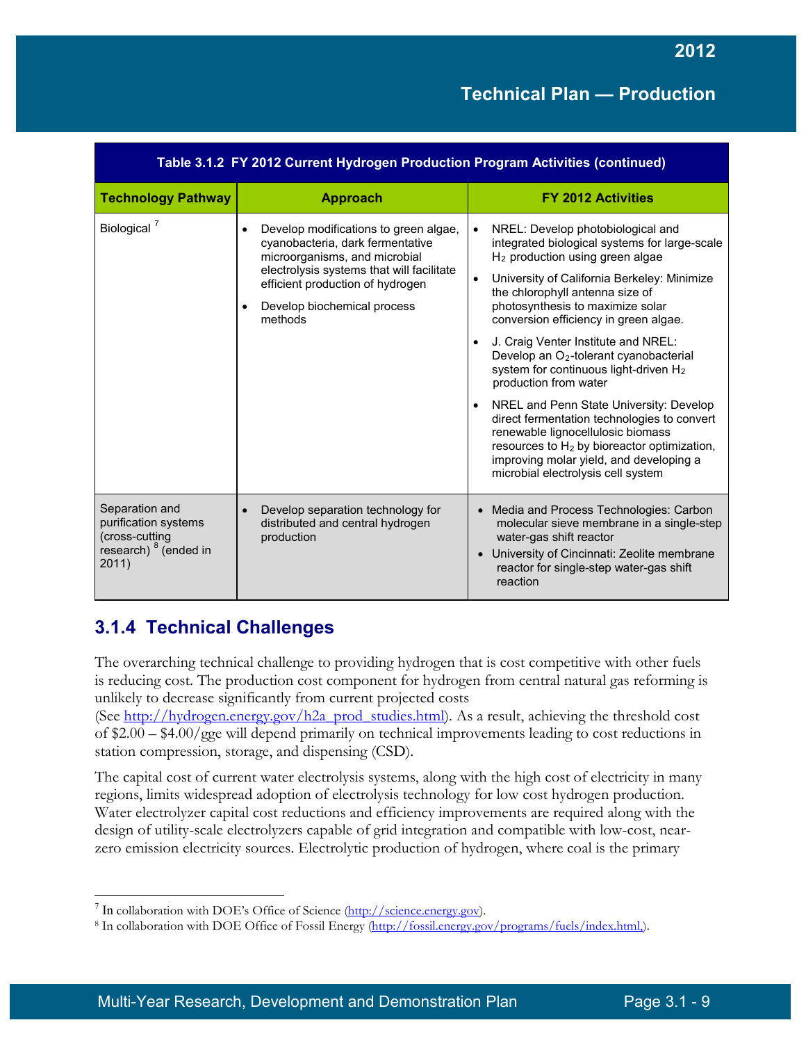| Table 3.1.2 FY 2012 Current Hydrogen Production Program Activities (continued) | | |
|---|---|---|
| **Technology Pathway** | **Approach** | **FY 2012 Activities** |
| Biological [7] | • Develop modifications to green algae, cyanobacteria, dark fermentative microorganisms, and microbial electrolysis systems that will facilitate efficient production of hydrogen<br>• Develop biochemical process methods | • NREL: Develop photobiological and integrated biological systems for large-scale $H_2$ production using green algae<br>• University of California Berkeley: Minimize the chlorophyll antenna size of photosynthesis to maximize solar conversion efficiency in green algae.<br>• J. Craig Venter Institute and NREL: Develop an $O_2$-tolerant cyanobacterial system for continuous light-driven $H_2$ production from water<br>• NREL and Penn State University: Develop direct fermentation technologies to convert renewable lignocellulosic biomass resources to $H_2$ by bioreactor optimization, improving molar yield, and developing a microbial electrolysis cell system |
| Separation and purification systems (cross-cutting research) [8] (ended in 2011) | • Develop separation technology for distributed and central hydrogen production | • Media and Process Technologies: Carbon molecular sieve membrane in a single-step water-gas shift reactor<br>• University of Cincinnati: Zeolite membrane reactor for single-step water-gas shift reaction |

## 3.1.4 Technical Challenges

The overarching technical challenge to providing hydrogen that is cost competitive with other fuels is reducing cost. The production cost component for hydrogen from central natural gas reforming is unlikely to decrease significantly from current projected costs (See http://hydrogen.energy.gov/h2a_prod_studies.html). As a result, achieving the threshold cost of $2.00 – $4.00/gge will depend primarily on technical improvements leading to cost reductions in station compression, storage, and dispensing (CSD).

The capital cost of current water electrolysis systems, along with the high cost of electricity in many regions, limits widespread adoption of electrolysis technology for low cost hydrogen production. Water electrolyzer capital cost reductions and efficiency improvements are required along with the design of utility-scale electrolyzers capable of grid integration and compatible with low-cost, near-zero emission electricity sources. Electrolytic production of hydrogen, where coal is the primary

---

[7] In collaboration with DOE's Office of Science (http://science.energy.gov).

[8] In collaboration with DOE Office of Fossil Energy (http://fossil.energy.gov/programs/fuels/index.html,).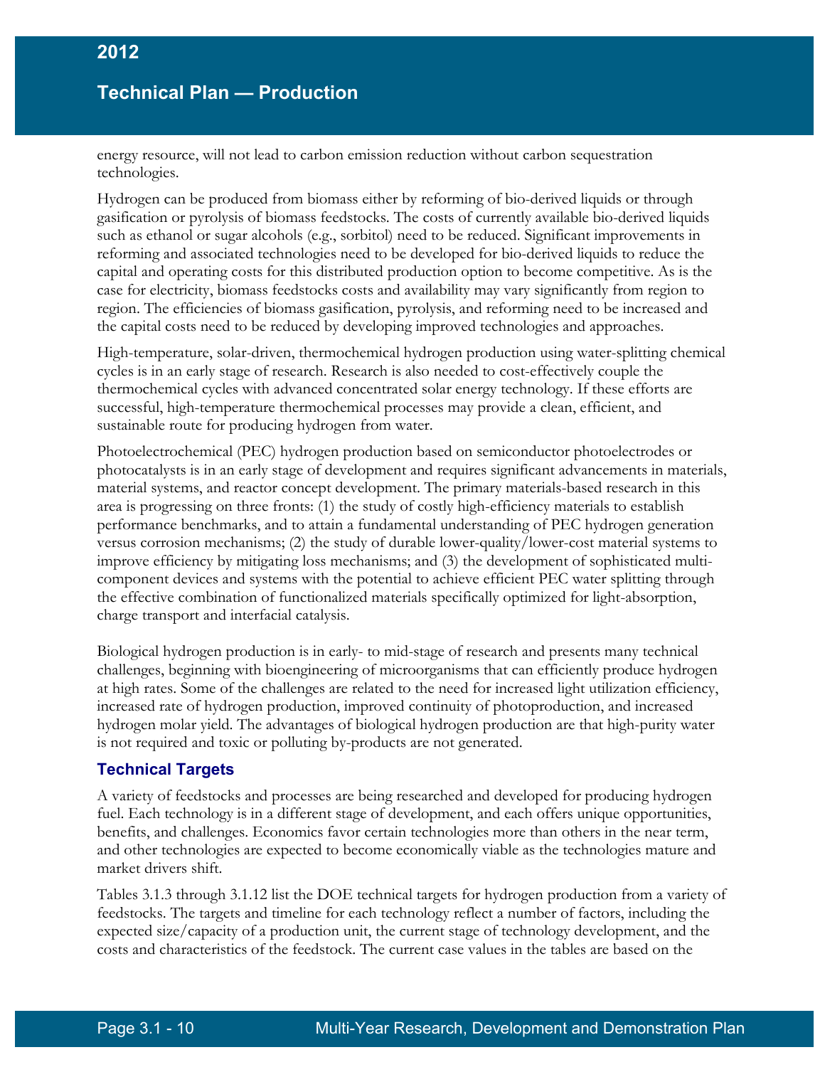energy resource, will not lead to carbon emission reduction without carbon sequestration technologies.

Hydrogen can be produced from biomass either by reforming of bio-derived liquids or through gasification or pyrolysis of biomass feedstocks. The costs of currently available bio-derived liquids such as ethanol or sugar alcohols (e.g., sorbitol) need to be reduced. Significant improvements in reforming and associated technologies need to be developed for bio-derived liquids to reduce the capital and operating costs for this distributed production option to become competitive. As is the case for electricity, biomass feedstocks costs and availability may vary significantly from region to region. The efficiencies of biomass gasification, pyrolysis, and reforming need to be increased and the capital costs need to be reduced by developing improved technologies and approaches.

High-temperature, solar-driven, thermochemical hydrogen production using water-splitting chemical cycles is in an early stage of research. Research is also needed to cost-effectively couple the thermochemical cycles with advanced concentrated solar energy technology. If these efforts are successful, high-temperature thermochemical processes may provide a clean, efficient, and sustainable route for producing hydrogen from water.

Photoelectrochemical (PEC) hydrogen production based on semiconductor photoelectrodes or photocatalysts is in an early stage of development and requires significant advancements in materials, material systems, and reactor concept development. The primary materials-based research in this area is progressing on three fronts: (1) the study of costly high-efficiency materials to establish performance benchmarks, and to attain a fundamental understanding of PEC hydrogen generation versus corrosion mechanisms; (2) the study of durable lower-quality/lower-cost material systems to improve efficiency by mitigating loss mechanisms; and (3) the development of sophisticated multi-component devices and systems with the potential to achieve efficient PEC water splitting through the effective combination of functionalized materials specifically optimized for light-absorption, charge transport and interfacial catalysis.

Biological hydrogen production is in early- to mid-stage of research and presents many technical challenges, beginning with bioengineering of microorganisms that can efficiently produce hydrogen at high rates. Some of the challenges are related to the need for increased light utilization efficiency, increased rate of hydrogen production, improved continuity of photoproduction, and increased hydrogen molar yield. The advantages of biological hydrogen production are that high-purity water is not required and toxic or polluting by-products are not generated.

### Technical Targets

A variety of feedstocks and processes are being researched and developed for producing hydrogen fuel. Each technology is in a different stage of development, and each offers unique opportunities, benefits, and challenges. Economics favor certain technologies more than others in the near term, and other technologies are expected to become economically viable as the technologies mature and market drivers shift.

Tables 3.1.3 through 3.1.12 list the DOE technical targets for hydrogen production from a variety of feedstocks. The targets and timeline for each technology reflect a number of factors, including the expected size/capacity of a production unit, the current stage of technology development, and the costs and characteristics of the feedstock. The current case values in the tables are based on the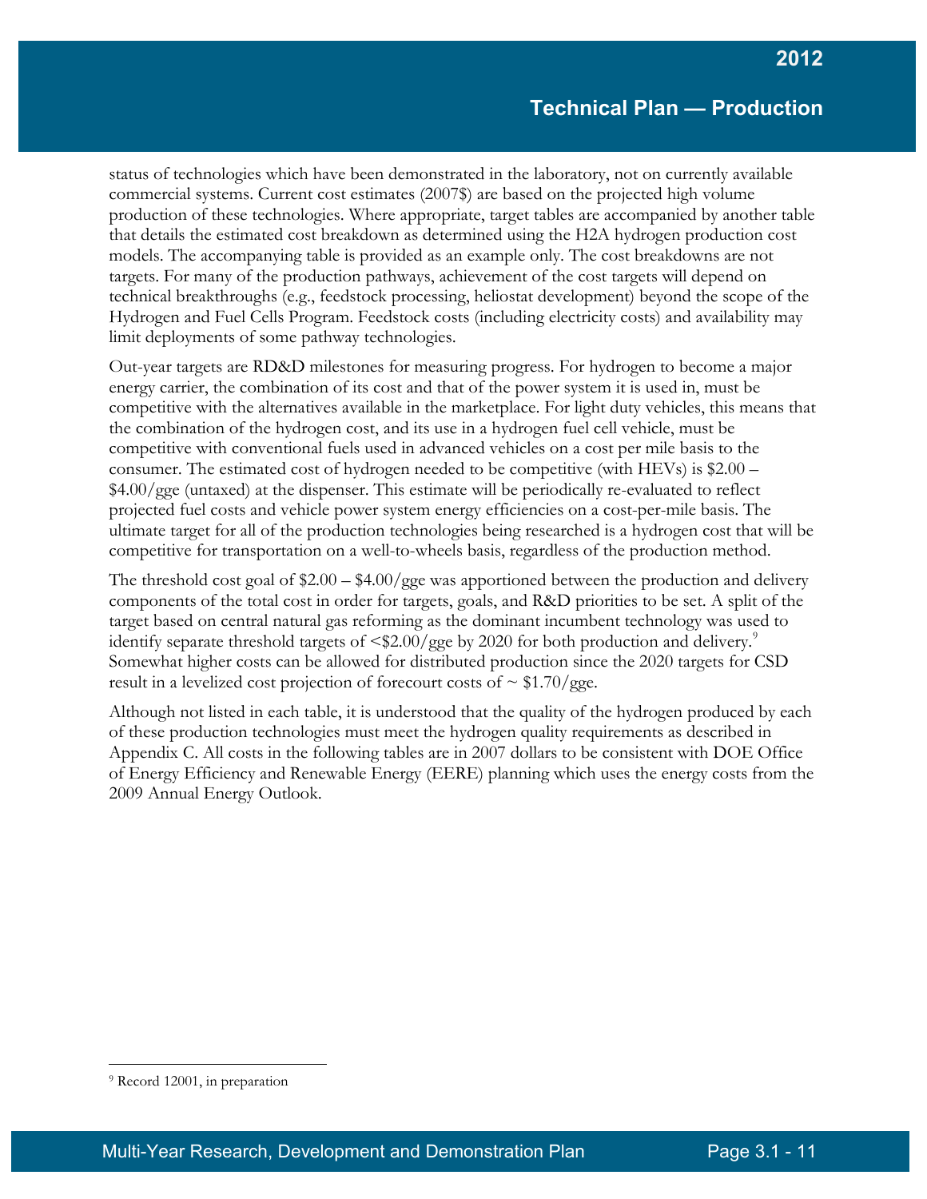status of technologies which have been demonstrated in the laboratory, not on currently available commercial systems. Current cost estimates (2007$) are based on the projected high volume production of these technologies. Where appropriate, target tables are accompanied by another table that details the estimated cost breakdown as determined using the H2A hydrogen production cost models. The accompanying table is provided as an example only. The cost breakdowns are not targets. For many of the production pathways, achievement of the cost targets will depend on technical breakthroughs (e.g., feedstock processing, heliostat development) beyond the scope of the Hydrogen and Fuel Cells Program. Feedstock costs (including electricity costs) and availability may limit deployments of some pathway technologies.

Out-year targets are RD&D milestones for measuring progress. For hydrogen to become a major energy carrier, the combination of its cost and that of the power system it is used in, must be competitive with the alternatives available in the marketplace. For light duty vehicles, this means that the combination of the hydrogen cost, and its use in a hydrogen fuel cell vehicle, must be competitive with conventional fuels used in advanced vehicles on a cost per mile basis to the consumer. The estimated cost of hydrogen needed to be competitive (with HEVs) is $2.00 – $4.00/gge (untaxed) at the dispenser. This estimate will be periodically re-evaluated to reflect projected fuel costs and vehicle power system energy efficiencies on a cost-per-mile basis. The ultimate target for all of the production technologies being researched is a hydrogen cost that will be competitive for transportation on a well-to-wheels basis, regardless of the production method.

The threshold cost goal of $2.00 – $4.00/gge was apportioned between the production and delivery components of the total cost in order for targets, goals, and R&D priorities to be set. A split of the target based on central natural gas reforming as the dominant incumbent technology was used to identify separate threshold targets of <$2.00/gge by 2020 for both production and delivery.[9] Somewhat higher costs can be allowed for distributed production since the 2020 targets for CSD result in a levelized cost projection of forecourt costs of ~ $1.70/gge.

Although not listed in each table, it is understood that the quality of the hydrogen produced by each of these production technologies must meet the hydrogen quality requirements as described in Appendix C. All costs in the following tables are in 2007 dollars to be consistent with DOE Office of Energy Efficiency and Renewable Energy (EERE) planning which uses the energy costs from the 2009 Annual Energy Outlook.

[9] Record 12001, in preparation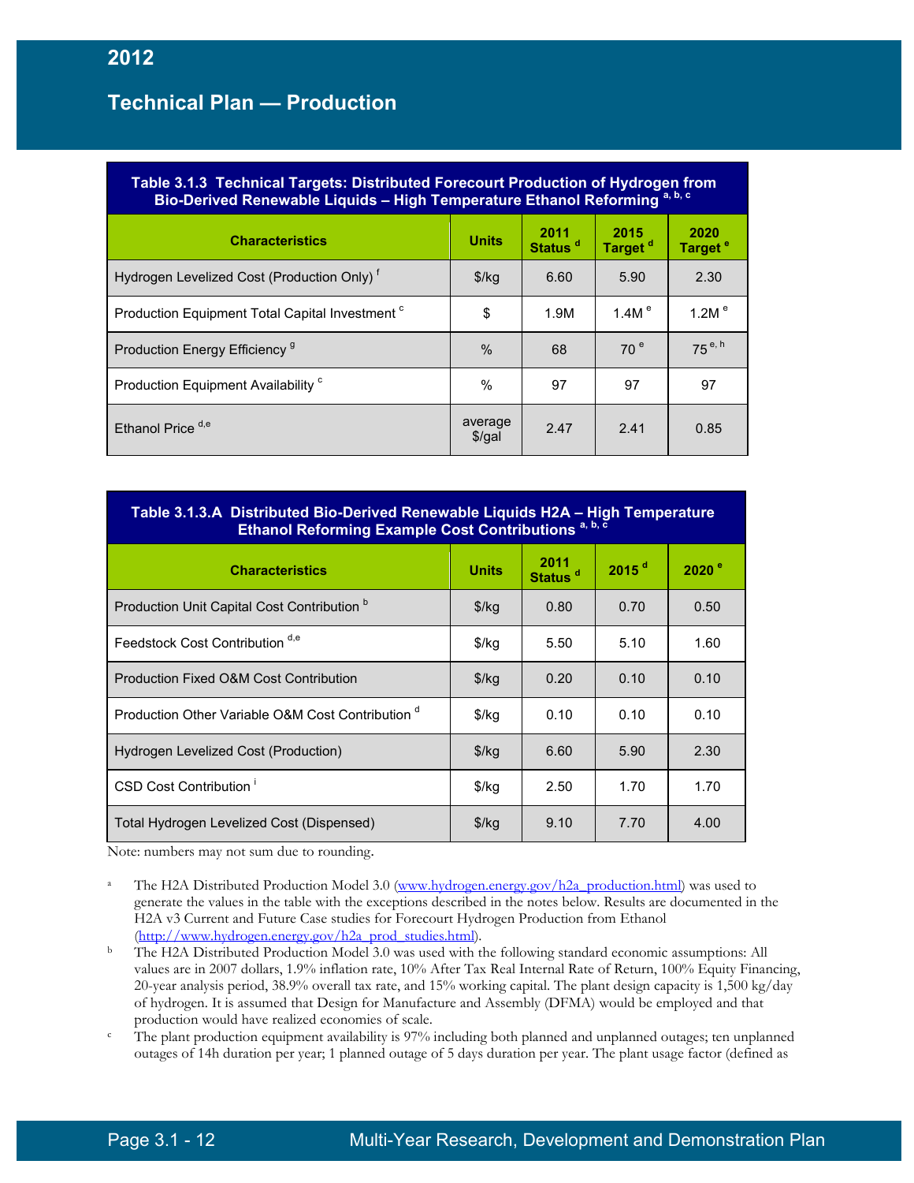**Table 3.1.3 Technical Targets: Distributed Forecourt Production of Hydrogen from Bio-Derived Renewable Liquids – High Temperature Ethanol Reforming [a, b, c]**

| Characteristics | Units | 2011 Status [d] | 2015 Target [d] | 2020 Target [e] |
|---|---|---|---|---|
| Hydrogen Levelized Cost (Production Only) [f] | $/kg | 6.60 | 5.90 | 2.30 |
| Production Equipment Total Capital Investment [c] | $ | 1.9M | 1.4M [e] | 1.2M [e] |
| Production Energy Efficiency [g] | % | 68 | 70 [e] | 75 [e, h] |
| Production Equipment Availability [c] | % | 97 | 97 | 97 |
| Ethanol Price [d,e] | average $/gal | 2.47 | 2.41 | 0.85 |

**Table 3.1.3.A Distributed Bio-Derived Renewable Liquids H2A – High Temperature Ethanol Reforming Example Cost Contributions [a, b, c]**

| Characteristics | Units | 2011 Status [d] | 2015 [d] | 2020 [e] |
|---|---|---|---|---|
| Production Unit Capital Cost Contribution [b] | $/kg | 0.80 | 0.70 | 0.50 |
| Feedstock Cost Contribution [d,e] | $/kg | 5.50 | 5.10 | 1.60 |
| Production Fixed O&M Cost Contribution | $/kg | 0.20 | 0.10 | 0.10 |
| Production Other Variable O&M Cost Contribution [d] | $/kg | 0.10 | 0.10 | 0.10 |
| Hydrogen Levelized Cost (Production) | $/kg | 6.60 | 5.90 | 2.30 |
| CSD Cost Contribution [i] | $/kg | 2.50 | 1.70 | 1.70 |
| Total Hydrogen Levelized Cost (Dispensed) | $/kg | 9.10 | 7.70 | 4.00 |

Note: numbers may not sum due to rounding.

[a] The H2A Distributed Production Model 3.0 (www.hydrogen.energy.gov/h2a_production.html) was used to generate the values in the table with the exceptions described in the notes below. Results are documented in the H2A v3 Current and Future Case studies for Forecourt Hydrogen Production from Ethanol (http://www.hydrogen.energy.gov/h2a_prod_studies.html).

[b] The H2A Distributed Production Model 3.0 was used with the following standard economic assumptions: All values are in 2007 dollars, 1.9% inflation rate, 10% After Tax Real Internal Rate of Return, 100% Equity Financing, 20-year analysis period, 38.9% overall tax rate, and 15% working capital. The plant design capacity is 1,500 kg/day of hydrogen. It is assumed that Design for Manufacture and Assembly (DFMA) would be employed and that production would have realized economies of scale.

[c] The plant production equipment availability is 97% including both planned and unplanned outages; ten unplanned outages of 14h duration per year; 1 planned outage of 5 days duration per year. The plant usage factor (defined as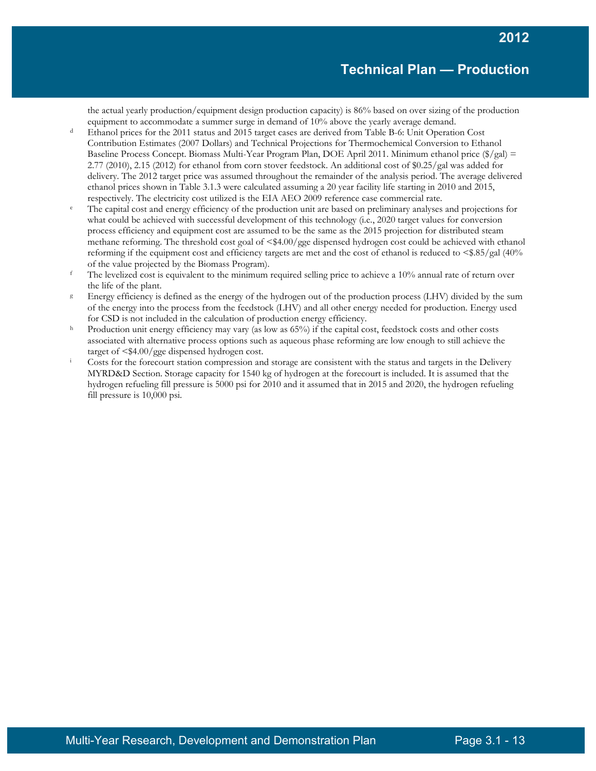the actual yearly production/equipment design production capacity) is 86% based on over sizing of the production equipment to accommodate a summer surge in demand of 10% above the yearly average demand.

[d] Ethanol prices for the 2011 status and 2015 target cases are derived from Table B-6: Unit Operation Cost Contribution Estimates (2007 Dollars) and Technical Projections for Thermochemical Conversion to Ethanol Baseline Process Concept. Biomass Multi-Year Program Plan, DOE April 2011. Minimum ethanol price ($/gal) = 2.77 (2010), 2.15 (2012) for ethanol from corn stover feedstock. An additional cost of $0.25/gal was added for delivery. The 2012 target price was assumed throughout the remainder of the analysis period. The average delivered ethanol prices shown in Table 3.1.3 were calculated assuming a 20 year facility life starting in 2010 and 2015, respectively. The electricity cost utilized is the EIA AEO 2009 reference case commercial rate.

[e] The capital cost and energy efficiency of the production unit are based on preliminary analyses and projections for what could be achieved with successful development of this technology (i.e., 2020 target values for conversion process efficiency and equipment cost are assumed to be the same as the 2015 projection for distributed steam methane reforming. The threshold cost goal of <$4.00/gge dispensed hydrogen cost could be achieved with ethanol reforming if the equipment cost and efficiency targets are met and the cost of ethanol is reduced to <$.85/gal (40% of the value projected by the Biomass Program).

[f] The levelized cost is equivalent to the minimum required selling price to achieve a 10% annual rate of return over the life of the plant.

[g] Energy efficiency is defined as the energy of the hydrogen out of the production process (LHV) divided by the sum of the energy into the process from the feedstock (LHV) and all other energy needed for production. Energy used for CSD is not included in the calculation of production energy efficiency.

[h] Production unit energy efficiency may vary (as low as 65%) if the capital cost, feedstock costs and other costs associated with alternative process options such as aqueous phase reforming are low enough to still achieve the target of <$4.00/gge dispensed hydrogen cost.

[i] Costs for the forecourt station compression and storage are consistent with the status and targets in the Delivery MYRD&D Section. Storage capacity for 1540 kg of hydrogen at the forecourt is included. It is assumed that the hydrogen refueling fill pressure is 5000 psi for 2010 and it assumed that in 2015 and 2020, the hydrogen refueling fill pressure is 10,000 psi.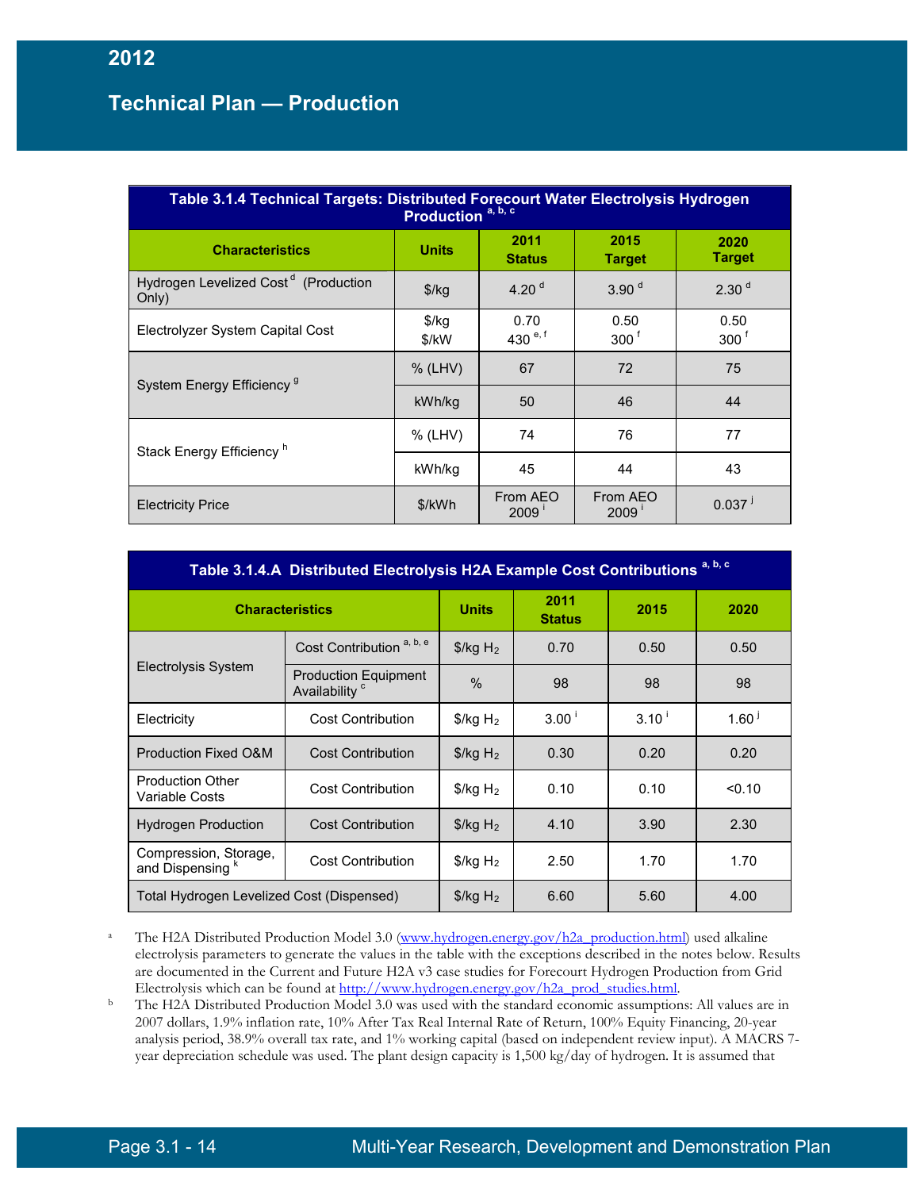**Table 3.1.4 Technical Targets: Distributed Forecourt Water Electrolysis Hydrogen Production [a, b, c]**

| Characteristics | Units | 2011 Status | 2015 Target | 2020 Target |
|---|---|---|---|---|
| Hydrogen Levelized Cost [d] (Production Only) | \$/kg | 4.20 [d] | 3.90 [d] | 2.30 [d] |
| Electrolyzer System Capital Cost | \$/kg<br>\$/kW | 0.70<br>430 [e, f] | 0.50<br>300 [f] | 0.50<br>300 [f] |
| System Energy Efficiency [g] | % (LHV) | 67 | 72 | 75 |
| | kWh/kg | 50 | 46 | 44 |
| Stack Energy Efficiency [h] | % (LHV) | 74 | 76 | 77 |
| | kWh/kg | 45 | 44 | 43 |
| Electricity Price | \$/kWh | From AEO 2009 [i] | From AEO 2009 [i] | 0.037 [j] |

**Table 3.1.4.A Distributed Electrolysis H2A Example Cost Contributions [a, b, c]**

| Characteristics | | Units | 2011 Status | 2015 | 2020 |
|---|---|---|---|---|---|
| Electrolysis System | Cost Contribution [a, b, e] | \$/kg $H_2$ | 0.70 | 0.50 | 0.50 |
| | Production Equipment Availability [c] | % | 98 | 98 | 98 |
| Electricity | Cost Contribution | \$/kg $H_2$ | 3.00 [i] | 3.10 [i] | 1.60 [j] |
| Production Fixed O&M | Cost Contribution | \$/kg $H_2$ | 0.30 | 0.20 | 0.20 |
| Production Other Variable Costs | Cost Contribution | \$/kg $H_2$ | 0.10 | 0.10 | <0.10 |
| Hydrogen Production | Cost Contribution | \$/kg $H_2$ | 4.10 | 3.90 | 2.30 |
| Compression, Storage, and Dispensing [k] | Cost Contribution | \$/kg $H_2$ | 2.50 | 1.70 | 1.70 |
| Total Hydrogen Levelized Cost (Dispensed) | | \$/kg $H_2$ | 6.60 | 5.60 | 4.00 |

[a] The H2A Distributed Production Model 3.0 (www.hydrogen.energy.gov/h2a_production.html) used alkaline electrolysis parameters to generate the values in the table with the exceptions described in the notes below. Results are documented in the Current and Future H2A v3 case studies for Forecourt Hydrogen Production from Grid Electrolysis which can be found at http://www.hydrogen.energy.gov/h2a_prod_studies.html.

[b] The H2A Distributed Production Model 3.0 was used with the standard economic assumptions: All values are in 2007 dollars, 1.9% inflation rate, 10% After Tax Real Internal Rate of Return, 100% Equity Financing, 20-year analysis period, 38.9% overall tax rate, and 1% working capital (based on independent review input). A MACRS 7-year depreciation schedule was used. The plant design capacity is 1,500 kg/day of hydrogen. It is assumed that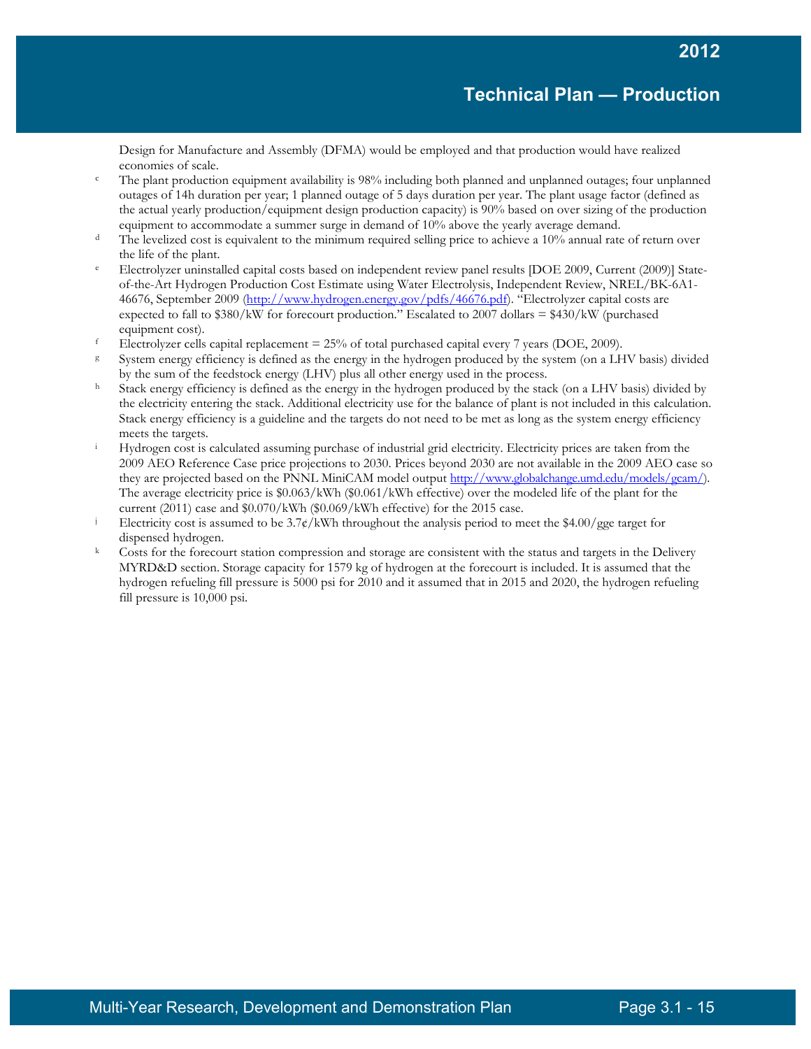Design for Manufacture and Assembly (DFMA) would be employed and that production would have realized economies of scale.

[c] The plant production equipment availability is 98% including both planned and unplanned outages; four unplanned outages of 14h duration per year; 1 planned outage of 5 days duration per year. The plant usage factor (defined as the actual yearly production/equipment design production capacity) is 90% based on over sizing of the production equipment to accommodate a summer surge in demand of 10% above the yearly average demand.

[d] The levelized cost is equivalent to the minimum required selling price to achieve a 10% annual rate of return over the life of the plant.

[e] Electrolyzer uninstalled capital costs based on independent review panel results [DOE 2009, Current (2009)] State-of-the-Art Hydrogen Production Cost Estimate using Water Electrolysis, Independent Review, NREL/BK-6A1-46676, September 2009 (http://www.hydrogen.energy.gov/pdfs/46676.pdf). "Electrolyzer capital costs are expected to fall to $380/kW for forecourt production." Escalated to 2007 dollars = $430/kW (purchased equipment cost).

[f] Electrolyzer cells capital replacement = 25% of total purchased capital every 7 years (DOE, 2009).

[g] System energy efficiency is defined as the energy in the hydrogen produced by the system (on a LHV basis) divided by the sum of the feedstock energy (LHV) plus all other energy used in the process.

[h] Stack energy efficiency is defined as the energy in the hydrogen produced by the stack (on a LHV basis) divided by the electricity entering the stack. Additional electricity use for the balance of plant is not included in this calculation. Stack energy efficiency is a guideline and the targets do not need to be met as long as the system energy efficiency meets the targets.

[i] Hydrogen cost is calculated assuming purchase of industrial grid electricity. Electricity prices are taken from the 2009 AEO Reference Case price projections to 2030. Prices beyond 2030 are not available in the 2009 AEO case so they are projected based on the PNNL MiniCAM model output http://www.globalchange.umd.edu/models/gcam/). The average electricity price is $0.063/kWh ($0.061/kWh effective) over the modeled life of the plant for the current (2011) case and $0.070/kWh ($0.069/kWh effective) for the 2015 case.

[j] Electricity cost is assumed to be 3.7¢/kWh throughout the analysis period to meet the $4.00/gge target for dispensed hydrogen.

[k] Costs for the forecourt station compression and storage are consistent with the status and targets in the Delivery MYRD&D section. Storage capacity for 1579 kg of hydrogen at the forecourt is included. It is assumed that the hydrogen refueling fill pressure is 5000 psi for 2010 and it assumed that in 2015 and 2020, the hydrogen refueling fill pressure is 10,000 psi.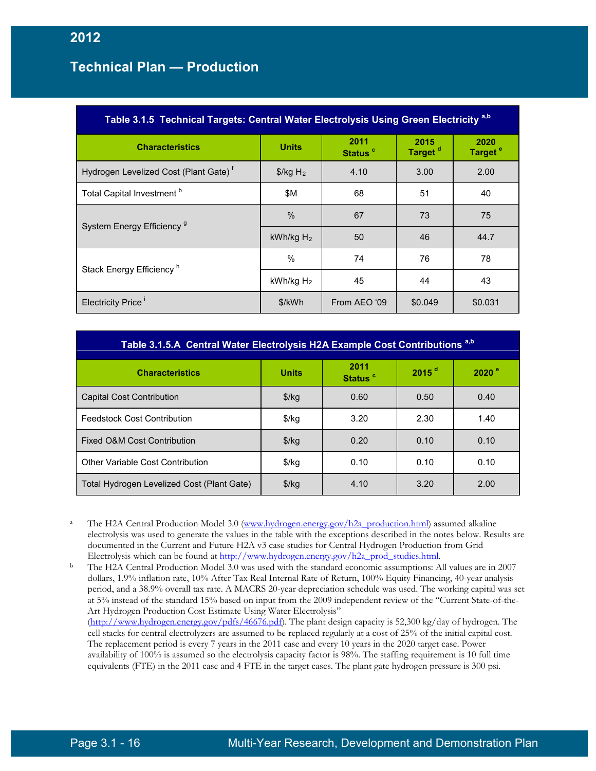| Table 3.1.5 Technical Targets: Central Water Electrolysis Using Green Electricity [a,b] | | | | |
|---|---|---|---|---|
| **Characteristics** | **Units** | **2011 Status [c]** | **2015 Target [d]** | **2020 Target [e]** |
| Hydrogen Levelized Cost (Plant Gate) [f] | \$/kg $H_2$ | 4.10 | 3.00 | 2.00 |
| Total Capital Investment [b] | \$M | 68 | 51 | 40 |
| System Energy Efficiency [g] | % | 67 | 73 | 75 |
| | kWh/kg $H_2$ | 50 | 46 | 44.7 |
| Stack Energy Efficiency [h] | % | 74 | 76 | 78 |
| | kWh/kg $H_2$ | 45 | 44 | 43 |
| Electricity Price [i] | \$/kWh | From AEO '09 | \$0.049 | \$0.031 |

| Table 3.1.5.A Central Water Electrolysis H2A Example Cost Contributions [a,b] | | | | |
|---|---|---|---|---|
| **Characteristics** | **Units** | **2011 Status [c]** | **2015 [d]** | **2020 [e]** |
| Capital Cost Contribution | \$/kg | 0.60 | 0.50 | 0.40 |
| Feedstock Cost Contribution | \$/kg | 3.20 | 2.30 | 1.40 |
| Fixed O&M Cost Contribution | \$/kg | 0.20 | 0.10 | 0.10 |
| Other Variable Cost Contribution | \$/kg | 0.10 | 0.10 | 0.10 |
| Total Hydrogen Levelized Cost (Plant Gate) | \$/kg | 4.10 | 3.20 | 2.00 |

[a] The H2A Central Production Model 3.0 (www.hydrogen.energy.gov/h2a_production.html) assumed alkaline electrolysis was used to generate the values in the table with the exceptions described in the notes below. Results are documented in the Current and Future H2A v3 case studies for Central Hydrogen Production from Grid Electrolysis which can be found at http://www.hydrogen.energy.gov/h2a_prod_studies.html.

[b] The H2A Central Production Model 3.0 was used with the standard economic assumptions: All values are in 2007 dollars, 1.9% inflation rate, 10% After Tax Real Internal Rate of Return, 100% Equity Financing, 40-year analysis period, and a 38.9% overall tax rate. A MACRS 20-year depreciation schedule was used. The working capital was set at 5% instead of the standard 15% based on input from the 2009 independent review of the "Current State-of-the-Art Hydrogen Production Cost Estimate Using Water Electrolysis" (http://www.hydrogen.energy.gov/pdfs/46676.pdf). The plant design capacity is 52,300 kg/day of hydrogen. The cell stacks for central electrolyzers are assumed to be replaced regularly at a cost of 25% of the initial capital cost. The replacement period is every 7 years in the 2011 case and every 10 years in the 2020 target case. Power availability of 100% is assumed so the electrolysis capacity factor is 98%. The staffing requirement is 10 full time equivalents (FTE) in the 2011 case and 4 FTE in the target cases. The plant gate hydrogen pressure is 300 psi.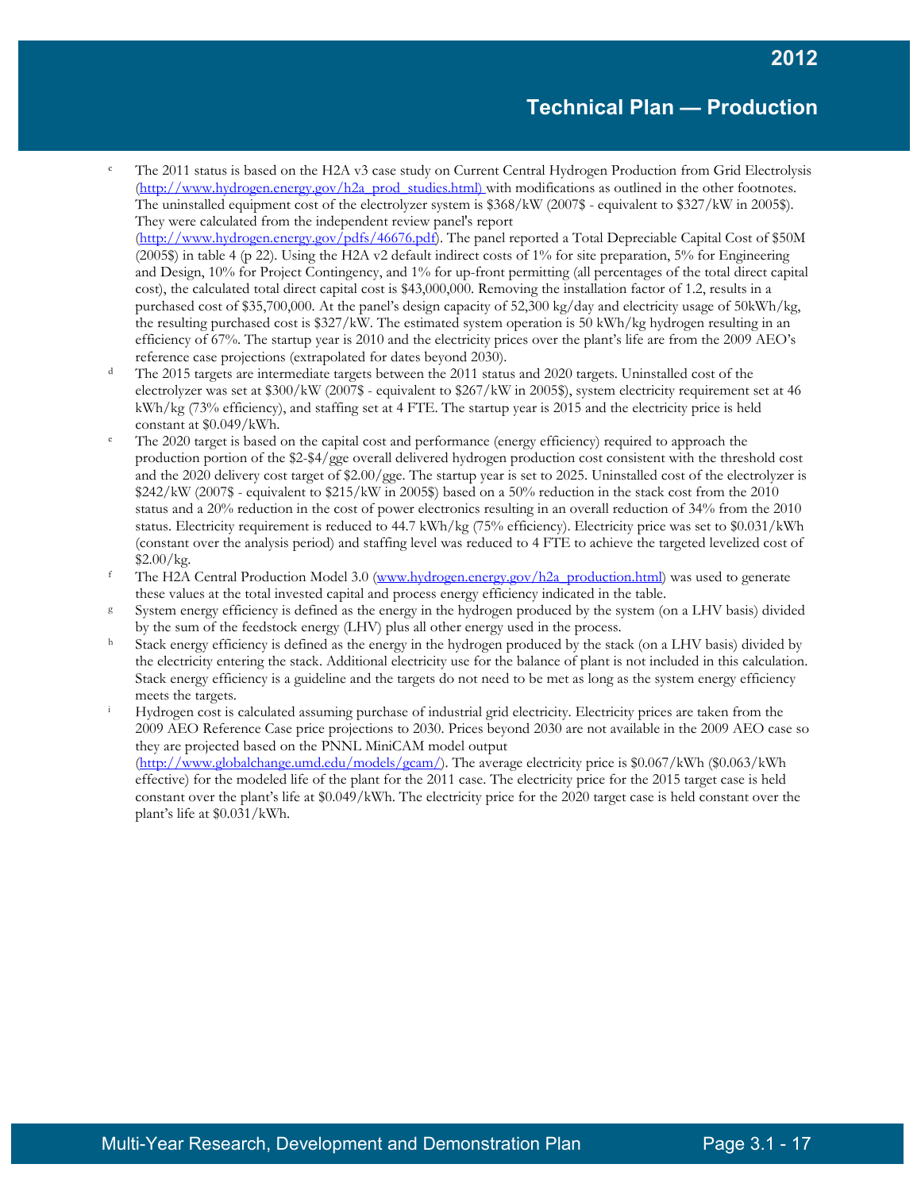[c] The 2011 status is based on the H2A v3 case study on Current Central Hydrogen Production from Grid Electrolysis (http://www.hydrogen.energy.gov/h2a_prod_studies.html) with modifications as outlined in the other footnotes. The uninstalled equipment cost of the electrolyzer system is $368/kW (2007$ - equivalent to $327/kW in 2005$). They were calculated from the independent review panel's report (http://www.hydrogen.energy.gov/pdfs/46676.pdf). The panel reported a Total Depreciable Capital Cost of $50M (2005$) in table 4 (p 22). Using the H2A v2 default indirect costs of 1% for site preparation, 5% for Engineering and Design, 10% for Project Contingency, and 1% for up-front permitting (all percentages of the total direct capital cost), the calculated total direct capital cost is $43,000,000. Removing the installation factor of 1.2, results in a purchased cost of $35,700,000. At the panel's design capacity of 52,300 kg/day and electricity usage of 50kWh/kg, the resulting purchased cost is $327/kW. The estimated system operation is 50 kWh/kg hydrogen resulting in an efficiency of 67%. The startup year is 2010 and the electricity prices over the plant's life are from the 2009 AEO's reference case projections (extrapolated for dates beyond 2030).

[d] The 2015 targets are intermediate targets between the 2011 status and 2020 targets. Uninstalled cost of the electrolyzer was set at $300/kW (2007$ - equivalent to $267/kW in 2005$), system electricity requirement set at 46 kWh/kg (73% efficiency), and staffing set at 4 FTE. The startup year is 2015 and the electricity price is held constant at $0.049/kWh.

[e] The 2020 target is based on the capital cost and performance (energy efficiency) required to approach the production portion of the $2-$4/gge overall delivered hydrogen production cost consistent with the threshold cost and the 2020 delivery cost target of $2.00/gge. The startup year is set to 2025. Uninstalled cost of the electrolyzer is $242/kW (2007$ - equivalent to $215/kW in 2005$) based on a 50% reduction in the stack cost from the 2010 status and a 20% reduction in the cost of power electronics resulting in an overall reduction of 34% from the 2010 status. Electricity requirement is reduced to 44.7 kWh/kg (75% efficiency). Electricity price was set to $0.031/kWh (constant over the analysis period) and staffing level was reduced to 4 FTE to achieve the targeted levelized cost of $2.00/kg.

[f] The H2A Central Production Model 3.0 (www.hydrogen.energy.gov/h2a_production.html) was used to generate these values at the total invested capital and process energy efficiency indicated in the table.

[g] System energy efficiency is defined as the energy in the hydrogen produced by the system (on a LHV basis) divided by the sum of the feedstock energy (LHV) plus all other energy used in the process.

[h] Stack energy efficiency is defined as the energy in the hydrogen produced by the stack (on a LHV basis) divided by the electricity entering the stack. Additional electricity use for the balance of plant is not included in this calculation. Stack energy efficiency is a guideline and the targets do not need to be met as long as the system energy efficiency meets the targets.

[i] Hydrogen cost is calculated assuming purchase of industrial grid electricity. Electricity prices are taken from the 2009 AEO Reference Case price projections to 2030. Prices beyond 2030 are not available in the 2009 AEO case so they are projected based on the PNNL MiniCAM model output (http://www.globalchange.umd.edu/models/gcam/). The average electricity price is $0.067/kWh ($0.063/kWh effective) for the modeled life of the plant for the 2011 case. The electricity price for the 2015 target case is held constant over the plant's life at $0.049/kWh. The electricity price for the 2020 target case is held constant over the plant's life at $0.031/kWh.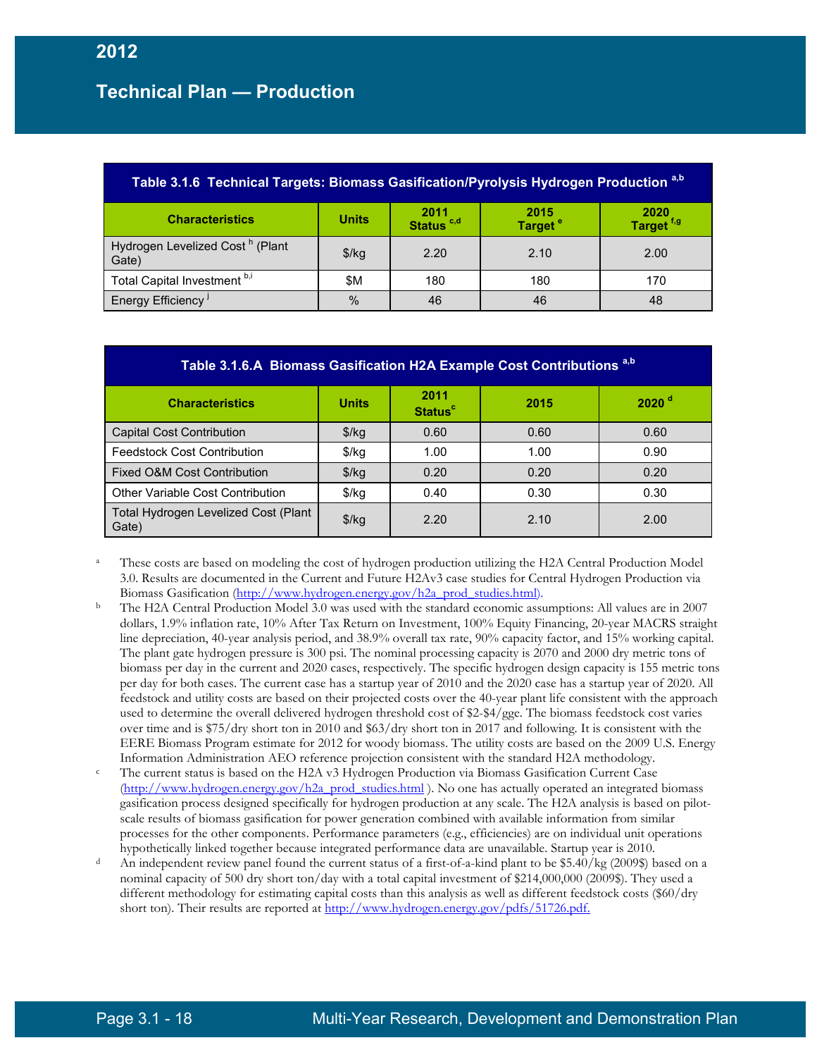**Table 3.1.6 Technical Targets: Biomass Gasification/Pyrolysis Hydrogen Production [a,b]**

| Characteristics | Units | 2011 Status [c,d] | 2015 Target [e] | 2020 Target [f,g] |
|---|---|---|---|---|
| Hydrogen Levelized Cost [h] (Plant Gate) | $/kg | 2.20 | 2.10 | 2.00 |
| Total Capital Investment [b,i] | $M | 180 | 180 | 170 |
| Energy Efficiency [j] | % | 46 | 46 | 48 |

**Table 3.1.6.A Biomass Gasification H2A Example Cost Contributions [a,b]**

| Characteristics | Units | 2011 Status[c] | 2015 | 2020 [d] |
|---|---|---|---|---|
| Capital Cost Contribution | $/kg | 0.60 | 0.60 | 0.60 |
| Feedstock Cost Contribution | $/kg | 1.00 | 1.00 | 0.90 |
| Fixed O&M Cost Contribution | $/kg | 0.20 | 0.20 | 0.20 |
| Other Variable Cost Contribution | $/kg | 0.40 | 0.30 | 0.30 |
| Total Hydrogen Levelized Cost (Plant Gate) | $/kg | 2.20 | 2.10 | 2.00 |

[a] These costs are based on modeling the cost of hydrogen production utilizing the H2A Central Production Model 3.0. Results are documented in the Current and Future H2Av3 case studies for Central Hydrogen Production via Biomass Gasification (http://www.hydrogen.energy.gov/h2a_prod_studies.html).

[b] The H2A Central Production Model 3.0 was used with the standard economic assumptions: All values are in 2007 dollars, 1.9% inflation rate, 10% After Tax Return on Investment, 100% Equity Financing, 20-year MACRS straight line depreciation, 40-year analysis period, and 38.9% overall tax rate, 90% capacity factor, and 15% working capital. The plant gate hydrogen pressure is 300 psi. The nominal processing capacity is 2070 and 2000 dry metric tons of biomass per day in the current and 2020 cases, respectively. The specific hydrogen design capacity is 155 metric tons per day for both cases. The current case has a startup year of 2010 and the 2020 case has a startup year of 2020. All feedstock and utility costs are based on their projected costs over the 40-year plant life consistent with the approach used to determine the overall delivered hydrogen threshold cost of $2-$4/gge. The biomass feedstock cost varies over time and is $75/dry short ton in 2010 and $63/dry short ton in 2017 and following. It is consistent with the EERE Biomass Program estimate for 2012 for woody biomass. The utility costs are based on the 2009 U.S. Energy Information Administration AEO reference projection consistent with the standard H2A methodology.

[c] The current status is based on the H2A v3 Hydrogen Production via Biomass Gasification Current Case (http://www.hydrogen.energy.gov/h2a_prod_studies.html ). No one has actually operated an integrated biomass gasification process designed specifically for hydrogen production at any scale. The H2A analysis is based on pilot-scale results of biomass gasification for power generation combined with available information from similar processes for the other components. Performance parameters (e.g., efficiencies) are on individual unit operations hypothetically linked together because integrated performance data are unavailable. Startup year is 2010.

[d] An independent review panel found the current status of a first-of-a-kind plant to be $5.40/kg (2009$) based on a nominal capacity of 500 dry short ton/day with a total capital investment of $214,000,000 (2009$). They used a different methodology for estimating capital costs than this analysis as well as different feedstock costs ($60/dry short ton). Their results are reported at http://www.hydrogen.energy.gov/pdfs/51726.pdf.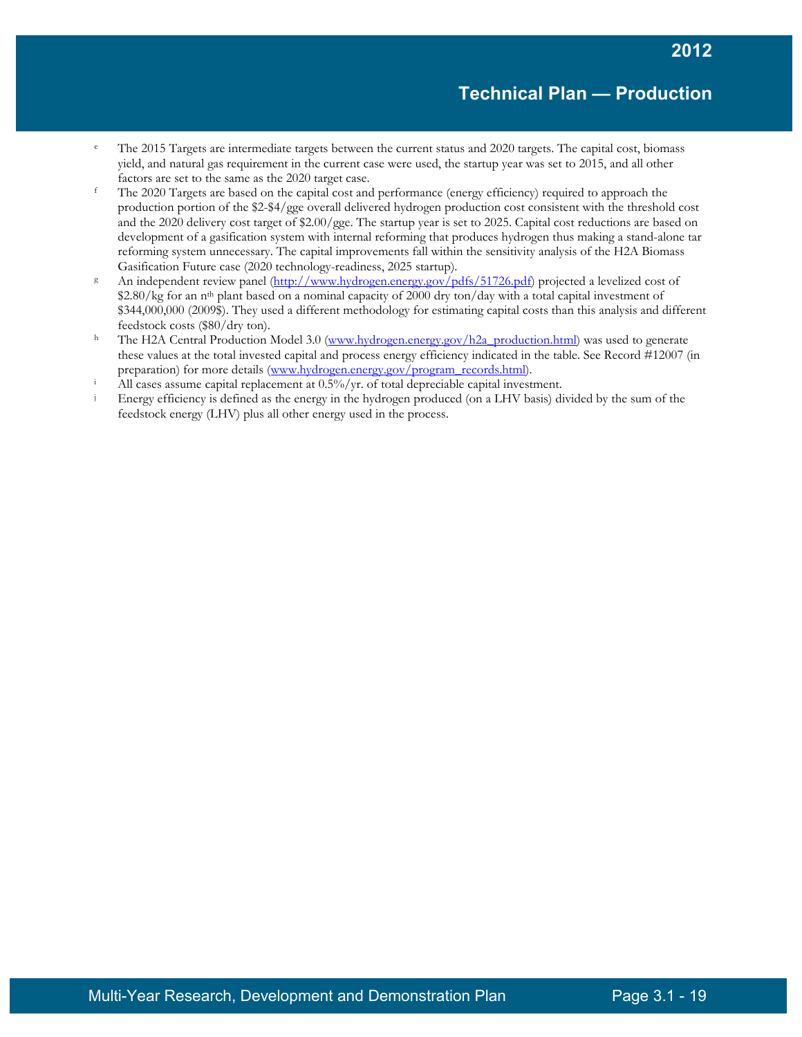[e] The 2015 Targets are intermediate targets between the current status and 2020 targets. The capital cost, biomass yield, and natural gas requirement in the current case were used, the startup year was set to 2015, and all other factors are set to the same as the 2020 target case.

[f] The 2020 Targets are based on the capital cost and performance (energy efficiency) required to approach the production portion of the $2-$4/gge overall delivered hydrogen production cost consistent with the threshold cost and the 2020 delivery cost target of $2.00/gge. The startup year is set to 2025. Capital cost reductions are based on development of a gasification system with internal reforming that produces hydrogen thus making a stand-alone tar reforming system unnecessary. The capital improvements fall within the sensitivity analysis of the H2A Biomass Gasification Future case (2020 technology-readiness, 2025 startup).

[g] An independent review panel (http://www.hydrogen.energy.gov/pdfs/51726.pdf) projected a levelized cost of $2.80/kg for an n[th] plant based on a nominal capacity of 2000 dry ton/day with a total capital investment of $344,000,000 (2009$). They used a different methodology for estimating capital costs than this analysis and different feedstock costs ($80/dry ton).

[h] The H2A Central Production Model 3.0 (www.hydrogen.energy.gov/h2a_production.html) was used to generate these values at the total invested capital and process energy efficiency indicated in the table. See Record #12007 (in preparation) for more details (www.hydrogen.energy.gov/program_records.html).

[i] All cases assume capital replacement at 0.5%/yr. of total depreciable capital investment.

[j] Energy efficiency is defined as the energy in the hydrogen produced (on a LHV basis) divided by the sum of the feedstock energy (LHV) plus all other energy used in the process.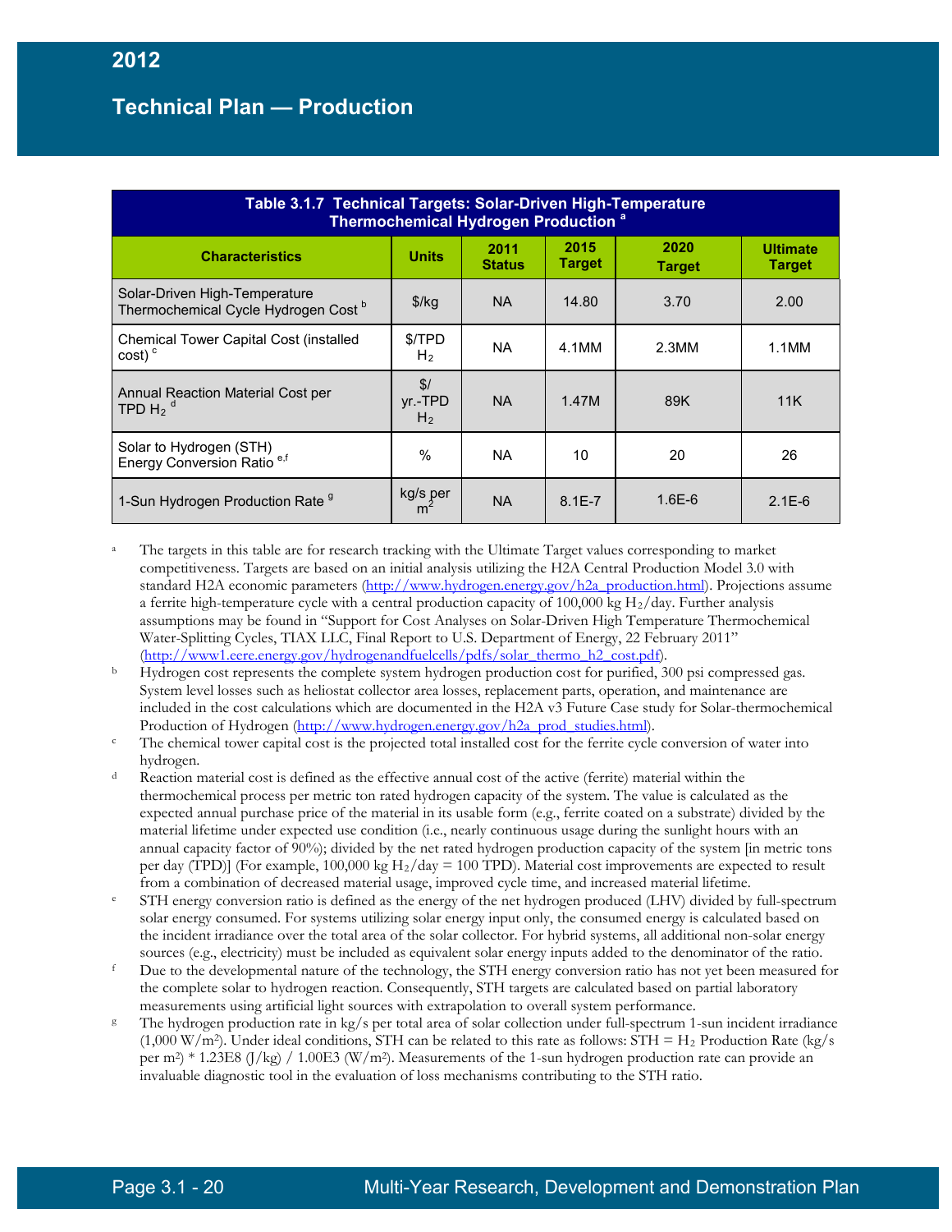**Table 3.1.7 Technical Targets: Solar-Driven High-Temperature Thermochemical Hydrogen Production [a]**

| Characteristics | Units | 2011 Status | 2015 Target | 2020 Target | Ultimate Target |
|---|---|---|---|---|---|
| Solar-Driven High-Temperature Thermochemical Cycle Hydrogen Cost [b] | $/kg | NA | 14.80 | 3.70 | 2.00 |
| Chemical Tower Capital Cost (installed cost) [c] | $/TPD $H_2$ | NA | 4.1MM | 2.3MM | 1.1MM |
| Annual Reaction Material Cost per TPD $H_2$ [d] | $/ yr.-TPD $H_2$ | NA | 1.47M | 89K | 11K |
| Solar to Hydrogen (STH) Energy Conversion Ratio [e,f] | % | NA | 10 | 20 | 26 |
| 1-Sun Hydrogen Production Rate [g] | kg/s per $m^2$ | NA | 8.1E-7 | 1.6E-6 | 2.1E-6 |

[a] The targets in this table are for research tracking with the Ultimate Target values corresponding to market competitiveness. Targets are based on an initial analysis utilizing the H2A Central Production Model 3.0 with standard H2A economic parameters (http://www.hydrogen.energy.gov/h2a_production.html). Projections assume a ferrite high-temperature cycle with a central production capacity of 100,000 kg $H_2$/day. Further analysis assumptions may be found in "Support for Cost Analyses on Solar-Driven High Temperature Thermochemical Water-Splitting Cycles, TIAX LLC, Final Report to U.S. Department of Energy, 22 February 2011" (http://www1.eere.energy.gov/hydrogenandfuelcells/pdfs/solar_thermo_h2_cost.pdf).

[b] Hydrogen cost represents the complete system hydrogen production cost for purified, 300 psi compressed gas. System level losses such as heliostat collector area losses, replacement parts, operation, and maintenance are included in the cost calculations which are documented in the H2A v3 Future Case study for Solar-thermochemical Production of Hydrogen (http://www.hydrogen.energy.gov/h2a_prod_studies.html).

[c] The chemical tower capital cost is the projected total installed cost for the ferrite cycle conversion of water into hydrogen.

[d] Reaction material cost is defined as the effective annual cost of the active (ferrite) material within the thermochemical process per metric ton rated hydrogen capacity of the system. The value is calculated as the expected annual purchase price of the material in its usable form (e.g., ferrite coated on a substrate) divided by the material lifetime under expected use condition (i.e., nearly continuous usage during the sunlight hours with an annual capacity factor of 90%); divided by the net rated hydrogen production capacity of the system [in metric tons per day (TPD)] (For example, 100,000 kg $H_2$/day = 100 TPD). Material cost improvements are expected to result from a combination of decreased material usage, improved cycle time, and increased material lifetime.

[e] STH energy conversion ratio is defined as the energy of the net hydrogen produced (LHV) divided by full-spectrum solar energy consumed. For systems utilizing solar energy input only, the consumed energy is calculated based on the incident irradiance over the total area of the solar collector. For hybrid systems, all additional non-solar energy sources (e.g., electricity) must be included as equivalent solar energy inputs added to the denominator of the ratio.

[f] Due to the developmental nature of the technology, the STH energy conversion ratio has not yet been measured for the complete solar to hydrogen reaction. Consequently, STH targets are calculated based on partial laboratory measurements using artificial light sources with extrapolation to overall system performance.

[g] The hydrogen production rate in kg/s per total area of solar collection under full-spectrum 1-sun incident irradiance (1,000 W/$m^2$). Under ideal conditions, STH can be related to this rate as follows: STH = $H_2$ Production Rate (kg/s per $m^2$) * 1.23E8 (J/kg) / 1.00E3 (W/$m^2$). Measurements of the 1-sun hydrogen production rate can provide an invaluable diagnostic tool in the evaluation of loss mechanisms contributing to the STH ratio.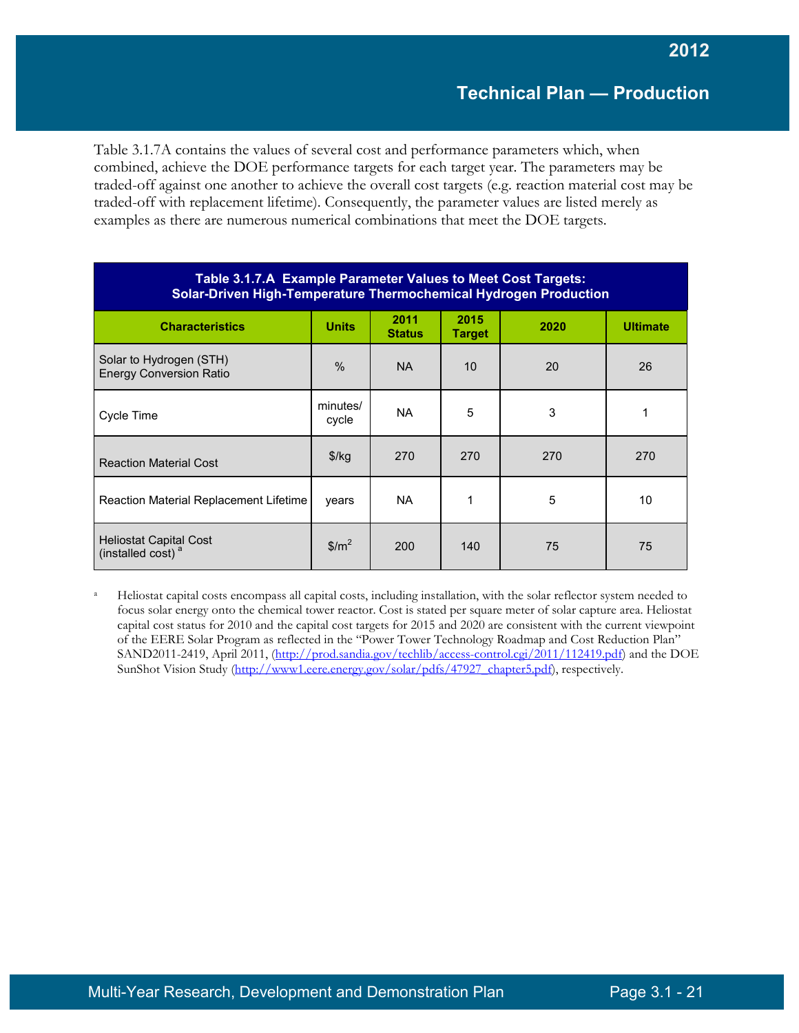Table 3.1.7A contains the values of several cost and performance parameters which, when combined, achieve the DOE performance targets for each target year. The parameters may be traded-off against one another to achieve the overall cost targets (e.g. reaction material cost may be traded-off with replacement lifetime). Consequently, the parameter values are listed merely as examples as there are numerous numerical combinations that meet the DOE targets.

**Table 3.1.7.A Example Parameter Values to Meet Cost Targets: Solar-Driven High-Temperature Thermochemical Hydrogen Production**

| Characteristics | Units | 2011 Status | 2015 Target | 2020 | Ultimate |
|---|---|---|---|---|---|
| Solar to Hydrogen (STH) Energy Conversion Ratio | % | NA | 10 | 20 | 26 |
| Cycle Time | minutes/ cycle | NA | 5 | 3 | 1 |
| Reaction Material Cost | $/kg | 270 | 270 | 270 | 270 |
| Reaction Material Replacement Lifetime | years | NA | 1 | 5 | 10 |
| Heliostat Capital Cost (installed cost) [a] | $\$/m^2$ | 200 | 140 | 75 | 75 |

[a] Heliostat capital costs encompass all capital costs, including installation, with the solar reflector system needed to focus solar energy onto the chemical tower reactor. Cost is stated per square meter of solar capture area. Heliostat capital cost status for 2010 and the capital cost targets for 2015 and 2020 are consistent with the current viewpoint of the EERE Solar Program as reflected in the "Power Tower Technology Roadmap and Cost Reduction Plan" SAND2011-2419, April 2011, (http://prod.sandia.gov/techlib/access-control.cgi/2011/112419.pdf) and the DOE SunShot Vision Study (http://www1.eere.energy.gov/solar/pdfs/47927_chapter5.pdf), respectively.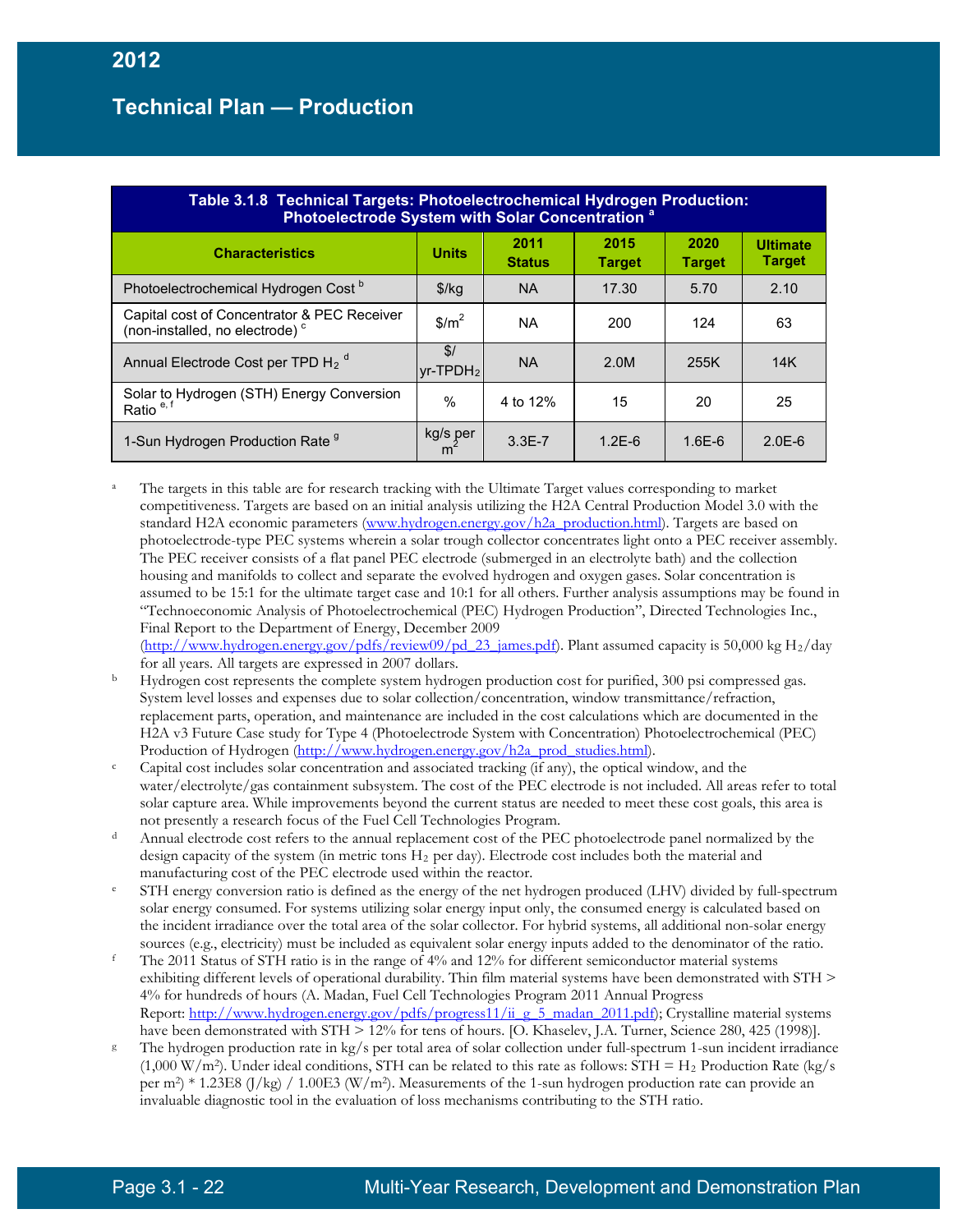| Table 3.1.8 Technical Targets: Photoelectrochemical Hydrogen Production: Photoelectrode System with Solar Concentration [a] | | | | | |
|---|---|---|---|---|---|
| **Characteristics** | **Units** | **2011 Status** | **2015 Target** | **2020 Target** | **Ultimate Target** |
| Photoelectrochemical Hydrogen Cost [b] | \$/kg | NA | 17.30 | 5.70 | 2.10 |
| Capital cost of Concentrator & PEC Receiver (non-installed, no electrode) [c] | \$/m$^2$ | NA | 200 | 124 | 63 |
| Annual Electrode Cost per TPD $H_2$ [d] | \$/ yr-TPD$H_2$ | NA | 2.0M | 255K | 14K |
| Solar to Hydrogen (STH) Energy Conversion Ratio [e, f] | % | 4 to 12% | 15 | 20 | 25 |
| 1-Sun Hydrogen Production Rate [g] | kg/s per m$^2$ | 3.3E-7 | 1.2E-6 | 1.6E-6 | 2.0E-6 |

[a] The targets in this table are for research tracking with the Ultimate Target values corresponding to market competitiveness. Targets are based on an initial analysis utilizing the H2A Central Production Model 3.0 with the standard H2A economic parameters (www.hydrogen.energy.gov/h2a_production.html). Targets are based on photoelectrode-type PEC systems wherein a solar trough collector concentrates light onto a PEC receiver assembly. The PEC receiver consists of a flat panel PEC electrode (submerged in an electrolyte bath) and the collection housing and manifolds to collect and separate the evolved hydrogen and oxygen gases. Solar concentration is assumed to be 15:1 for the ultimate target case and 10:1 for all others. Further analysis assumptions may be found in "Technoeconomic Analysis of Photoelectrochemical (PEC) Hydrogen Production", Directed Technologies Inc., Final Report to the Department of Energy, December 2009 (http://www.hydrogen.energy.gov/pdfs/review09/pd_23_james.pdf). Plant assumed capacity is 50,000 kg $H_2$/day for all years. All targets are expressed in 2007 dollars.

[b] Hydrogen cost represents the complete system hydrogen production cost for purified, 300 psi compressed gas. System level losses and expenses due to solar collection/concentration, window transmittance/refraction, replacement parts, operation, and maintenance are included in the cost calculations which are documented in the H2A v3 Future Case study for Type 4 (Photoelectrode System with Concentration) Photoelectrochemical (PEC) Production of Hydrogen (http://www.hydrogen.energy.gov/h2a_prod_studies.html).

[c] Capital cost includes solar concentration and associated tracking (if any), the optical window, and the water/electrolyte/gas containment subsystem. The cost of the PEC electrode is not included. All areas refer to total solar capture area. While improvements beyond the current status are needed to meet these cost goals, this area is not presently a research focus of the Fuel Cell Technologies Program.

[d] Annual electrode cost refers to the annual replacement cost of the PEC photoelectrode panel normalized by the design capacity of the system (in metric tons $H_2$ per day). Electrode cost includes both the material and manufacturing cost of the PEC electrode used within the reactor.

[e] STH energy conversion ratio is defined as the energy of the net hydrogen produced (LHV) divided by full-spectrum solar energy consumed. For systems utilizing solar energy input only, the consumed energy is calculated based on the incident irradiance over the total area of the solar collector. For hybrid systems, all additional non-solar energy sources (e.g., electricity) must be included as equivalent solar energy inputs added to the denominator of the ratio.

[f] The 2011 Status of STH ratio is in the range of 4% and 12% for different semiconductor material systems exhibiting different levels of operational durability. Thin film material systems have been demonstrated with STH > 4% for hundreds of hours (A. Madan, Fuel Cell Technologies Program 2011 Annual Progress Report: http://www.hydrogen.energy.gov/pdfs/progress11/ii_g_5_madan_2011.pdf); Crystalline material systems have been demonstrated with STH > 12% for tens of hours. [O. Khaselev, J.A. Turner, Science 280, 425 (1998)].

[g] The hydrogen production rate in kg/s per total area of solar collection under full-spectrum 1-sun incident irradiance (1,000 W/m$^2$). Under ideal conditions, STH can be related to this rate as follows: STH = $H_2$ Production Rate (kg/s per m$^2$) * 1.23E8 (J/kg) / 1.00E3 (W/m$^2$). Measurements of the 1-sun hydrogen production rate can provide an invaluable diagnostic tool in the evaluation of loss mechanisms contributing to the STH ratio.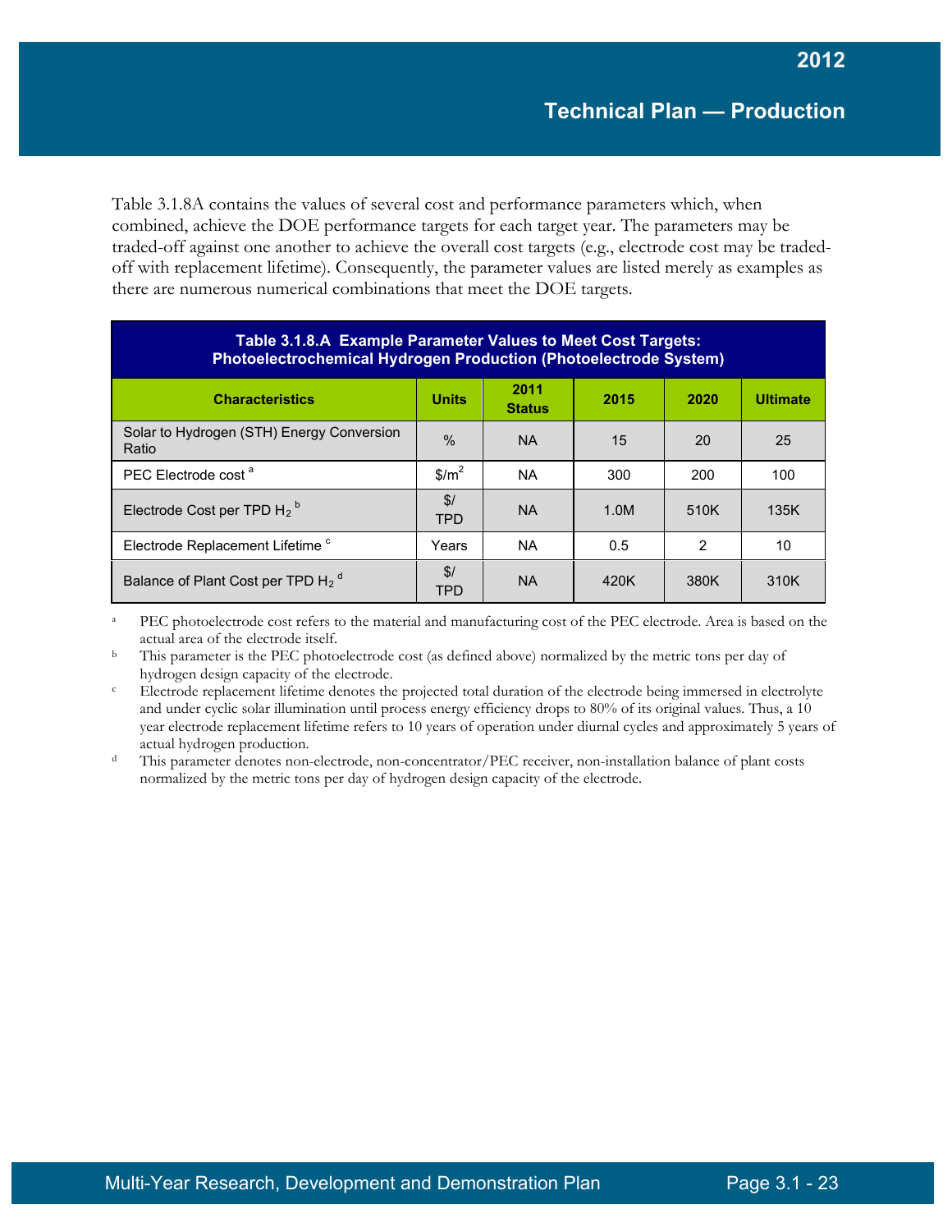Table 3.1.8A contains the values of several cost and performance parameters which, when combined, achieve the DOE performance targets for each target year. The parameters may be traded-off against one another to achieve the overall cost targets (e.g., electrode cost may be traded-off with replacement lifetime). Consequently, the parameter values are listed merely as examples as there are numerous numerical combinations that meet the DOE targets.

**Table 3.1.8.A Example Parameter Values to Meet Cost Targets: Photoelectrochemical Hydrogen Production (Photoelectrode System)**

| Characteristics | Units | 2011 Status | 2015 | 2020 | Ultimate |
|---|---|---|---|---|---|
| Solar to Hydrogen (STH) Energy Conversion Ratio | % | NA | 15 | 20 | 25 |
| PEC Electrode cost [a] | $/m^2$ | NA | 300 | 200 | 100 |
| Electrode Cost per TPD $H_2$ [b] | $/ TPD | NA | 1.0M | 510K | 135K |
| Electrode Replacement Lifetime [c] | Years | NA | 0.5 | 2 | 10 |
| Balance of Plant Cost per TPD $H_2$ [d] | $/ TPD | NA | 420K | 380K | 310K |

[a] PEC photoelectrode cost refers to the material and manufacturing cost of the PEC electrode. Area is based on the actual area of the electrode itself.

[b] This parameter is the PEC photoelectrode cost (as defined above) normalized by the metric tons per day of hydrogen design capacity of the electrode.

[c] Electrode replacement lifetime denotes the projected total duration of the electrode being immersed in electrolyte and under cyclic solar illumination until process energy efficiency drops to 80% of its original values. Thus, a 10 year electrode replacement lifetime refers to 10 years of operation under diurnal cycles and approximately 5 years of actual hydrogen production.

[d] This parameter denotes non-electrode, non-concentrator/PEC receiver, non-installation balance of plant costs normalized by the metric tons per day of hydrogen design capacity of the electrode.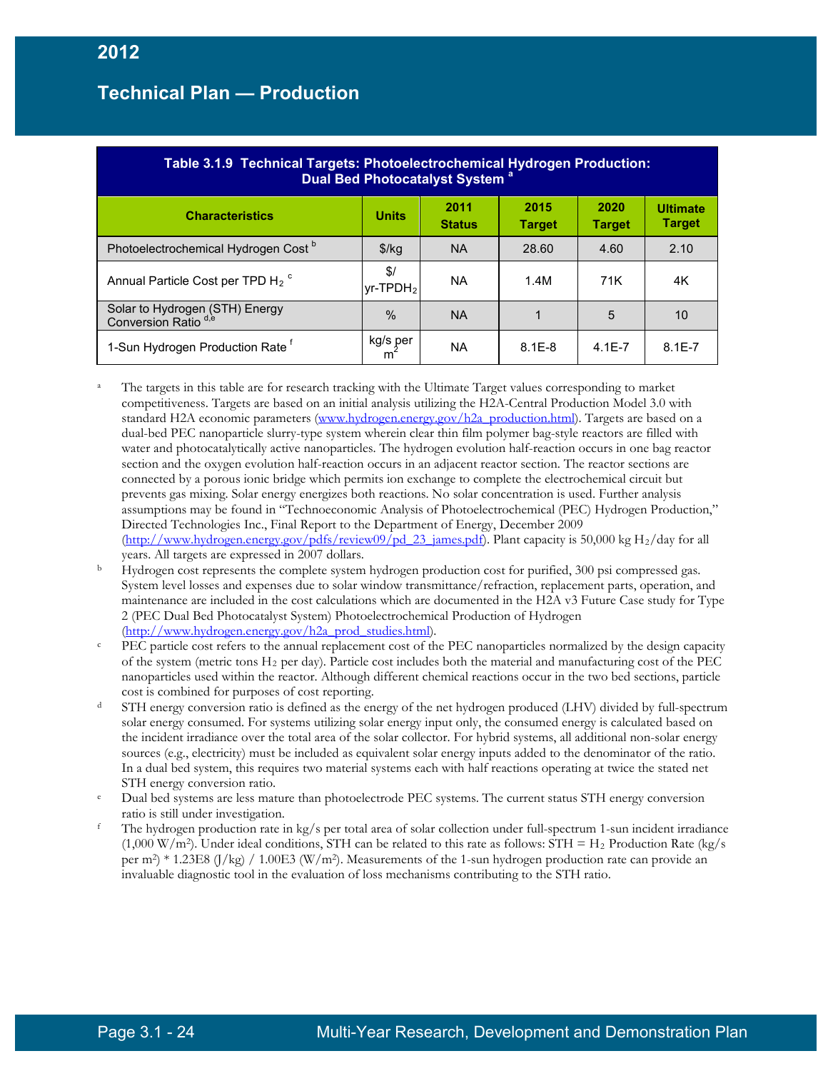**Table 3.1.9 Technical Targets: Photoelectrochemical Hydrogen Production: Dual Bed Photocatalyst System [a]**

| Characteristics | Units | 2011 Status | 2015 Target | 2020 Target | Ultimate Target |
|---|---|---|---|---|---|
| Photoelectrochemical Hydrogen Cost [b] | \$/kg | NA | 28.60 | 4.60 | 2.10 |
| Annual Particle Cost per TPD $H_2$ [c] | \$/ yr-TPD$H_2$ | NA | 1.4M | 71K | 4K |
| Solar to Hydrogen (STH) Energy Conversion Ratio [d,e] | % | NA | 1 | 5 | 10 |
| 1-Sun Hydrogen Production Rate [f] | kg/s per $m^2$ | NA | 8.1E-8 | 4.1E-7 | 8.1E-7 |

[a] The targets in this table are for research tracking with the Ultimate Target values corresponding to market competitiveness. Targets are based on an initial analysis utilizing the H2A-Central Production Model 3.0 with standard H2A economic parameters (www.hydrogen.energy.gov/h2a_production.html). Targets are based on a dual-bed PEC nanoparticle slurry-type system wherein clear thin film polymer bag-style reactors are filled with water and photocatalytically active nanoparticles. The hydrogen evolution half-reaction occurs in one bag reactor section and the oxygen evolution half-reaction occurs in an adjacent reactor section. The reactor sections are connected by a porous ionic bridge which permits ion exchange to complete the electrochemical circuit but prevents gas mixing. Solar energy energizes both reactions. No solar concentration is used. Further analysis assumptions may be found in "Technoeconomic Analysis of Photoelectrochemical (PEC) Hydrogen Production," Directed Technologies Inc., Final Report to the Department of Energy, December 2009 (http://www.hydrogen.energy.gov/pdfs/review09/pd_23_james.pdf). Plant capacity is 50,000 kg $H_2$/day for all years. All targets are expressed in 2007 dollars.

[b] Hydrogen cost represents the complete system hydrogen production cost for purified, 300 psi compressed gas. System level losses and expenses due to solar window transmittance/refraction, replacement parts, operation, and maintenance are included in the cost calculations which are documented in the H2A v3 Future Case study for Type 2 (PEC Dual Bed Photocatalyst System) Photoelectrochemical Production of Hydrogen (http://www.hydrogen.energy.gov/h2a_prod_studies.html).

[c] PEC particle cost refers to the annual replacement cost of the PEC nanoparticles normalized by the design capacity of the system (metric tons $H_2$ per day). Particle cost includes both the material and manufacturing cost of the PEC nanoparticles used within the reactor. Although different chemical reactions occur in the two bed sections, particle cost is combined for purposes of cost reporting.

[d] STH energy conversion ratio is defined as the energy of the net hydrogen produced (LHV) divided by full-spectrum solar energy consumed. For systems utilizing solar energy input only, the consumed energy is calculated based on the incident irradiance over the total area of the solar collector. For hybrid systems, all additional non-solar energy sources (e.g., electricity) must be included as equivalent solar energy inputs added to the denominator of the ratio. In a dual bed system, this requires two material systems each with half reactions operating at twice the stated net STH energy conversion ratio.

[e] Dual bed systems are less mature than photoelectrode PEC systems. The current status STH energy conversion ratio is still under investigation.

[f] The hydrogen production rate in kg/s per total area of solar collection under full-spectrum 1-sun incident irradiance (1,000 W/$m^2$). Under ideal conditions, STH can be related to this rate as follows: STH = $H_2$ Production Rate (kg/s per $m^2$) * 1.23E8 (J/kg) / 1.00E3 (W/$m^2$). Measurements of the 1-sun hydrogen production rate can provide an invaluable diagnostic tool in the evaluation of loss mechanisms contributing to the STH ratio.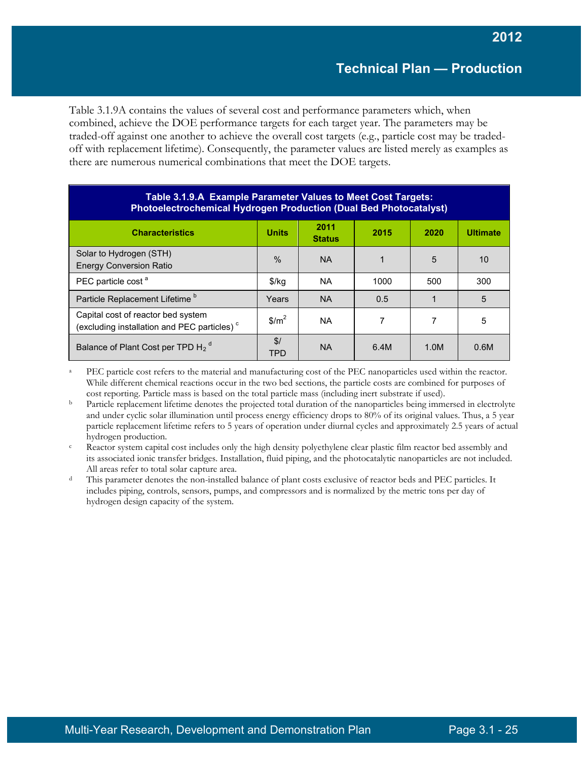Table 3.1.9A contains the values of several cost and performance parameters which, when combined, achieve the DOE performance targets for each target year. The parameters may be traded-off against one another to achieve the overall cost targets (e.g., particle cost may be traded-off with replacement lifetime). Consequently, the parameter values are listed merely as examples as there are numerous numerical combinations that meet the DOE targets.

**Table 3.1.9.A Example Parameter Values to Meet Cost Targets: Photoelectrochemical Hydrogen Production (Dual Bed Photocatalyst)**

| Characteristics | Units | 2011 Status | 2015 | 2020 | Ultimate |
|---|---|---|---|---|---|
| Solar to Hydrogen (STH) Energy Conversion Ratio | % | NA | 1 | 5 | 10 |
| PEC particle cost [a] | $/kg | NA | 1000 | 500 | 300 |
| Particle Replacement Lifetime [b] | Years | NA | 0.5 | 1 | 5 |
| Capital cost of reactor bed system (excluding installation and PEC particles) [c] | $/m$^2$ | NA | 7 | 7 | 5 |
| Balance of Plant Cost per TPD $H_2$ [d] | $/ TPD | NA | 6.4M | 1.0M | 0.6M |

[a] PEC particle cost refers to the material and manufacturing cost of the PEC nanoparticles used within the reactor. While different chemical reactions occur in the two bed sections, the particle costs are combined for purposes of cost reporting. Particle mass is based on the total particle mass (including inert substrate if used).

[b] Particle replacement lifetime denotes the projected total duration of the nanoparticles being immersed in electrolyte and under cyclic solar illumination until process energy efficiency drops to 80% of its original values. Thus, a 5 year particle replacement lifetime refers to 5 years of operation under diurnal cycles and approximately 2.5 years of actual hydrogen production.

[c] Reactor system capital cost includes only the high density polyethylene clear plastic film reactor bed assembly and its associated ionic transfer bridges. Installation, fluid piping, and the photocatalytic nanoparticles are not included. All areas refer to total solar capture area.

[d] This parameter denotes the non-installed balance of plant costs exclusive of reactor beds and PEC particles. It includes piping, controls, sensors, pumps, and compressors and is normalized by the metric tons per day of hydrogen design capacity of the system.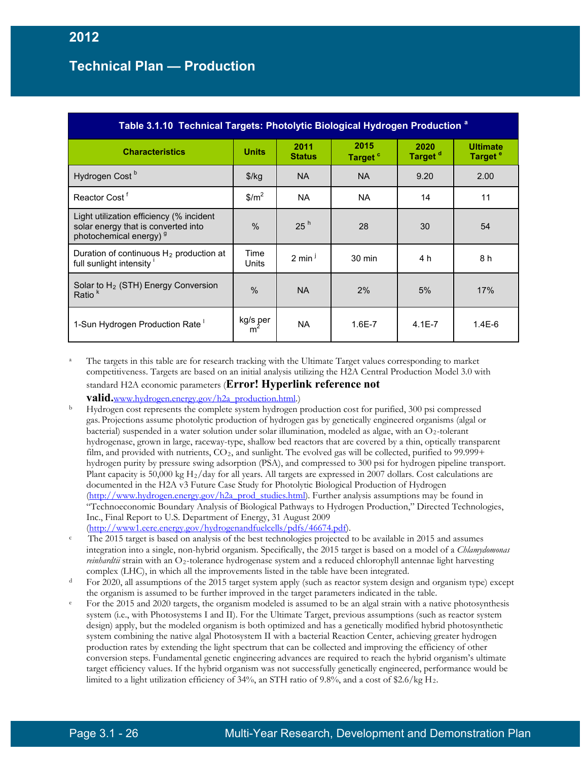**Table 3.1.10 Technical Targets: Photolytic Biological Hydrogen Production [a]**

| Characteristics | Units | 2011 Status | 2015 Target [c] | 2020 Target [d] | Ultimate Target [e] |
|---|---|---|---|---|---|
| Hydrogen Cost [b] | \$/kg | NA | NA | 9.20 | 2.00 |
| Reactor Cost [f] | $\$/m^2$ | NA | NA | 14 | 11 |
| Light utilization efficiency (% incident solar energy that is converted into photochemical energy) [g] | % | 25 [h] | 28 | 30 | 54 |
| Duration of continuous $H_2$ production at full sunlight intensity [i] | Time Units | 2 min [j] | 30 min | 4 h | 8 h |
| Solar to $H_2$ (STH) Energy Conversion Ratio [k] | % | NA | 2% | 5% | 17% |
| 1-Sun Hydrogen Production Rate [l] | kg/s per $m^2$ | NA | 1.6E-7 | 4.1E-7 | 1.4E-6 |

[a] The targets in this table are for research tracking with the Ultimate Target values corresponding to market competitiveness. Targets are based on an initial analysis utilizing the H2A Central Production Model 3.0 with standard H2A economic parameters (**Error! Hyperlink reference not valid.**www.hydrogen.energy.gov/h2a_production.html.)

[b] Hydrogen cost represents the complete system hydrogen production cost for purified, 300 psi compressed gas. Projections assume photolytic production of hydrogen gas by genetically engineered organisms (algal or bacterial) suspended in a water solution under solar illumination, modeled as algae, with an $O_2$-tolerant hydrogenase, grown in large, raceway-type, shallow bed reactors that are covered by a thin, optically transparent film, and provided with nutrients, $CO_2$, and sunlight. The evolved gas will be collected, purified to 99.999+ hydrogen purity by pressure swing adsorption (PSA), and compressed to 300 psi for hydrogen pipeline transport. Plant capacity is 50,000 kg $H_2$/day for all years. All targets are expressed in 2007 dollars. Cost calculations are documented in the H2A v3 Future Case Study for Photolytic Biological Production of Hydrogen (http://www.hydrogen.energy.gov/h2a_prod_studies.html). Further analysis assumptions may be found in "Technoeconomic Boundary Analysis of Biological Pathways to Hydrogen Production," Directed Technologies, Inc., Final Report to U.S. Department of Energy, 31 August 2009 (http://www1.eere.energy.gov/hydrogenandfuelcells/pdfs/46674.pdf).

[c] The 2015 target is based on analysis of the best technologies projected to be available in 2015 and assumes integration into a single, non-hybrid organism. Specifically, the 2015 target is based on a model of a *Chlamydomonas reinhardtii* strain with an $O_2$-tolerance hydrogenase system and a reduced chlorophyll antennae light harvesting complex (LHC), in which all the improvements listed in the table have been integrated.

[d] For 2020, all assumptions of the 2015 target system apply (such as reactor system design and organism type) except the organism is assumed to be further improved in the target parameters indicated in the table.

[e] For the 2015 and 2020 targets, the organism modeled is assumed to be an algal strain with a native photosynthesis system (i.e., with Photosystems I and II). For the Ultimate Target, previous assumptions (such as reactor system design) apply, but the modeled organism is both optimized and has a genetically modified hybrid photosynthetic system combining the native algal Photosystem II with a bacterial Reaction Center, achieving greater hydrogen production rates by extending the light spectrum that can be collected and improving the efficiency of other conversion steps. Fundamental genetic engineering advances are required to reach the hybrid organism's ultimate target efficiency values. If the hybrid organism was not successfully genetically engineered, performance would be limited to a light utilization efficiency of 34%, an STH ratio of 9.8%, and a cost of \$2.6/kg $H_2$.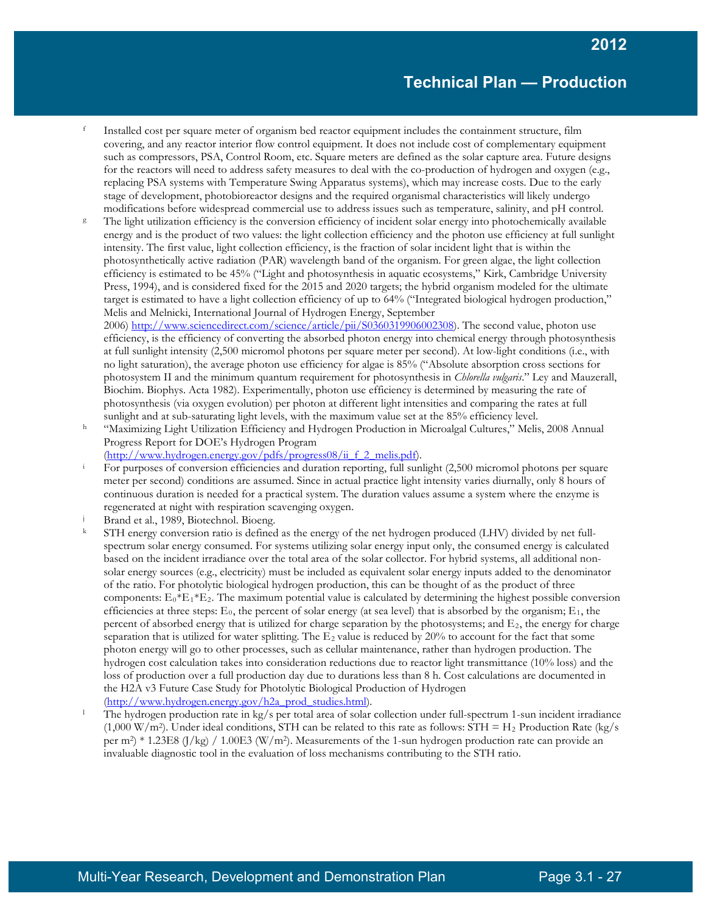[f] Installed cost per square meter of organism bed reactor equipment includes the containment structure, film covering, and any reactor interior flow control equipment. It does not include cost of complementary equipment such as compressors, PSA, Control Room, etc. Square meters are defined as the solar capture area. Future designs for the reactors will need to address safety measures to deal with the co-production of hydrogen and oxygen (e.g., replacing PSA systems with Temperature Swing Apparatus systems), which may increase costs. Due to the early stage of development, photobioreactor designs and the required organismal characteristics will likely undergo modifications before widespread commercial use to address issues such as temperature, salinity, and pH control.

[g] The light utilization efficiency is the conversion efficiency of incident solar energy into photochemically available energy and is the product of two values: the light collection efficiency and the photon use efficiency at full sunlight intensity. The first value, light collection efficiency, is the fraction of solar incident light that is within the photosynthetically active radiation (PAR) wavelength band of the organism. For green algae, the light collection efficiency is estimated to be 45% ("Light and photosynthesis in aquatic ecosystems," Kirk, Cambridge University Press, 1994), and is considered fixed for the 2015 and 2020 targets; the hybrid organism modeled for the ultimate target is estimated to have a light collection efficiency of up to 64% ("Integrated biological hydrogen production," Melis and Melnicki, International Journal of Hydrogen Energy, September 2006) http://www.sciencedirect.com/science/article/pii/S0360319906002308). The second value, photon use efficiency, is the efficiency of converting the absorbed photon energy into chemical energy through photosynthesis at full sunlight intensity (2,500 micromol photons per square meter per second). At low-light conditions (i.e., with no light saturation), the average photon use efficiency for algae is 85% ("Absolute absorption cross sections for photosystem II and the minimum quantum requirement for photosynthesis in *Chlorella vulgaris*." Ley and Mauzerall, Biochim. Biophys. Acta 1982). Experimentally, photon use efficiency is determined by measuring the rate of photosynthesis (via oxygen evolution) per photon at different light intensities and comparing the rates at full sunlight and at sub-saturating light levels, with the maximum value set at the 85% efficiency level.

[h] "Maximizing Light Utilization Efficiency and Hydrogen Production in Microalgal Cultures," Melis, 2008 Annual Progress Report for DOE's Hydrogen Program (http://www.hydrogen.energy.gov/pdfs/progress08/ii_f_2_melis.pdf).

[i] For purposes of conversion efficiencies and duration reporting, full sunlight (2,500 micromol photons per square meter per second) conditions are assumed. Since in actual practice light intensity varies diurnally, only 8 hours of continuous duration is needed for a practical system. The duration values assume a system where the enzyme is regenerated at night with respiration scavenging oxygen.

[j] Brand et al., 1989, Biotechnol. Bioeng.

[k] STH energy conversion ratio is defined as the energy of the net hydrogen produced (LHV) divided by net full-spectrum solar energy consumed. For systems utilizing solar energy input only, the consumed energy is calculated based on the incident irradiance over the total area of the solar collector. For hybrid systems, all additional non-solar energy sources (e.g., electricity) must be included as equivalent solar energy inputs added to the denominator of the ratio. For photolytic biological hydrogen production, this can be thought of as the product of three components: $E_0 * E_1 * E_2$. The maximum potential value is calculated by determining the highest possible conversion efficiencies at three steps: $E_0$, the percent of solar energy (at sea level) that is absorbed by the organism; $E_1$, the percent of absorbed energy that is utilized for charge separation by the photosystems; and $E_2$, the energy for charge separation that is utilized for water splitting. The $E_2$ value is reduced by 20% to account for the fact that some photon energy will go to other processes, such as cellular maintenance, rather than hydrogen production. The hydrogen cost calculation takes into consideration reductions due to reactor light transmittance (10% loss) and the loss of production over a full production day due to durations less than 8 h. Cost calculations are documented in the H2A v3 Future Case Study for Photolytic Biological Production of Hydrogen (http://www.hydrogen.energy.gov/h2a_prod_studies.html).

[l] The hydrogen production rate in kg/s per total area of solar collection under full-spectrum 1-sun incident irradiance (1,000 W/m$^2$). Under ideal conditions, STH can be related to this rate as follows: STH = $H_2$ Production Rate (kg/s per m$^2$) * 1.23E8 (J/kg) / 1.00E3 (W/m$^2$). Measurements of the 1-sun hydrogen production rate can provide an invaluable diagnostic tool in the evaluation of loss mechanisms contributing to the STH ratio.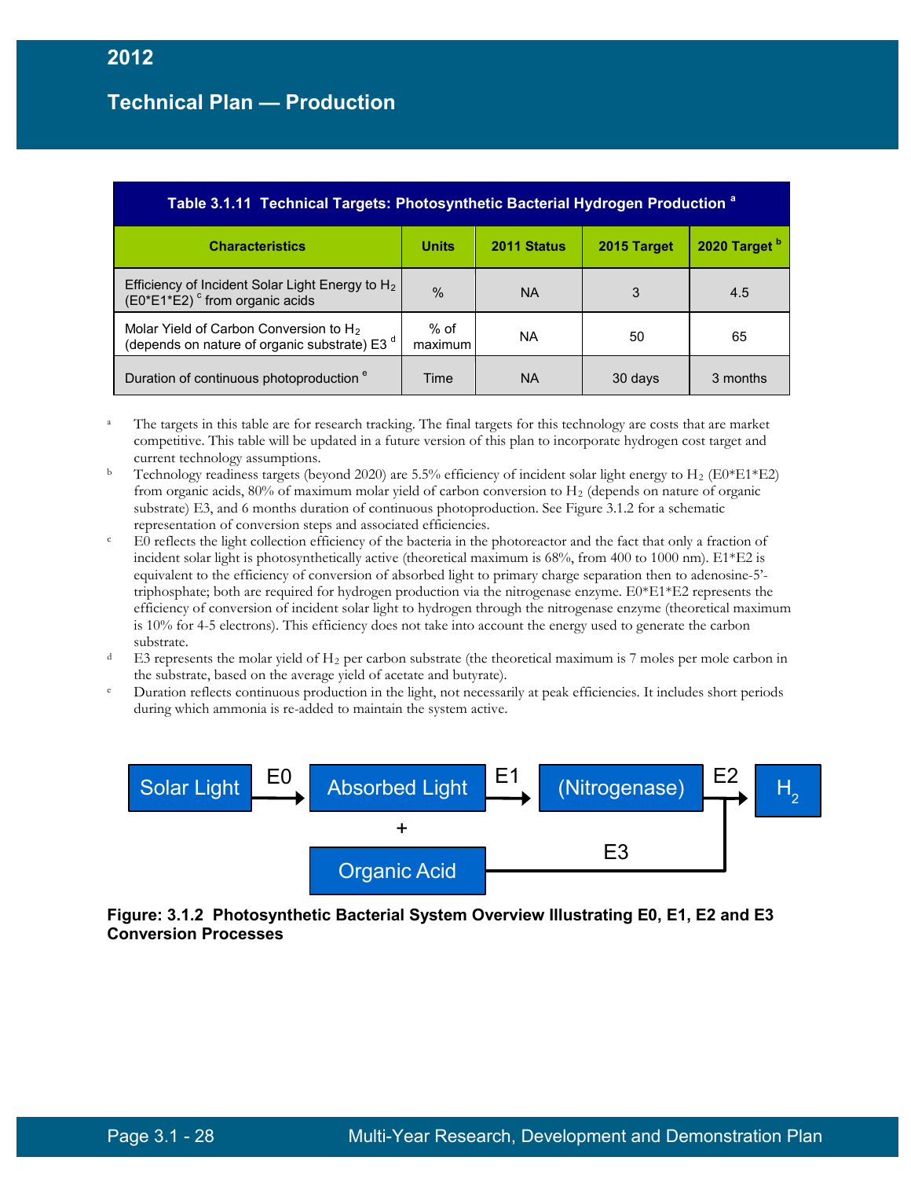| Characteristics | Units | 2011 Status | 2015 Target | 2020 Target [b] |
|---|---|---|---|---|
| Efficiency of Incident Solar Light Energy to $H_2$ (E0*E1*E2) [c] from organic acids | % | NA | 3 | 4.5 |
| Molar Yield of Carbon Conversion to $H_2$ (depends on nature of organic substrate) E3 [d] | % of maximum | NA | 50 | 65 |
| Duration of continuous photoproduction [e] | Time | NA | 30 days | 3 months |

**Table 3.1.11 Technical Targets: Photosynthetic Bacterial Hydrogen Production [a]**

[a] The targets in this table are for research tracking. The final targets for this technology are costs that are market competitive. This table will be updated in a future version of this plan to incorporate hydrogen cost target and current technology assumptions.

[b] Technology readiness targets (beyond 2020) are 5.5% efficiency of incident solar light energy to $H_2$ (E0*E1*E2) from organic acids, 80% of maximum molar yield of carbon conversion to $H_2$ (depends on nature of organic substrate) E3, and 6 months duration of continuous photoproduction. See Figure 3.1.2 for a schematic representation of conversion steps and associated efficiencies.

[c] E0 reflects the light collection efficiency of the bacteria in the photoreactor and the fact that only a fraction of incident solar light is photosynthetically active (theoretical maximum is 68%, from 400 to 1000 nm). E1*E2 is equivalent to the efficiency of conversion of absorbed light to primary charge separation then to adenosine-5'-triphosphate; both are required for hydrogen production via the nitrogenase enzyme. E0*E1*E2 represents the efficiency of conversion of incident solar light to hydrogen through the nitrogenase enzyme (theoretical maximum is 10% for 4-5 electrons). This efficiency does not take into account the energy used to generate the carbon substrate.

[d] E3 represents the molar yield of $H_2$ per carbon substrate (the theoretical maximum is 7 moles per mole carbon in the substrate, based on the average yield of acetate and butyrate).

[e] Duration reflects continuous production in the light, not necessarily at peak efficiencies. It includes short periods during which ammonia is re-added to maintain the system active.

```
Solar Light --E0--> Absorbed Light --E1--> (Nitrogenase) --E2--> H2
                          +                                   ^
                    Organic Acid ------------E3---------------|
```

**Figure: 3.1.2 Photosynthetic Bacterial System Overview Illustrating E0, E1, E2 and E3 Conversion Processes**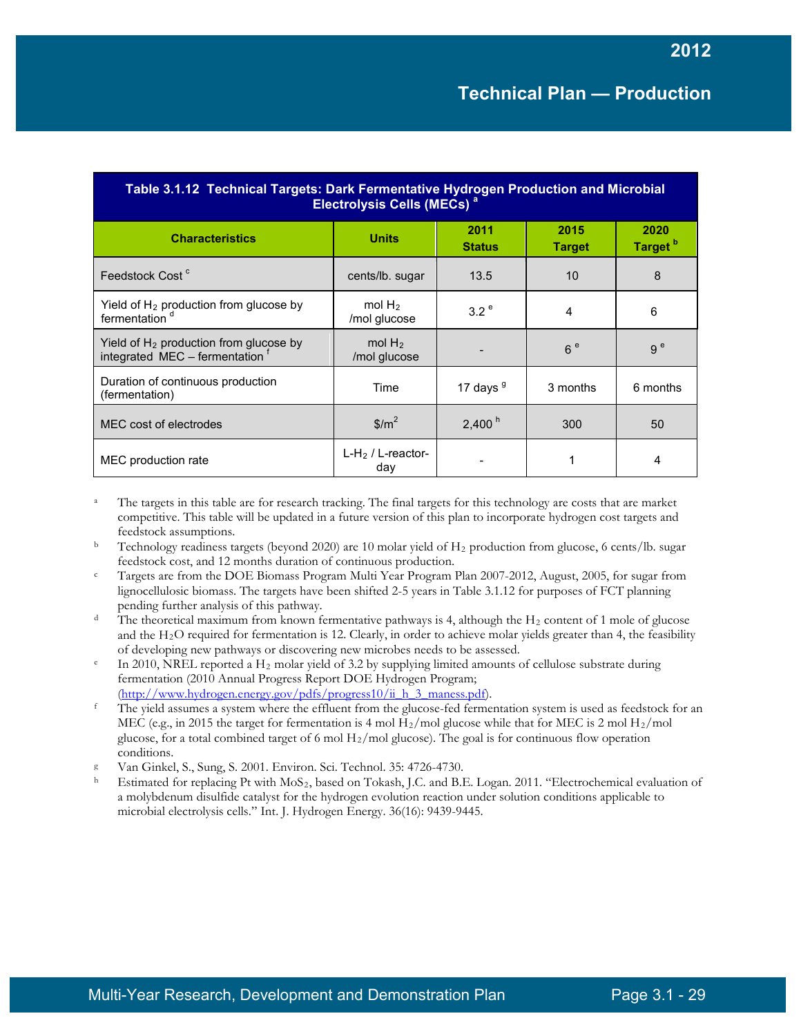**Table 3.1.12 Technical Targets: Dark Fermentative Hydrogen Production and Microbial Electrolysis Cells (MECs)** [a]

| Characteristics | Units | 2011 Status | 2015 Target | 2020 Target [b] |
|---|---|---|---|---|
| Feedstock Cost [c] | cents/lb. sugar | 13.5 | 10 | 8 |
| Yield of $H_2$ production from glucose by fermentation [d] | mol $H_2$ /mol glucose | 3.2 [e] | 4 | 6 |
| Yield of $H_2$ production from glucose by integrated MEC – fermentation [f] | mol $H_2$ /mol glucose | - | 6 [e] | 9 [e] |
| Duration of continuous production (fermentation) | Time | 17 days [g] | 3 months | 6 months |
| MEC cost of electrodes | $/m^2 | 2,400 [h] | 300 | 50 |
| MEC production rate | L-$H_2$ / L-reactor-day | - | 1 | 4 |

[a] The targets in this table are for research tracking. The final targets for this technology are costs that are market competitive. This table will be updated in a future version of this plan to incorporate hydrogen cost targets and feedstock assumptions.

[b] Technology readiness targets (beyond 2020) are 10 molar yield of $H_2$ production from glucose, 6 cents/lb. sugar feedstock cost, and 12 months duration of continuous production.

[c] Targets are from the DOE Biomass Program Multi Year Program Plan 2007-2012, August, 2005, for sugar from lignocellulosic biomass. The targets have been shifted 2-5 years in Table 3.1.12 for purposes of FCT planning pending further analysis of this pathway.

[d] The theoretical maximum from known fermentative pathways is 4, although the $H_2$ content of 1 mole of glucose and the $H_2O$ required for fermentation is 12. Clearly, in order to achieve molar yields greater than 4, the feasibility of developing new pathways or discovering new microbes needs to be assessed.

[e] In 2010, NREL reported a $H_2$ molar yield of 3.2 by supplying limited amounts of cellulose substrate during fermentation (2010 Annual Progress Report DOE Hydrogen Program; (http://www.hydrogen.energy.gov/pdfs/progress10/ii_h_3_maness.pdf).

[f] The yield assumes a system where the effluent from the glucose-fed fermentation system is used as feedstock for an MEC (e.g., in 2015 the target for fermentation is 4 mol $H_2$/mol glucose while that for MEC is 2 mol $H_2$/mol glucose, for a total combined target of 6 mol $H_2$/mol glucose). The goal is for continuous flow operation conditions.

[g] Van Ginkel, S., Sung, S. 2001. Environ. Sci. Technol. 35: 4726-4730.

[h] Estimated for replacing Pt with $MoS_2$, based on Tokash, J.C. and B.E. Logan. 2011. "Electrochemical evaluation of a molybdenum disulfide catalyst for the hydrogen evolution reaction under solution conditions applicable to microbial electrolysis cells." Int. J. Hydrogen Energy. 36(16): 9439-9445.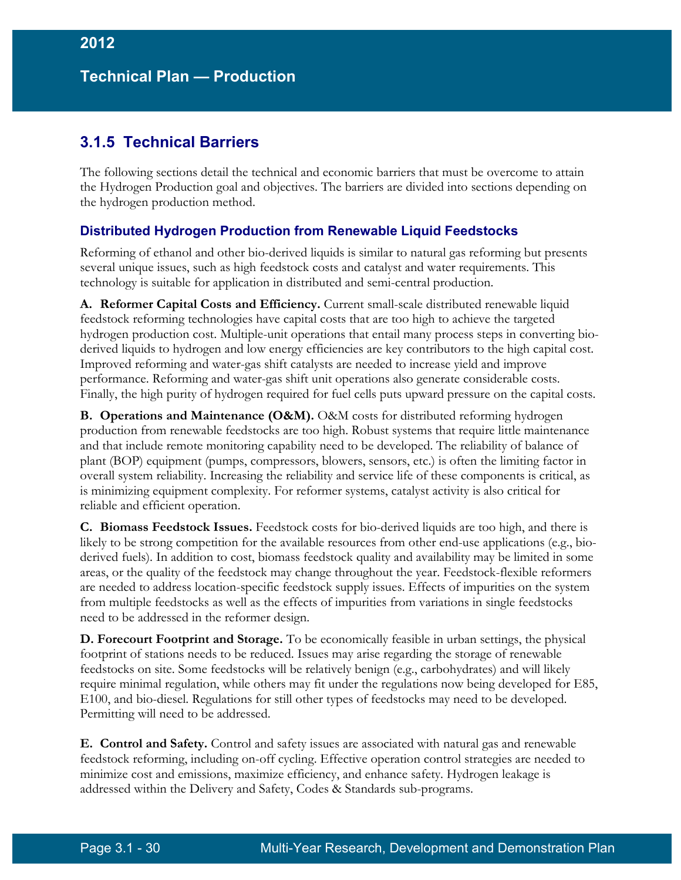## 3.1.5 Technical Barriers

The following sections detail the technical and economic barriers that must be overcome to attain the Hydrogen Production goal and objectives. The barriers are divided into sections depending on the hydrogen production method.

### Distributed Hydrogen Production from Renewable Liquid Feedstocks

Reforming of ethanol and other bio-derived liquids is similar to natural gas reforming but presents several unique issues, such as high feedstock costs and catalyst and water requirements. This technology is suitable for application in distributed and semi-central production.

**A. Reformer Capital Costs and Efficiency.** Current small-scale distributed renewable liquid feedstock reforming technologies have capital costs that are too high to achieve the targeted hydrogen production cost. Multiple-unit operations that entail many process steps in converting bio-derived liquids to hydrogen and low energy efficiencies are key contributors to the high capital cost. Improved reforming and water-gas shift catalysts are needed to increase yield and improve performance. Reforming and water-gas shift unit operations also generate considerable costs. Finally, the high purity of hydrogen required for fuel cells puts upward pressure on the capital costs.

**B. Operations and Maintenance (O&M).** O&M costs for distributed reforming hydrogen production from renewable feedstocks are too high. Robust systems that require little maintenance and that include remote monitoring capability need to be developed. The reliability of balance of plant (BOP) equipment (pumps, compressors, blowers, sensors, etc.) is often the limiting factor in overall system reliability. Increasing the reliability and service life of these components is critical, as is minimizing equipment complexity. For reformer systems, catalyst activity is also critical for reliable and efficient operation.

**C. Biomass Feedstock Issues.** Feedstock costs for bio-derived liquids are too high, and there is likely to be strong competition for the available resources from other end-use applications (e.g., bio-derived fuels). In addition to cost, biomass feedstock quality and availability may be limited in some areas, or the quality of the feedstock may change throughout the year. Feedstock-flexible reformers are needed to address location-specific feedstock supply issues. Effects of impurities on the system from multiple feedstocks as well as the effects of impurities from variations in single feedstocks need to be addressed in the reformer design.

**D. Forecourt Footprint and Storage.** To be economically feasible in urban settings, the physical footprint of stations needs to be reduced. Issues may arise regarding the storage of renewable feedstocks on site. Some feedstocks will be relatively benign (e.g., carbohydrates) and will likely require minimal regulation, while others may fit under the regulations now being developed for E85, E100, and bio-diesel. Regulations for still other types of feedstocks may need to be developed. Permitting will need to be addressed.

**E. Control and Safety.** Control and safety issues are associated with natural gas and renewable feedstock reforming, including on-off cycling. Effective operation control strategies are needed to minimize cost and emissions, maximize efficiency, and enhance safety. Hydrogen leakage is addressed within the Delivery and Safety, Codes & Standards sub-programs.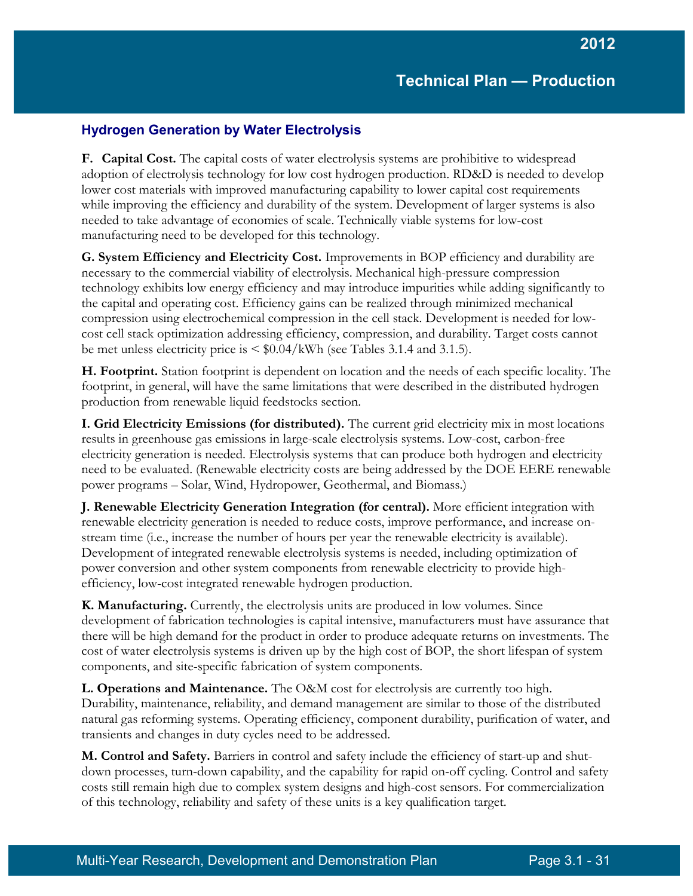## Hydrogen Generation by Water Electrolysis

**F. Capital Cost.** The capital costs of water electrolysis systems are prohibitive to widespread adoption of electrolysis technology for low cost hydrogen production. RD&D is needed to develop lower cost materials with improved manufacturing capability to lower capital cost requirements while improving the efficiency and durability of the system. Development of larger systems is also needed to take advantage of economies of scale. Technically viable systems for low-cost manufacturing need to be developed for this technology.

**G. System Efficiency and Electricity Cost.** Improvements in BOP efficiency and durability are necessary to the commercial viability of electrolysis. Mechanical high-pressure compression technology exhibits low energy efficiency and may introduce impurities while adding significantly to the capital and operating cost. Efficiency gains can be realized through minimized mechanical compression using electrochemical compression in the cell stack. Development is needed for low-cost cell stack optimization addressing efficiency, compression, and durability. Target costs cannot be met unless electricity price is < $0.04/kWh (see Tables 3.1.4 and 3.1.5).

**H. Footprint.** Station footprint is dependent on location and the needs of each specific locality. The footprint, in general, will have the same limitations that were described in the distributed hydrogen production from renewable liquid feedstocks section.

**I. Grid Electricity Emissions (for distributed).** The current grid electricity mix in most locations results in greenhouse gas emissions in large-scale electrolysis systems. Low-cost, carbon-free electricity generation is needed. Electrolysis systems that can produce both hydrogen and electricity need to be evaluated. (Renewable electricity costs are being addressed by the DOE EERE renewable power programs – Solar, Wind, Hydropower, Geothermal, and Biomass.)

**J. Renewable Electricity Generation Integration (for central).** More efficient integration with renewable electricity generation is needed to reduce costs, improve performance, and increase on-stream time (i.e., increase the number of hours per year the renewable electricity is available). Development of integrated renewable electrolysis systems is needed, including optimization of power conversion and other system components from renewable electricity to provide high-efficiency, low-cost integrated renewable hydrogen production.

**K. Manufacturing.** Currently, the electrolysis units are produced in low volumes. Since development of fabrication technologies is capital intensive, manufacturers must have assurance that there will be high demand for the product in order to produce adequate returns on investments. The cost of water electrolysis systems is driven up by the high cost of BOP, the short lifespan of system components, and site-specific fabrication of system components.

**L. Operations and Maintenance.** The O&M cost for electrolysis are currently too high. Durability, maintenance, reliability, and demand management are similar to those of the distributed natural gas reforming systems. Operating efficiency, component durability, purification of water, and transients and changes in duty cycles need to be addressed.

**M. Control and Safety.** Barriers in control and safety include the efficiency of start-up and shut-down processes, turn-down capability, and the capability for rapid on-off cycling. Control and safety costs still remain high due to complex system designs and high-cost sensors. For commercialization of this technology, reliability and safety of these units is a key qualification target.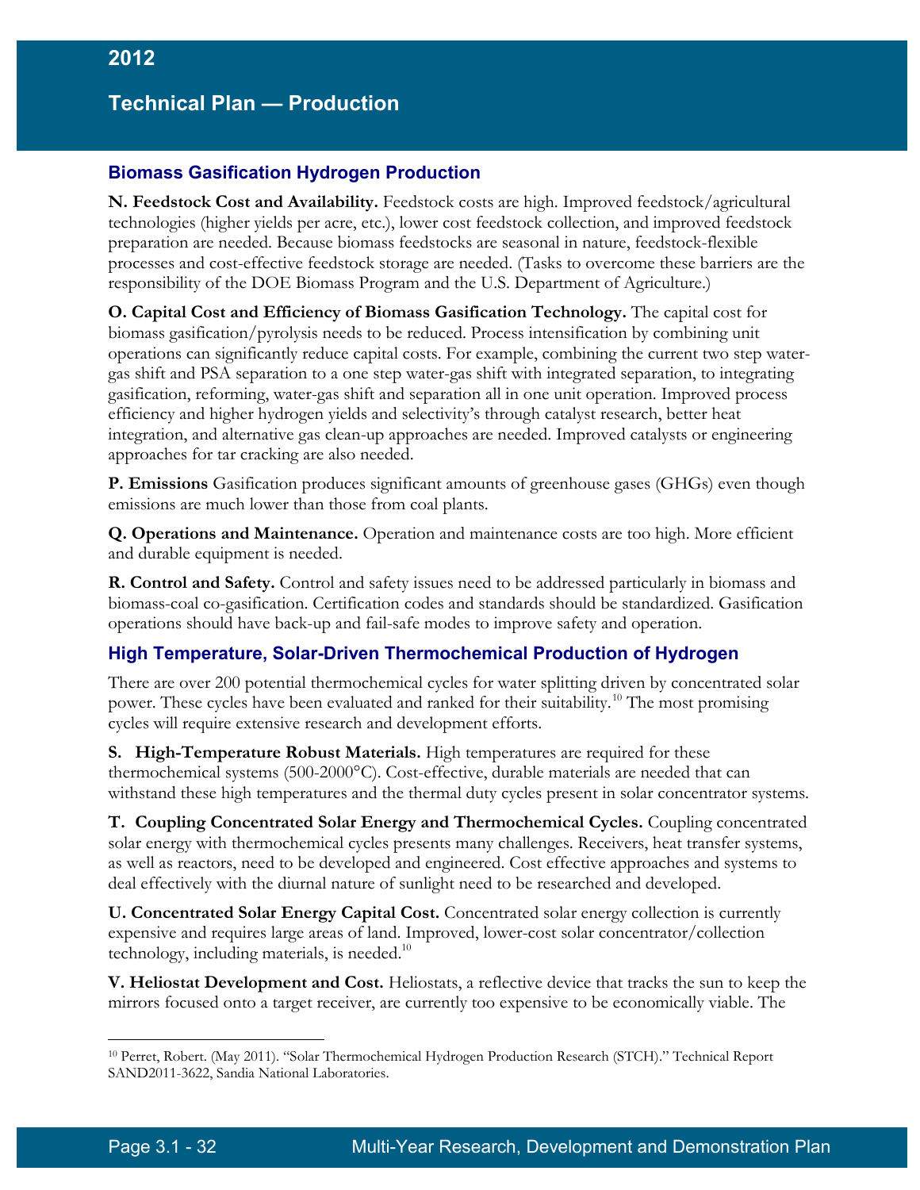### Biomass Gasification Hydrogen Production

**N. Feedstock Cost and Availability.** Feedstock costs are high. Improved feedstock/agricultural technologies (higher yields per acre, etc.), lower cost feedstock collection, and improved feedstock preparation are needed. Because biomass feedstocks are seasonal in nature, feedstock-flexible processes and cost-effective feedstock storage are needed. (Tasks to overcome these barriers are the responsibility of the DOE Biomass Program and the U.S. Department of Agriculture.)

**O. Capital Cost and Efficiency of Biomass Gasification Technology.** The capital cost for biomass gasification/pyrolysis needs to be reduced. Process intensification by combining unit operations can significantly reduce capital costs. For example, combining the current two step water-gas shift and PSA separation to a one step water-gas shift with integrated separation, to integrating gasification, reforming, water-gas shift and separation all in one unit operation. Improved process efficiency and higher hydrogen yields and selectivity's through catalyst research, better heat integration, and alternative gas clean-up approaches are needed. Improved catalysts or engineering approaches for tar cracking are also needed.

**P. Emissions** Gasification produces significant amounts of greenhouse gases (GHGs) even though emissions are much lower than those from coal plants.

**Q. Operations and Maintenance.** Operation and maintenance costs are too high. More efficient and durable equipment is needed.

**R. Control and Safety.** Control and safety issues need to be addressed particularly in biomass and biomass-coal co-gasification. Certification codes and standards should be standardized. Gasification operations should have back-up and fail-safe modes to improve safety and operation.

### High Temperature, Solar-Driven Thermochemical Production of Hydrogen

There are over 200 potential thermochemical cycles for water splitting driven by concentrated solar power. These cycles have been evaluated and ranked for their suitability.[10] The most promising cycles will require extensive research and development efforts.

**S. High-Temperature Robust Materials.** High temperatures are required for these thermochemical systems (500-2000°C). Cost-effective, durable materials are needed that can withstand these high temperatures and the thermal duty cycles present in solar concentrator systems.

**T. Coupling Concentrated Solar Energy and Thermochemical Cycles.** Coupling concentrated solar energy with thermochemical cycles presents many challenges. Receivers, heat transfer systems, as well as reactors, need to be developed and engineered. Cost effective approaches and systems to deal effectively with the diurnal nature of sunlight need to be researched and developed.

**U. Concentrated Solar Energy Capital Cost.** Concentrated solar energy collection is currently expensive and requires large areas of land. Improved, lower-cost solar concentrator/collection technology, including materials, is needed.[10]

**V. Heliostat Development and Cost.** Heliostats, a reflective device that tracks the sun to keep the mirrors focused onto a target receiver, are currently too expensive to be economically viable. The

[10] Perret, Robert. (May 2011). "Solar Thermochemical Hydrogen Production Research (STCH)." Technical Report SAND2011-3622, Sandia National Laboratories.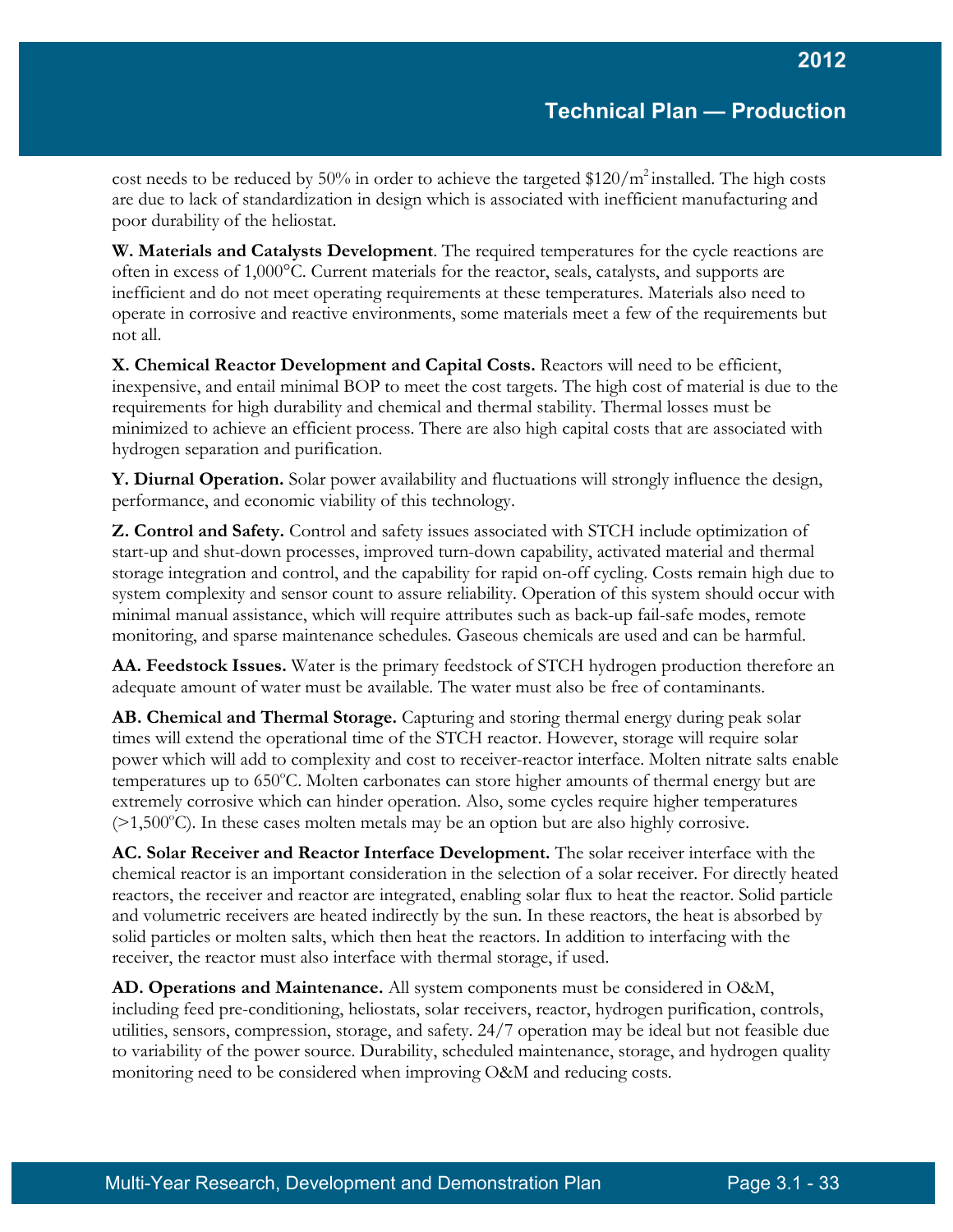cost needs to be reduced by 50% in order to achieve the targeted $120/m$^2$ installed. The high costs are due to lack of standardization in design which is associated with inefficient manufacturing and poor durability of the heliostat.

**W. Materials and Catalysts Development**. The required temperatures for the cycle reactions are often in excess of 1,000°C. Current materials for the reactor, seals, catalysts, and supports are inefficient and do not meet operating requirements at these temperatures. Materials also need to operate in corrosive and reactive environments, some materials meet a few of the requirements but not all.

**X. Chemical Reactor Development and Capital Costs.** Reactors will need to be efficient, inexpensive, and entail minimal BOP to meet the cost targets. The high cost of material is due to the requirements for high durability and chemical and thermal stability. Thermal losses must be minimized to achieve an efficient process. There are also high capital costs that are associated with hydrogen separation and purification.

**Y. Diurnal Operation.** Solar power availability and fluctuations will strongly influence the design, performance, and economic viability of this technology.

**Z. Control and Safety.** Control and safety issues associated with STCH include optimization of start-up and shut-down processes, improved turn-down capability, activated material and thermal storage integration and control, and the capability for rapid on-off cycling. Costs remain high due to system complexity and sensor count to assure reliability. Operation of this system should occur with minimal manual assistance, which will require attributes such as back-up fail-safe modes, remote monitoring, and sparse maintenance schedules. Gaseous chemicals are used and can be harmful.

**AA. Feedstock Issues.** Water is the primary feedstock of STCH hydrogen production therefore an adequate amount of water must be available. The water must also be free of contaminants.

**AB. Chemical and Thermal Storage.** Capturing and storing thermal energy during peak solar times will extend the operational time of the STCH reactor. However, storage will require solar power which will add to complexity and cost to receiver-reactor interface. Molten nitrate salts enable temperatures up to 650°C. Molten carbonates can store higher amounts of thermal energy but are extremely corrosive which can hinder operation. Also, some cycles require higher temperatures (>1,500°C). In these cases molten metals may be an option but are also highly corrosive.

**AC. Solar Receiver and Reactor Interface Development.** The solar receiver interface with the chemical reactor is an important consideration in the selection of a solar receiver. For directly heated reactors, the receiver and reactor are integrated, enabling solar flux to heat the reactor. Solid particle and volumetric receivers are heated indirectly by the sun. In these reactors, the heat is absorbed by solid particles or molten salts, which then heat the reactors. In addition to interfacing with the receiver, the reactor must also interface with thermal storage, if used.

**AD. Operations and Maintenance.** All system components must be considered in O&M, including feed pre-conditioning, heliostats, solar receivers, reactor, hydrogen purification, controls, utilities, sensors, compression, storage, and safety. 24/7 operation may be ideal but not feasible due to variability of the power source. Durability, scheduled maintenance, storage, and hydrogen quality monitoring need to be considered when improving O&M and reducing costs.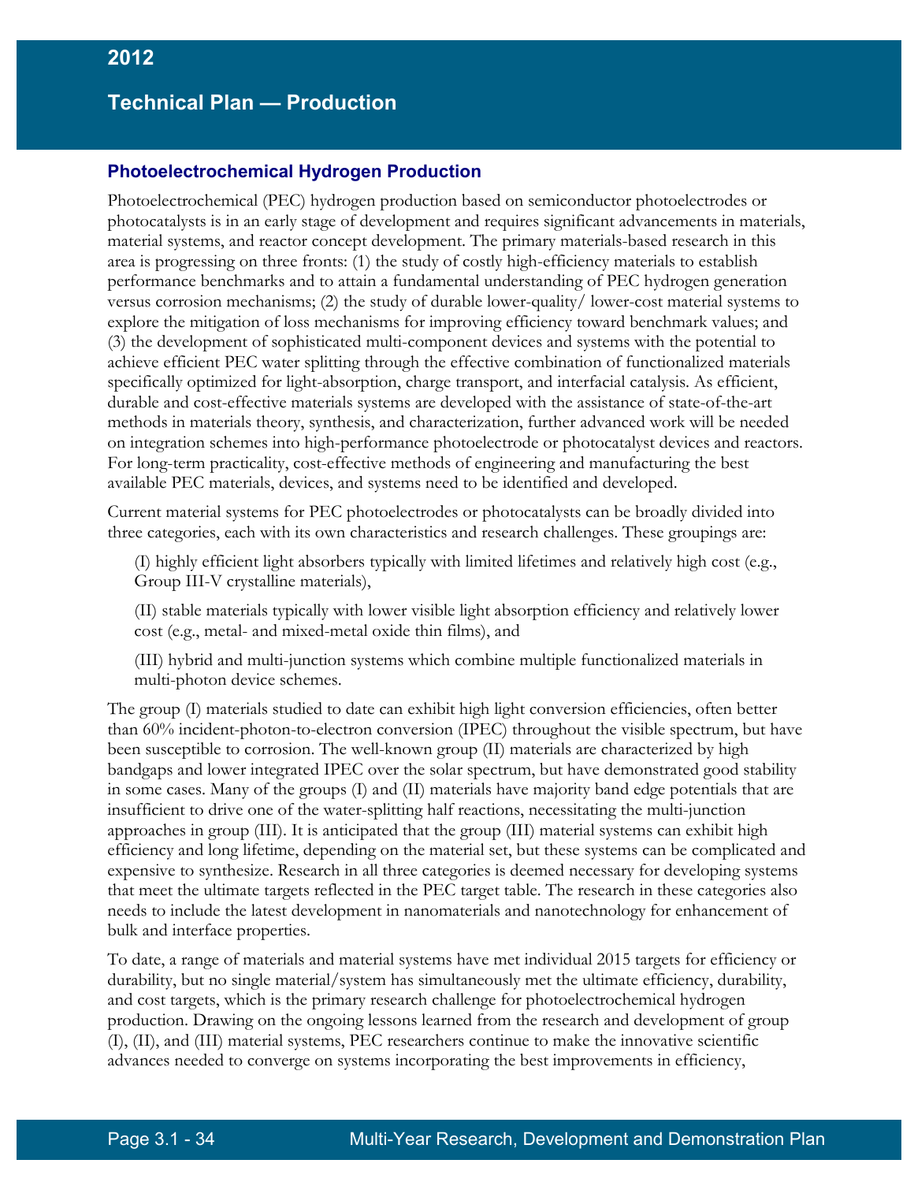## Photoelectrochemical Hydrogen Production

Photoelectrochemical (PEC) hydrogen production based on semiconductor photoelectrodes or photocatalysts is in an early stage of development and requires significant advancements in materials, material systems, and reactor concept development. The primary materials-based research in this area is progressing on three fronts: (1) the study of costly high-efficiency materials to establish performance benchmarks and to attain a fundamental understanding of PEC hydrogen generation versus corrosion mechanisms; (2) the study of durable lower-quality/ lower-cost material systems to explore the mitigation of loss mechanisms for improving efficiency toward benchmark values; and (3) the development of sophisticated multi-component devices and systems with the potential to achieve efficient PEC water splitting through the effective combination of functionalized materials specifically optimized for light-absorption, charge transport, and interfacial catalysis. As efficient, durable and cost-effective materials systems are developed with the assistance of state-of-the-art methods in materials theory, synthesis, and characterization, further advanced work will be needed on integration schemes into high-performance photoelectrode or photocatalyst devices and reactors. For long-term practicality, cost-effective methods of engineering and manufacturing the best available PEC materials, devices, and systems need to be identified and developed.

Current material systems for PEC photoelectrodes or photocatalysts can be broadly divided into three categories, each with its own characteristics and research challenges. These groupings are:

(I) highly efficient light absorbers typically with limited lifetimes and relatively high cost (e.g., Group III-V crystalline materials),

(II) stable materials typically with lower visible light absorption efficiency and relatively lower cost (e.g., metal- and mixed-metal oxide thin films), and

(III) hybrid and multi-junction systems which combine multiple functionalized materials in multi-photon device schemes.

The group (I) materials studied to date can exhibit high light conversion efficiencies, often better than 60% incident-photon-to-electron conversion (IPEC) throughout the visible spectrum, but have been susceptible to corrosion. The well-known group (II) materials are characterized by high bandgaps and lower integrated IPEC over the solar spectrum, but have demonstrated good stability in some cases. Many of the groups (I) and (II) materials have majority band edge potentials that are insufficient to drive one of the water-splitting half reactions, necessitating the multi-junction approaches in group (III). It is anticipated that the group (III) material systems can exhibit high efficiency and long lifetime, depending on the material set, but these systems can be complicated and expensive to synthesize. Research in all three categories is deemed necessary for developing systems that meet the ultimate targets reflected in the PEC target table. The research in these categories also needs to include the latest development in nanomaterials and nanotechnology for enhancement of bulk and interface properties.

To date, a range of materials and material systems have met individual 2015 targets for efficiency or durability, but no single material/system has simultaneously met the ultimate efficiency, durability, and cost targets, which is the primary research challenge for photoelectrochemical hydrogen production. Drawing on the ongoing lessons learned from the research and development of group (I), (II), and (III) material systems, PEC researchers continue to make the innovative scientific advances needed to converge on systems incorporating the best improvements in efficiency,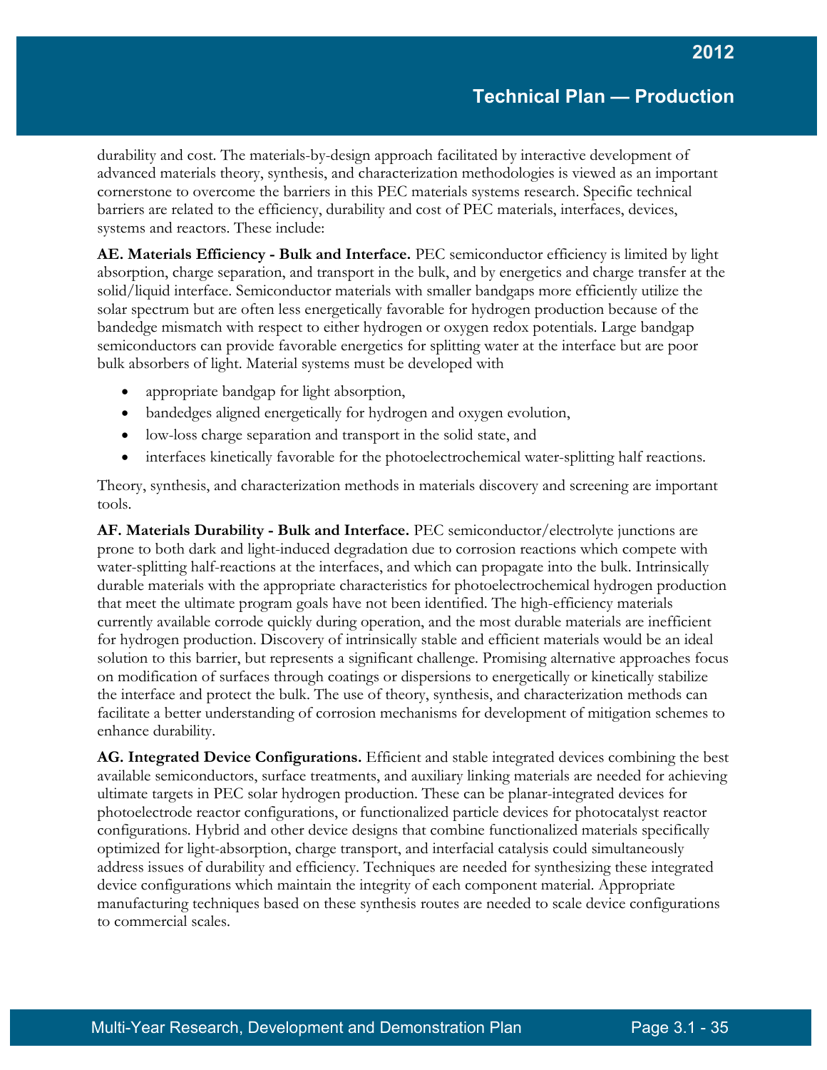durability and cost. The materials-by-design approach facilitated by interactive development of advanced materials theory, synthesis, and characterization methodologies is viewed as an important cornerstone to overcome the barriers in this PEC materials systems research. Specific technical barriers are related to the efficiency, durability and cost of PEC materials, interfaces, devices, systems and reactors. These include:

**AE. Materials Efficiency - Bulk and Interface.** PEC semiconductor efficiency is limited by light absorption, charge separation, and transport in the bulk, and by energetics and charge transfer at the solid/liquid interface. Semiconductor materials with smaller bandgaps more efficiently utilize the solar spectrum but are often less energetically favorable for hydrogen production because of the bandedge mismatch with respect to either hydrogen or oxygen redox potentials. Large bandgap semiconductors can provide favorable energetics for splitting water at the interface but are poor bulk absorbers of light. Material systems must be developed with

- appropriate bandgap for light absorption,
- bandedges aligned energetically for hydrogen and oxygen evolution,
- low-loss charge separation and transport in the solid state, and
- interfaces kinetically favorable for the photoelectrochemical water-splitting half reactions.

Theory, synthesis, and characterization methods in materials discovery and screening are important tools.

**AF. Materials Durability - Bulk and Interface.** PEC semiconductor/electrolyte junctions are prone to both dark and light-induced degradation due to corrosion reactions which compete with water-splitting half-reactions at the interfaces, and which can propagate into the bulk. Intrinsically durable materials with the appropriate characteristics for photoelectrochemical hydrogen production that meet the ultimate program goals have not been identified. The high-efficiency materials currently available corrode quickly during operation, and the most durable materials are inefficient for hydrogen production. Discovery of intrinsically stable and efficient materials would be an ideal solution to this barrier, but represents a significant challenge. Promising alternative approaches focus on modification of surfaces through coatings or dispersions to energetically or kinetically stabilize the interface and protect the bulk. The use of theory, synthesis, and characterization methods can facilitate a better understanding of corrosion mechanisms for development of mitigation schemes to enhance durability.

**AG. Integrated Device Configurations.** Efficient and stable integrated devices combining the best available semiconductors, surface treatments, and auxiliary linking materials are needed for achieving ultimate targets in PEC solar hydrogen production. These can be planar-integrated devices for photoelectrode reactor configurations, or functionalized particle devices for photocatalyst reactor configurations. Hybrid and other device designs that combine functionalized materials specifically optimized for light-absorption, charge transport, and interfacial catalysis could simultaneously address issues of durability and efficiency. Techniques are needed for synthesizing these integrated device configurations which maintain the integrity of each component material. Appropriate manufacturing techniques based on these synthesis routes are needed to scale device configurations to commercial scales.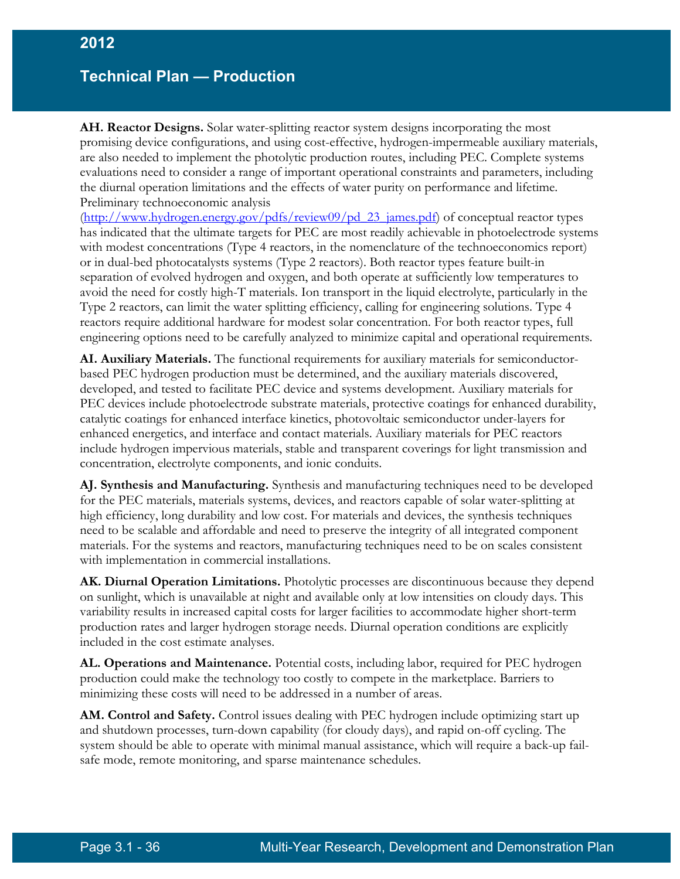**AH. Reactor Designs.** Solar water-splitting reactor system designs incorporating the most promising device configurations, and using cost-effective, hydrogen-impermeable auxiliary materials, are also needed to implement the photolytic production routes, including PEC. Complete systems evaluations need to consider a range of important operational constraints and parameters, including the diurnal operation limitations and the effects of water purity on performance and lifetime. Preliminary technoeconomic analysis (http://www.hydrogen.energy.gov/pdfs/review09/pd_23_james.pdf) of conceptual reactor types has indicated that the ultimate targets for PEC are most readily achievable in photoelectrode systems with modest concentrations (Type 4 reactors, in the nomenclature of the technoeconomics report) or in dual-bed photocatalysts systems (Type 2 reactors). Both reactor types feature built-in separation of evolved hydrogen and oxygen, and both operate at sufficiently low temperatures to avoid the need for costly high-T materials. Ion transport in the liquid electrolyte, particularly in the Type 2 reactors, can limit the water splitting efficiency, calling for engineering solutions. Type 4 reactors require additional hardware for modest solar concentration. For both reactor types, full engineering options need to be carefully analyzed to minimize capital and operational requirements.

**AI. Auxiliary Materials.** The functional requirements for auxiliary materials for semiconductor-based PEC hydrogen production must be determined, and the auxiliary materials discovered, developed, and tested to facilitate PEC device and systems development. Auxiliary materials for PEC devices include photoelectrode substrate materials, protective coatings for enhanced durability, catalytic coatings for enhanced interface kinetics, photovoltaic semiconductor under-layers for enhanced energetics, and interface and contact materials. Auxiliary materials for PEC reactors include hydrogen impervious materials, stable and transparent coverings for light transmission and concentration, electrolyte components, and ionic conduits.

**AJ. Synthesis and Manufacturing.** Synthesis and manufacturing techniques need to be developed for the PEC materials, materials systems, devices, and reactors capable of solar water-splitting at high efficiency, long durability and low cost. For materials and devices, the synthesis techniques need to be scalable and affordable and need to preserve the integrity of all integrated component materials. For the systems and reactors, manufacturing techniques need to be on scales consistent with implementation in commercial installations.

**AK. Diurnal Operation Limitations.** Photolytic processes are discontinuous because they depend on sunlight, which is unavailable at night and available only at low intensities on cloudy days. This variability results in increased capital costs for larger facilities to accommodate higher short-term production rates and larger hydrogen storage needs. Diurnal operation conditions are explicitly included in the cost estimate analyses.

**AL. Operations and Maintenance.** Potential costs, including labor, required for PEC hydrogen production could make the technology too costly to compete in the marketplace. Barriers to minimizing these costs will need to be addressed in a number of areas.

**AM. Control and Safety.** Control issues dealing with PEC hydrogen include optimizing start up and shutdown processes, turn-down capability (for cloudy days), and rapid on-off cycling. The system should be able to operate with minimal manual assistance, which will require a back-up fail-safe mode, remote monitoring, and sparse maintenance schedules.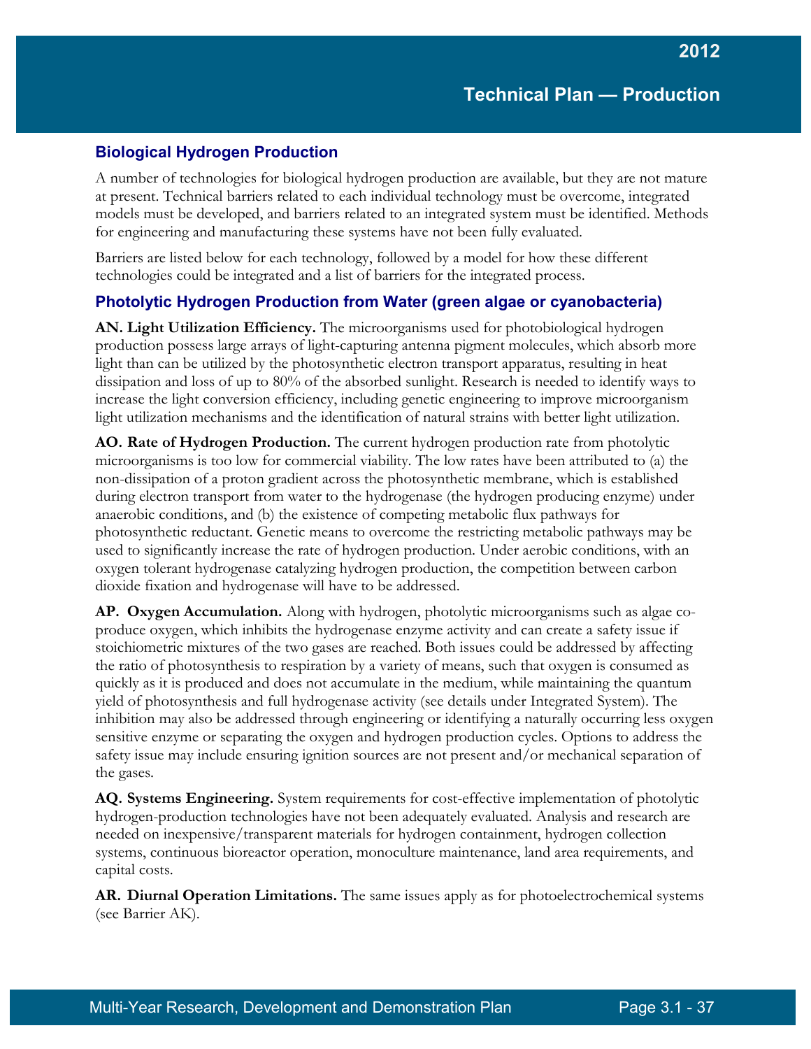## Biological Hydrogen Production

A number of technologies for biological hydrogen production are available, but they are not mature at present. Technical barriers related to each individual technology must be overcome, integrated models must be developed, and barriers related to an integrated system must be identified. Methods for engineering and manufacturing these systems have not been fully evaluated.

Barriers are listed below for each technology, followed by a model for how these different technologies could be integrated and a list of barriers for the integrated process.

## Photolytic Hydrogen Production from Water (green algae or cyanobacteria)

**AN. Light Utilization Efficiency.** The microorganisms used for photobiological hydrogen production possess large arrays of light-capturing antenna pigment molecules, which absorb more light than can be utilized by the photosynthetic electron transport apparatus, resulting in heat dissipation and loss of up to 80% of the absorbed sunlight. Research is needed to identify ways to increase the light conversion efficiency, including genetic engineering to improve microorganism light utilization mechanisms and the identification of natural strains with better light utilization.

**AO. Rate of Hydrogen Production.** The current hydrogen production rate from photolytic microorganisms is too low for commercial viability. The low rates have been attributed to (a) the non-dissipation of a proton gradient across the photosynthetic membrane, which is established during electron transport from water to the hydrogenase (the hydrogen producing enzyme) under anaerobic conditions, and (b) the existence of competing metabolic flux pathways for photosynthetic reductant. Genetic means to overcome the restricting metabolic pathways may be used to significantly increase the rate of hydrogen production. Under aerobic conditions, with an oxygen tolerant hydrogenase catalyzing hydrogen production, the competition between carbon dioxide fixation and hydrogenase will have to be addressed.

**AP. Oxygen Accumulation.** Along with hydrogen, photolytic microorganisms such as algae co-produce oxygen, which inhibits the hydrogenase enzyme activity and can create a safety issue if stoichiometric mixtures of the two gases are reached. Both issues could be addressed by affecting the ratio of photosynthesis to respiration by a variety of means, such that oxygen is consumed as quickly as it is produced and does not accumulate in the medium, while maintaining the quantum yield of photosynthesis and full hydrogenase activity (see details under Integrated System). The inhibition may also be addressed through engineering or identifying a naturally occurring less oxygen sensitive enzyme or separating the oxygen and hydrogen production cycles. Options to address the safety issue may include ensuring ignition sources are not present and/or mechanical separation of the gases.

**AQ. Systems Engineering.** System requirements for cost-effective implementation of photolytic hydrogen-production technologies have not been adequately evaluated. Analysis and research are needed on inexpensive/transparent materials for hydrogen containment, hydrogen collection systems, continuous bioreactor operation, monoculture maintenance, land area requirements, and capital costs.

**AR. Diurnal Operation Limitations.** The same issues apply as for photoelectrochemical systems (see Barrier AK).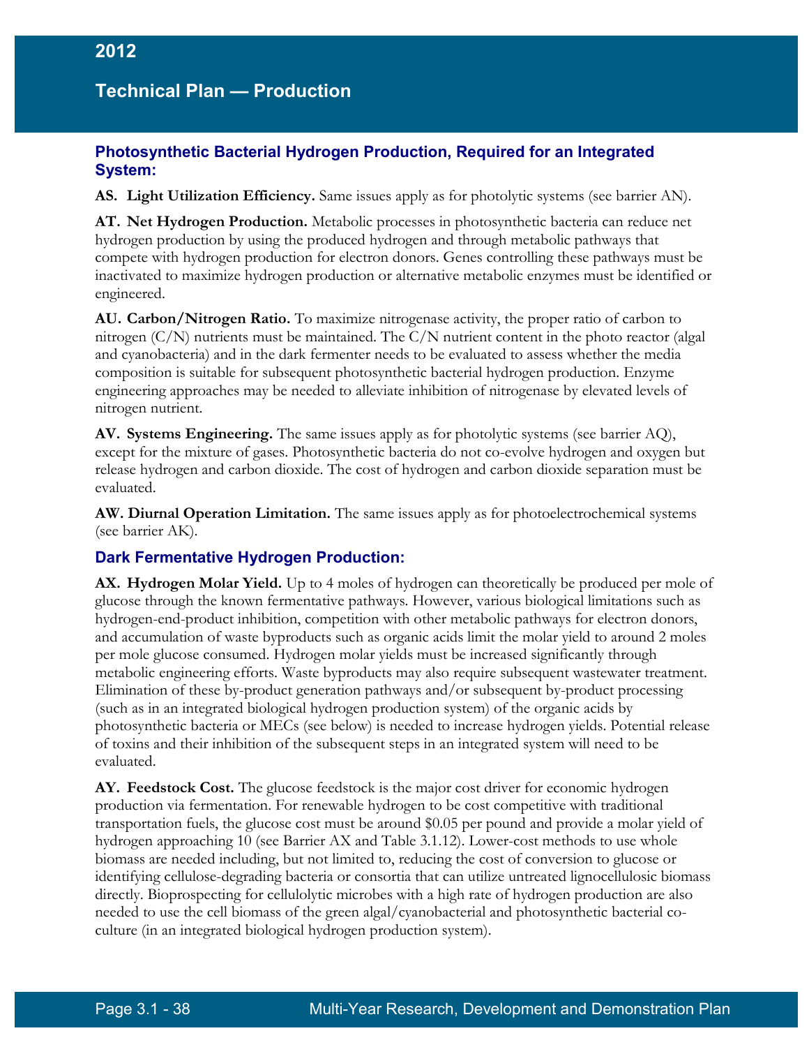### Photosynthetic Bacterial Hydrogen Production, Required for an Integrated System:

**AS. Light Utilization Efficiency.** Same issues apply as for photolytic systems (see barrier AN).

**AT. Net Hydrogen Production.** Metabolic processes in photosynthetic bacteria can reduce net hydrogen production by using the produced hydrogen and through metabolic pathways that compete with hydrogen production for electron donors. Genes controlling these pathways must be inactivated to maximize hydrogen production or alternative metabolic enzymes must be identified or engineered.

**AU. Carbon/Nitrogen Ratio.** To maximize nitrogenase activity, the proper ratio of carbon to nitrogen (C/N) nutrients must be maintained. The C/N nutrient content in the photo reactor (algal and cyanobacteria) and in the dark fermenter needs to be evaluated to assess whether the media composition is suitable for subsequent photosynthetic bacterial hydrogen production. Enzyme engineering approaches may be needed to alleviate inhibition of nitrogenase by elevated levels of nitrogen nutrient.

**AV. Systems Engineering.** The same issues apply as for photolytic systems (see barrier AQ), except for the mixture of gases. Photosynthetic bacteria do not co-evolve hydrogen and oxygen but release hydrogen and carbon dioxide. The cost of hydrogen and carbon dioxide separation must be evaluated.

**AW. Diurnal Operation Limitation.** The same issues apply as for photoelectrochemical systems (see barrier AK).

### Dark Fermentative Hydrogen Production:

**AX. Hydrogen Molar Yield.** Up to 4 moles of hydrogen can theoretically be produced per mole of glucose through the known fermentative pathways. However, various biological limitations such as hydrogen-end-product inhibition, competition with other metabolic pathways for electron donors, and accumulation of waste byproducts such as organic acids limit the molar yield to around 2 moles per mole glucose consumed. Hydrogen molar yields must be increased significantly through metabolic engineering efforts. Waste byproducts may also require subsequent wastewater treatment. Elimination of these by-product generation pathways and/or subsequent by-product processing (such as in an integrated biological hydrogen production system) of the organic acids by photosynthetic bacteria or MECs (see below) is needed to increase hydrogen yields. Potential release of toxins and their inhibition of the subsequent steps in an integrated system will need to be evaluated.

**AY. Feedstock Cost.** The glucose feedstock is the major cost driver for economic hydrogen production via fermentation. For renewable hydrogen to be cost competitive with traditional transportation fuels, the glucose cost must be around $0.05 per pound and provide a molar yield of hydrogen approaching 10 (see Barrier AX and Table 3.1.12). Lower-cost methods to use whole biomass are needed including, but not limited to, reducing the cost of conversion to glucose or identifying cellulose-degrading bacteria or consortia that can utilize untreated lignocellulosic biomass directly. Bioprospecting for cellulolytic microbes with a high rate of hydrogen production are also needed to use the cell biomass of the green algal/cyanobacterial and photosynthetic bacterial co-culture (in an integrated biological hydrogen production system).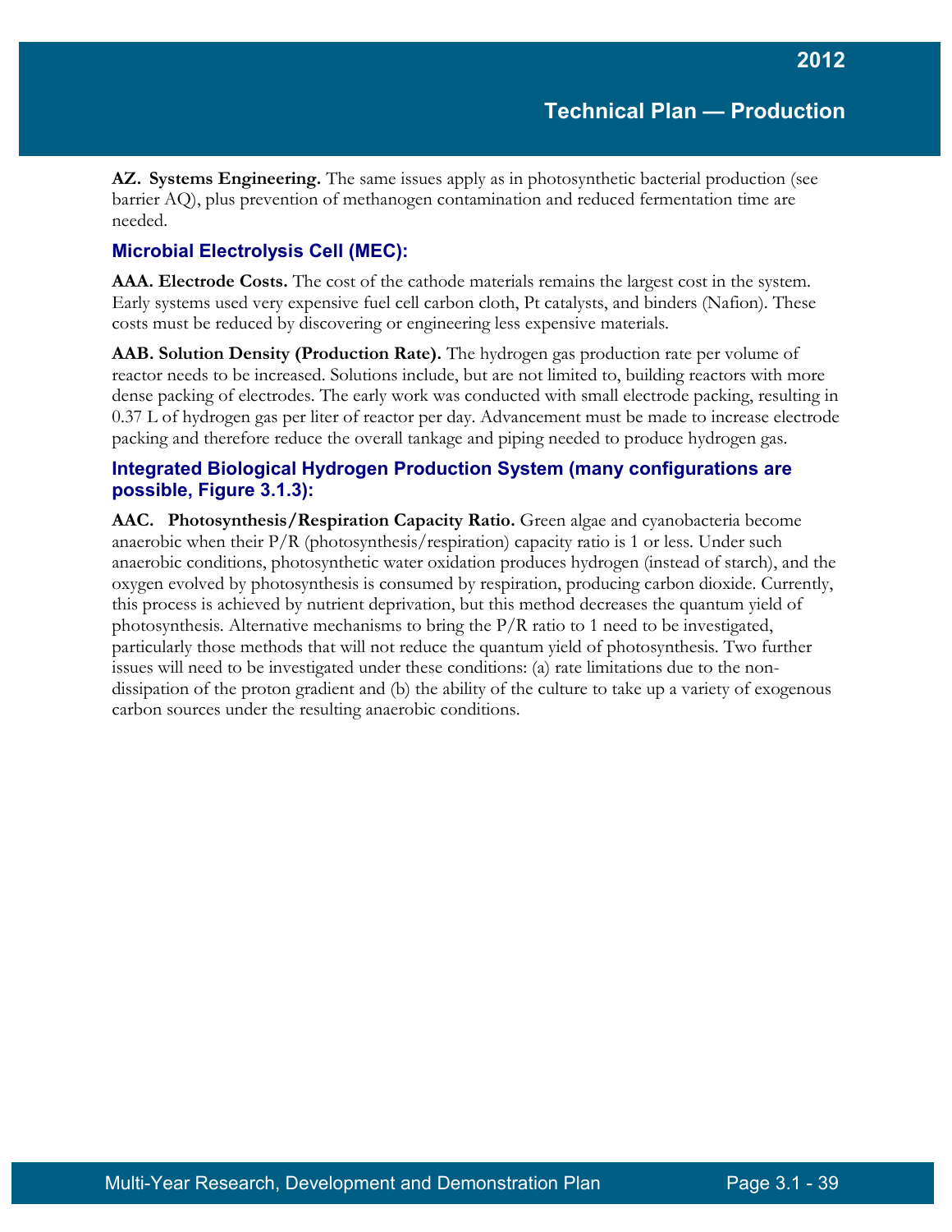**AZ. Systems Engineering.** The same issues apply as in photosynthetic bacterial production (see barrier AQ), plus prevention of methanogen contamination and reduced fermentation time are needed.

### Microbial Electrolysis Cell (MEC):

**AAA. Electrode Costs.** The cost of the cathode materials remains the largest cost in the system. Early systems used very expensive fuel cell carbon cloth, Pt catalysts, and binders (Nafion). These costs must be reduced by discovering or engineering less expensive materials.

**AAB. Solution Density (Production Rate).** The hydrogen gas production rate per volume of reactor needs to be increased. Solutions include, but are not limited to, building reactors with more dense packing of electrodes. The early work was conducted with small electrode packing, resulting in 0.37 L of hydrogen gas per liter of reactor per day. Advancement must be made to increase electrode packing and therefore reduce the overall tankage and piping needed to produce hydrogen gas.

### Integrated Biological Hydrogen Production System (many configurations are possible, Figure 3.1.3):

**AAC. Photosynthesis/Respiration Capacity Ratio.** Green algae and cyanobacteria become anaerobic when their P/R (photosynthesis/respiration) capacity ratio is 1 or less. Under such anaerobic conditions, photosynthetic water oxidation produces hydrogen (instead of starch), and the oxygen evolved by photosynthesis is consumed by respiration, producing carbon dioxide. Currently, this process is achieved by nutrient deprivation, but this method decreases the quantum yield of photosynthesis. Alternative mechanisms to bring the P/R ratio to 1 need to be investigated, particularly those methods that will not reduce the quantum yield of photosynthesis. Two further issues will need to be investigated under these conditions: (a) rate limitations due to the non-dissipation of the proton gradient and (b) the ability of the culture to take up a variety of exogenous carbon sources under the resulting anaerobic conditions.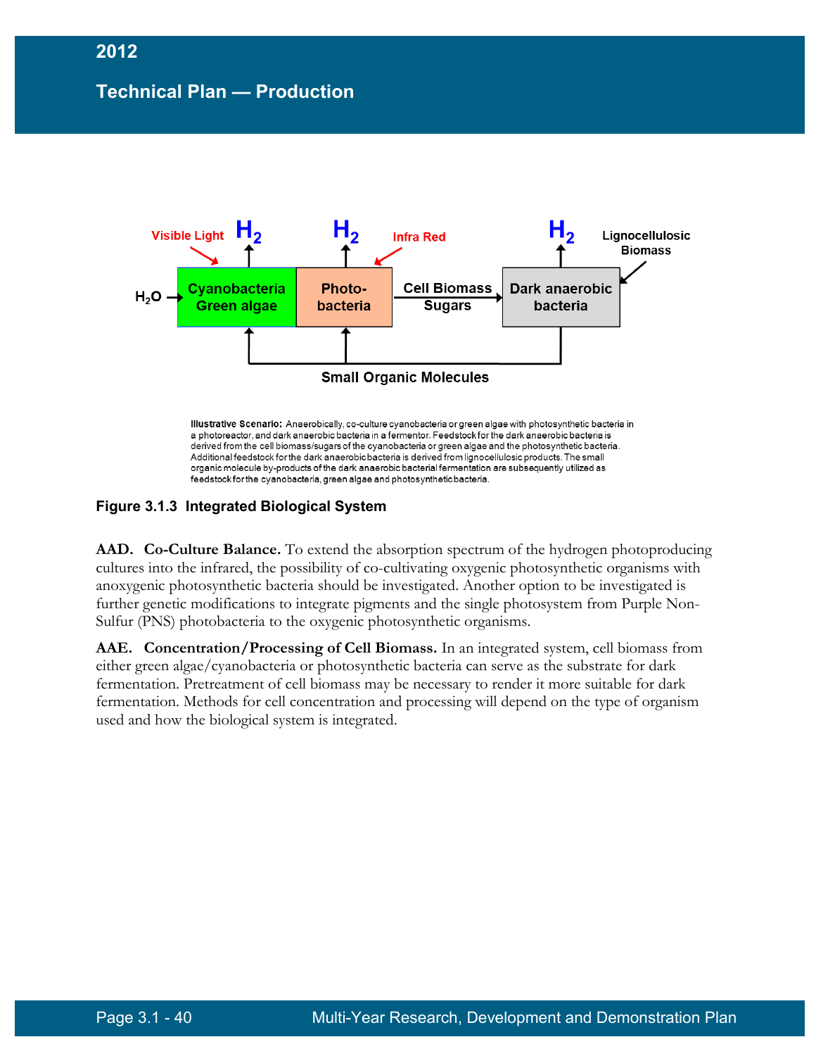Illustrative Scenario: Anaerobically, co-culture cyanobacteria or green algae with photosynthetic bacteria in a photoreactor, and dark anaerobic bacteria in a fermentor. Feedstock for the dark anaerobic bacteria is derived from the cell biomass/sugars of the cyanobacteria or green algae and the photosynthetic bacteria. Additional feedstock for the dark anaerobic bacteria is derived from lignocellulosic products. The small organic molecule by-products of the dark anaerobic bacterial fermentation are subsequently utilized as feedstock for the cyanobacteria, green algae and photosynthetic bacteria.

**Figure 3.1.3 Integrated Biological System**

**AAD. Co-Culture Balance.** To extend the absorption spectrum of the hydrogen photoproducing cultures into the infrared, the possibility of co-cultivating oxygenic photosynthetic organisms with anoxygenic photosynthetic bacteria should be investigated. Another option to be investigated is further genetic modifications to integrate pigments and the single photosystem from Purple Non-Sulfur (PNS) photobacteria to the oxygenic photosynthetic organisms.

**AAE. Concentration/Processing of Cell Biomass.** In an integrated system, cell biomass from either green algae/cyanobacteria or photosynthetic bacteria can serve as the substrate for dark fermentation. Pretreatment of cell biomass may be necessary to render it more suitable for dark fermentation. Methods for cell concentration and processing will depend on the type of organism used and how the biological system is integrated.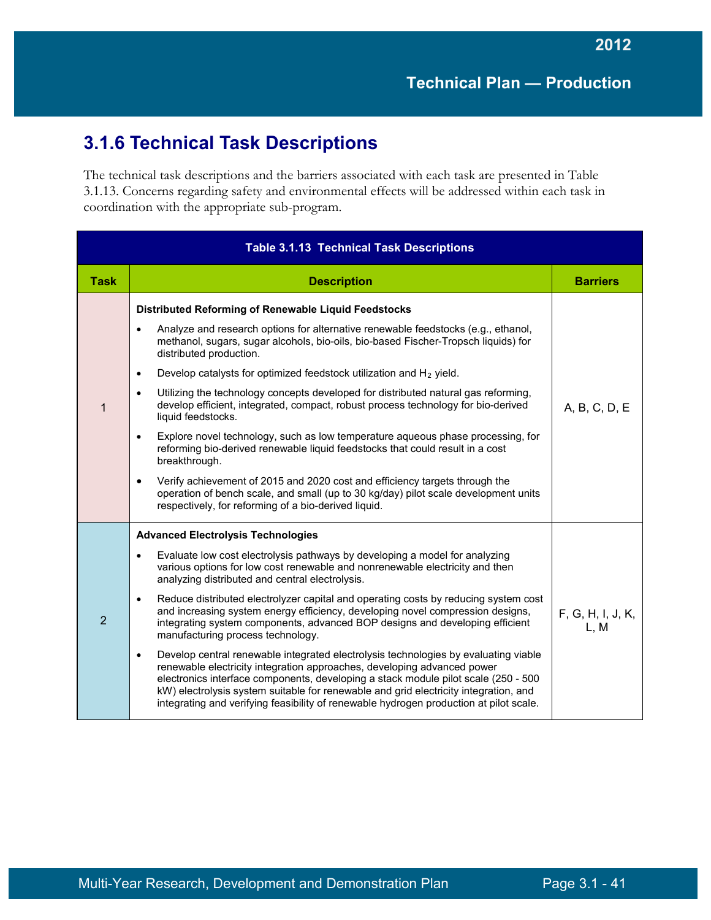## 3.1.6 Technical Task Descriptions

The technical task descriptions and the barriers associated with each task are presented in Table 3.1.13. Concerns regarding safety and environmental effects will be addressed within each task in coordination with the appropriate sub-program.

**Table 3.1.13 Technical Task Descriptions**

| Task | Description | Barriers |
|---|---|---|
| 1 | **Distributed Reforming of Renewable Liquid Feedstocks**<br>• Analyze and research options for alternative renewable feedstocks (e.g., ethanol, methanol, sugars, sugar alcohols, bio-oils, bio-based Fischer-Tropsch liquids) for distributed production.<br>• Develop catalysts for optimized feedstock utilization and $H_2$ yield.<br>• Utilizing the technology concepts developed for distributed natural gas reforming, develop efficient, integrated, compact, robust process technology for bio-derived liquid feedstocks.<br>• Explore novel technology, such as low temperature aqueous phase processing, for reforming bio-derived renewable liquid feedstocks that could result in a cost breakthrough.<br>• Verify achievement of 2015 and 2020 cost and efficiency targets through the operation of bench scale, and small (up to 30 kg/day) pilot scale development units respectively, for reforming of a bio-derived liquid. | A, B, C, D, E |
| 2 | **Advanced Electrolysis Technologies**<br>• Evaluate low cost electrolysis pathways by developing a model for analyzing various options for low cost renewable and nonrenewable electricity and then analyzing distributed and central electrolysis.<br>• Reduce distributed electrolyzer capital and operating costs by reducing system cost and increasing system energy efficiency, developing novel compression designs, integrating system components, advanced BOP designs and developing efficient manufacturing process technology.<br>• Develop central renewable integrated electrolysis technologies by evaluating viable renewable electricity integration approaches, developing advanced power electronics interface components, developing a stack module pilot scale (250 - 500 kW) electrolysis system suitable for renewable and grid electricity integration, and integrating and verifying feasibility of renewable hydrogen production at pilot scale. | F, G, H, I, J, K, L, M |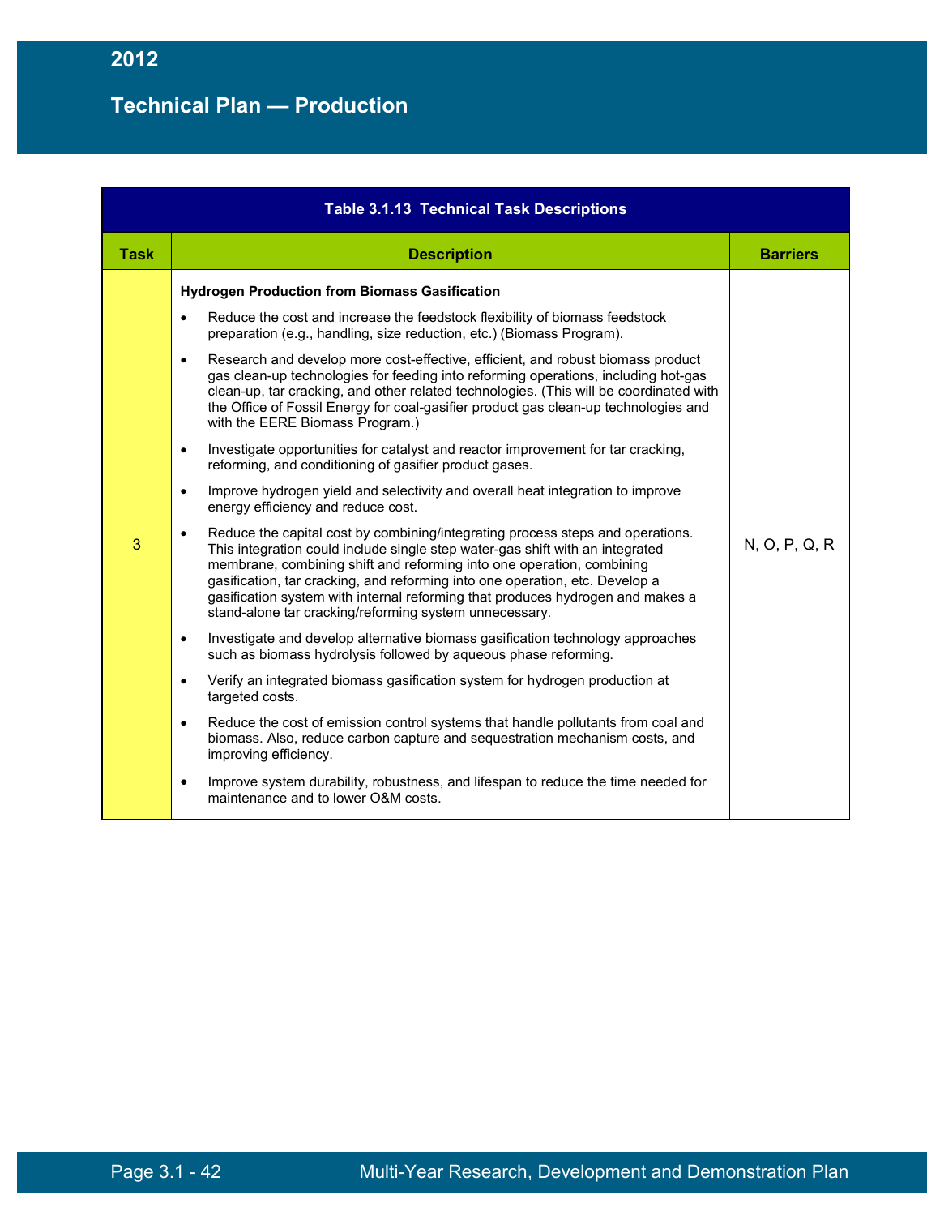**Table 3.1.13 Technical Task Descriptions**

| Task | Description | Barriers |
|---|---|---|
| 3 | **Hydrogen Production from Biomass Gasification**<br>• Reduce the cost and increase the feedstock flexibility of biomass feedstock preparation (e.g., handling, size reduction, etc.) (Biomass Program).<br>• Research and develop more cost-effective, efficient, and robust biomass product gas clean-up technologies for feeding into reforming operations, including hot-gas clean-up, tar cracking, and other related technologies. (This will be coordinated with the Office of Fossil Energy for coal-gasifier product gas clean-up technologies and with the EERE Biomass Program.)<br>• Investigate opportunities for catalyst and reactor improvement for tar cracking, reforming, and conditioning of gasifier product gases.<br>• Improve hydrogen yield and selectivity and overall heat integration to improve energy efficiency and reduce cost.<br>• Reduce the capital cost by combining/integrating process steps and operations. This integration could include single step water-gas shift with an integrated membrane, combining shift and reforming into one operation, combining gasification, tar cracking, and reforming into one operation, etc. Develop a gasification system with internal reforming that produces hydrogen and makes a stand-alone tar cracking/reforming system unnecessary.<br>• Investigate and develop alternative biomass gasification technology approaches such as biomass hydrolysis followed by aqueous phase reforming.<br>• Verify an integrated biomass gasification system for hydrogen production at targeted costs.<br>• Reduce the cost of emission control systems that handle pollutants from coal and biomass. Also, reduce carbon capture and sequestration mechanism costs, and improving efficiency.<br>• Improve system durability, robustness, and lifespan to reduce the time needed for maintenance and to lower O&M costs. | N, O, P, Q, R |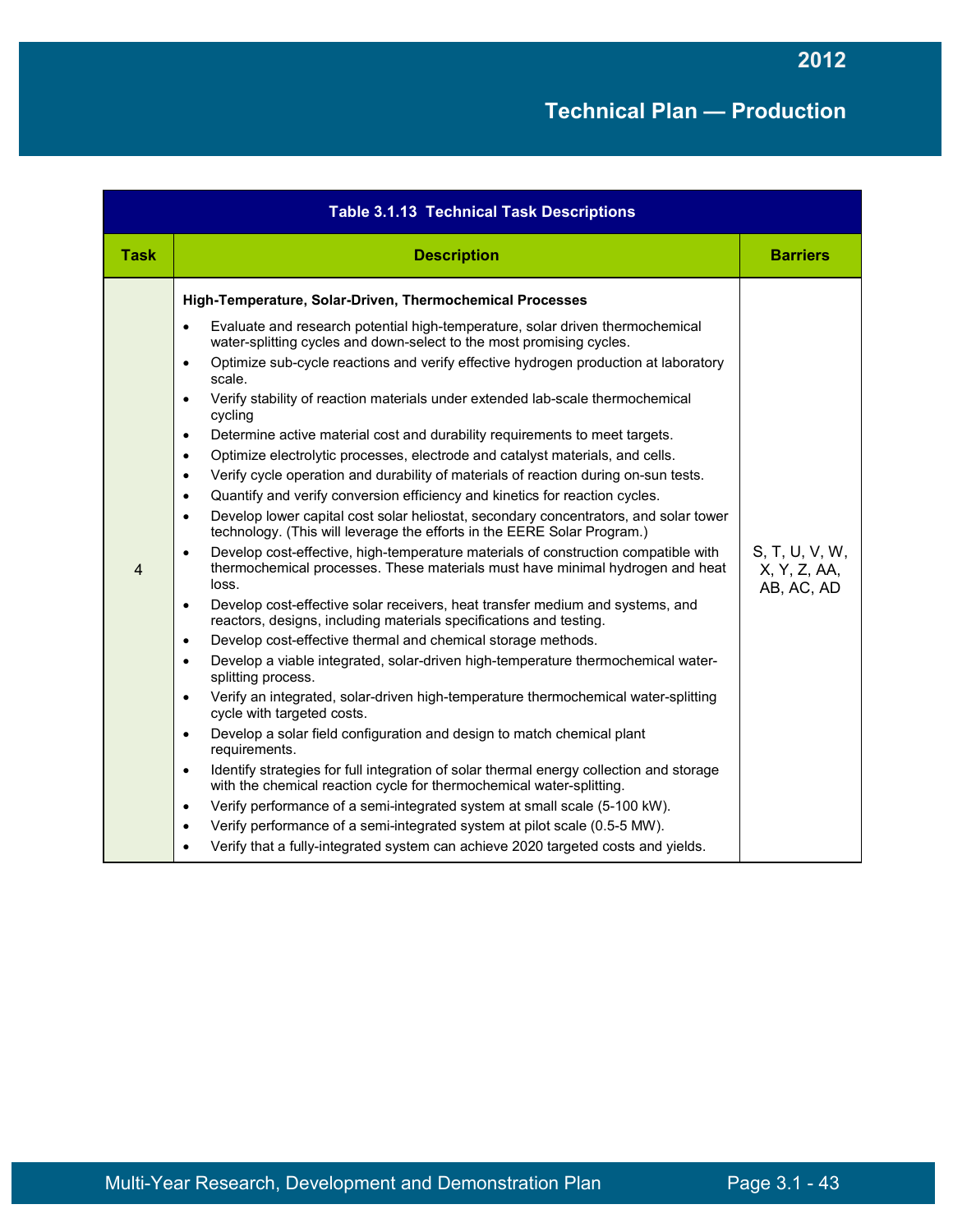| Table 3.1.13 Technical Task Descriptions | | |
|---|---|---|
| **Task** | **Description** | **Barriers** |
| 4 | **High-Temperature, Solar-Driven, Thermochemical Processes**<br>• Evaluate and research potential high-temperature, solar driven thermochemical water-splitting cycles and down-select to the most promising cycles.<br>• Optimize sub-cycle reactions and verify effective hydrogen production at laboratory scale.<br>• Verify stability of reaction materials under extended lab-scale thermochemical cycling<br>• Determine active material cost and durability requirements to meet targets.<br>• Optimize electrolytic processes, electrode and catalyst materials, and cells.<br>• Verify cycle operation and durability of materials of reaction during on-sun tests.<br>• Quantify and verify conversion efficiency and kinetics for reaction cycles.<br>• Develop lower capital cost solar heliostat, secondary concentrators, and solar tower technology. (This will leverage the efforts in the EERE Solar Program.)<br>• Develop cost-effective, high-temperature materials of construction compatible with thermochemical processes. These materials must have minimal hydrogen and heat loss.<br>• Develop cost-effective solar receivers, heat transfer medium and systems, and reactors, designs, including materials specifications and testing.<br>• Develop cost-effective thermal and chemical storage methods.<br>• Develop a viable integrated, solar-driven high-temperature thermochemical water-splitting process.<br>• Verify an integrated, solar-driven high-temperature thermochemical water-splitting cycle with targeted costs.<br>• Develop a solar field configuration and design to match chemical plant requirements.<br>• Identify strategies for full integration of solar thermal energy collection and storage with the chemical reaction cycle for thermochemical water-splitting.<br>• Verify performance of a semi-integrated system at small scale (5-100 kW).<br>• Verify performance of a semi-integrated system at pilot scale (0.5-5 MW).<br>• Verify that a fully-integrated system can achieve 2020 targeted costs and yields. | S, T, U, V, W, X, Y, Z, AA, AB, AC, AD |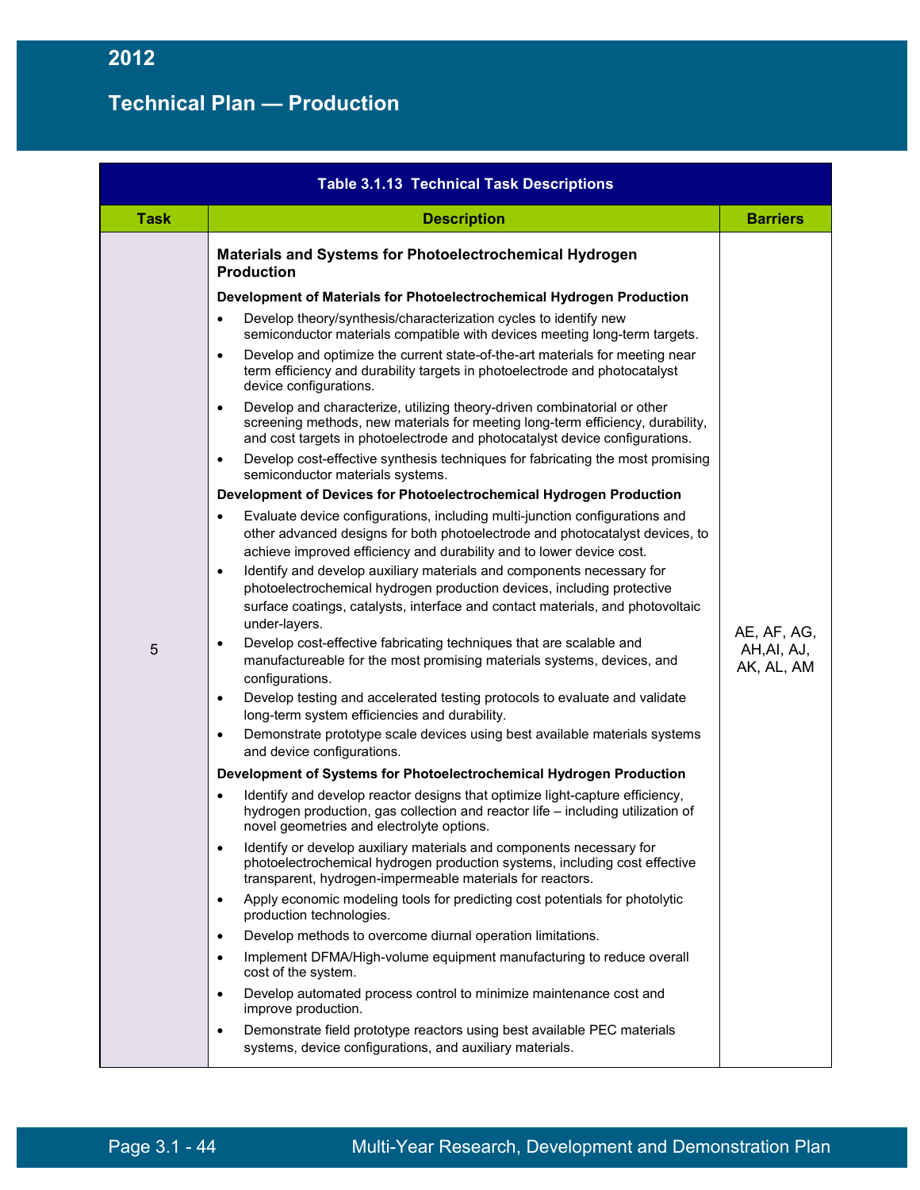**Table 3.1.13 Technical Task Descriptions**

| Task | Description | Barriers |
|---|---|---|
| 5 | **Materials and Systems for Photoelectrochemical Hydrogen Production**<br><br>**Development of Materials for Photoelectrochemical Hydrogen Production**<br>• Develop theory/synthesis/characterization cycles to identify new semiconductor materials compatible with devices meeting long-term targets.<br>• Develop and optimize the current state-of-the-art materials for meeting near term efficiency and durability targets in photoelectrode and photocatalyst device configurations.<br>• Develop and characterize, utilizing theory-driven combinatorial or other screening methods, new materials for meeting long-term efficiency, durability, and cost targets in photoelectrode and photocatalyst device configurations.<br>• Develop cost-effective synthesis techniques for fabricating the most promising semiconductor materials systems.<br><br>**Development of Devices for Photoelectrochemical Hydrogen Production**<br>• Evaluate device configurations, including multi-junction configurations and other advanced designs for both photoelectrode and photocatalyst devices, to achieve improved efficiency and durability and to lower device cost.<br>• Identify and develop auxiliary materials and components necessary for photoelectrochemical hydrogen production devices, including protective surface coatings, catalysts, interface and contact materials, and photovoltaic under-layers.<br>• Develop cost-effective fabricating techniques that are scalable and manufactureable for the most promising materials systems, devices, and configurations.<br>• Develop testing and accelerated testing protocols to evaluate and validate long-term system efficiencies and durability.<br>• Demonstrate prototype scale devices using best available materials systems and device configurations.<br><br>**Development of Systems for Photoelectrochemical Hydrogen Production**<br>• Identify and develop reactor designs that optimize light-capture efficiency, hydrogen production, gas collection and reactor life – including utilization of novel geometries and electrolyte options.<br>• Identify or develop auxiliary materials and components necessary for photoelectrochemical hydrogen production systems, including cost effective transparent, hydrogen-impermeable materials for reactors.<br>• Apply economic modeling tools for predicting cost potentials for photolytic production technologies.<br>• Develop methods to overcome diurnal operation limitations.<br>• Implement DFMA/High-volume equipment manufacturing to reduce overall cost of the system.<br>• Develop automated process control to minimize maintenance cost and improve production.<br>• Demonstrate field prototype reactors using best available PEC materials systems, device configurations, and auxiliary materials. | AE, AF, AG, AH,AI, AJ, AK, AL, AM |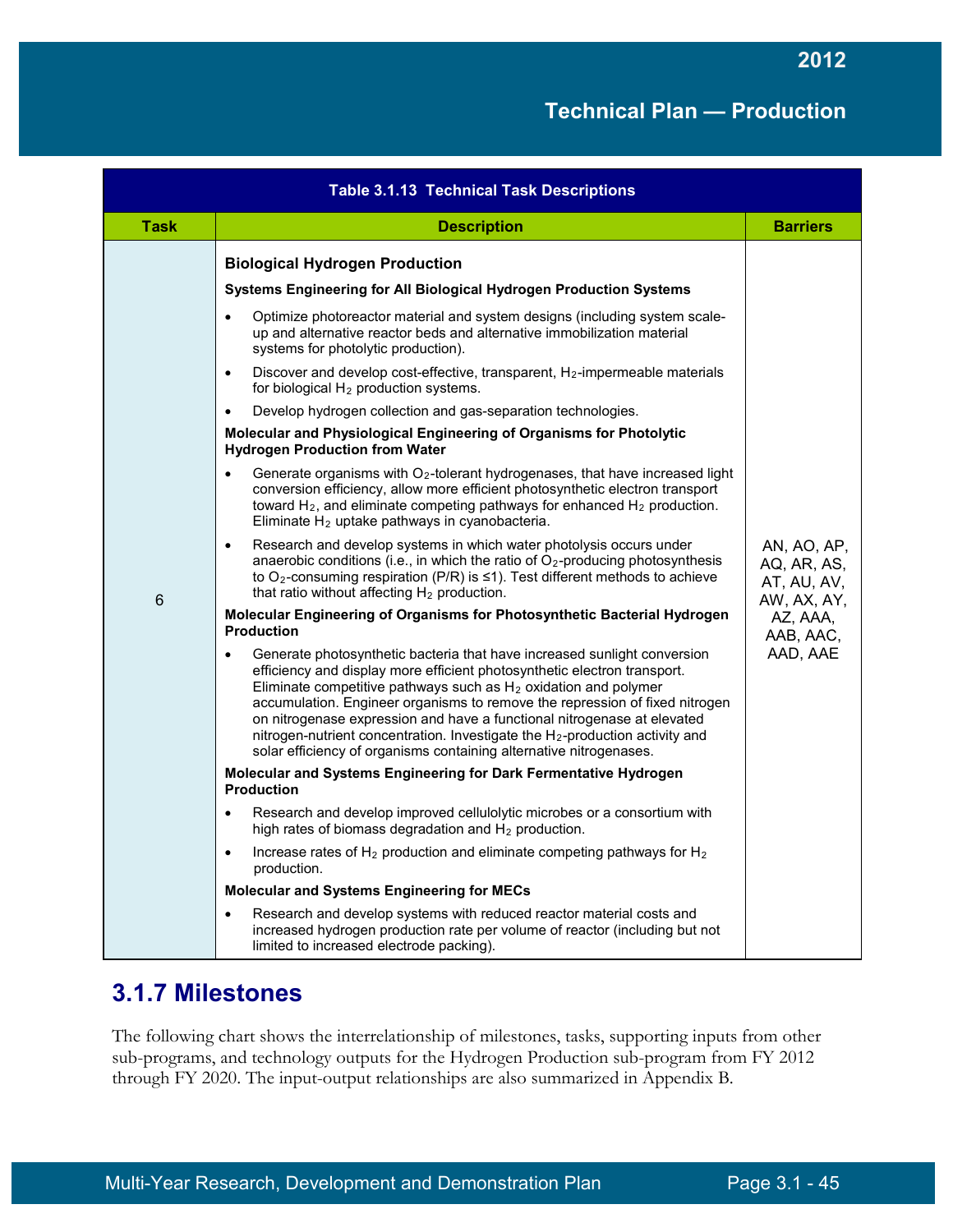| Table 3.1.13 Technical Task Descriptions | | |
|---|---|---|
| **Task** | **Description** | **Barriers** |
| 6 | **Biological Hydrogen Production**<br>**Systems Engineering for All Biological Hydrogen Production Systems**<br>• Optimize photoreactor material and system designs (including system scale-up and alternative reactor beds and alternative immobilization material systems for photolytic production).<br>• Discover and develop cost-effective, transparent, $H_2$-impermeable materials for biological $H_2$ production systems.<br>• Develop hydrogen collection and gas-separation technologies.<br>**Molecular and Physiological Engineering of Organisms for Photolytic Hydrogen Production from Water**<br>• Generate organisms with $O_2$-tolerant hydrogenases, that have increased light conversion efficiency, allow more efficient photosynthetic electron transport toward $H_2$, and eliminate competing pathways for enhanced $H_2$ production. Eliminate $H_2$ uptake pathways in cyanobacteria.<br>• Research and develop systems in which water photolysis occurs under anaerobic conditions (i.e., in which the ratio of $O_2$-producing photosynthesis to $O_2$-consuming respiration (P/R) is ≤1). Test different methods to achieve that ratio without affecting $H_2$ production.<br>**Molecular Engineering of Organisms for Photosynthetic Bacterial Hydrogen Production**<br>• Generate photosynthetic bacteria that have increased sunlight conversion efficiency and display more efficient photosynthetic electron transport. Eliminate competitive pathways such as $H_2$ oxidation and polymer accumulation. Engineer organisms to remove the repression of fixed nitrogen on nitrogenase expression and have a functional nitrogenase at elevated nitrogen-nutrient concentration. Investigate the $H_2$-production activity and solar efficiency of organisms containing alternative nitrogenases.<br>**Molecular and Systems Engineering for Dark Fermentative Hydrogen Production**<br>• Research and develop improved cellulolytic microbes or a consortium with high rates of biomass degradation and $H_2$ production.<br>• Increase rates of $H_2$ production and eliminate competing pathways for $H_2$ production.<br>**Molecular and Systems Engineering for MECs**<br>• Research and develop systems with reduced reactor material costs and increased hydrogen production rate per volume of reactor (including but not limited to increased electrode packing). | AN, AO, AP, AQ, AR, AS, AT, AU, AV, AW, AX, AY, AZ, AAA, AAB, AAC, AAD, AAE |

## 3.1.7 Milestones

The following chart shows the interrelationship of milestones, tasks, supporting inputs from other sub-programs, and technology outputs for the Hydrogen Production sub-program from FY 2012 through FY 2020. The input-output relationships are also summarized in Appendix B.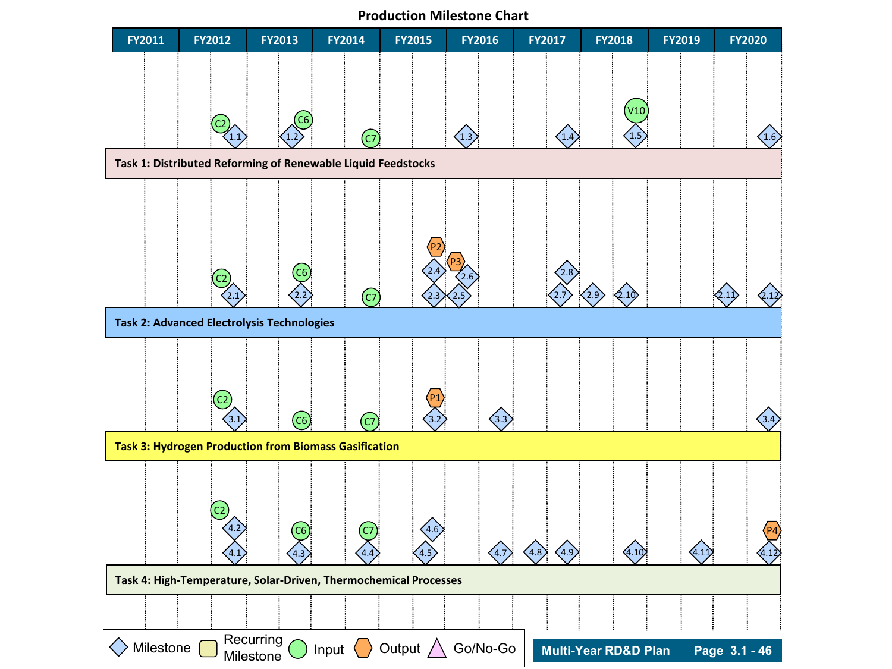# Production Milestone Chart

| | FY2011 | FY2012 | FY2013 | FY2014 | FY2015 | FY2016 | FY2017 | FY2018 | FY2019 | FY2020 |
|---|---|---|---|---|---|---|---|---|---|---|
| **Task 1: Distributed Reforming of Renewable Liquid Feedstocks** | | C2, 1.1 | 1.2, C6 | C7 | | 1.3 | 1.4 | 1.5, V10 | | 1.6 |
| **Task 2: Advanced Electrolysis Technologies** | | C2, 2.1 | C6, 2.2 | C7 | 2.3, 2.4, P2, 2.5, P3, 2.6 | | 2.7, 2.8, 2.9 | 2.10 | 2.11 | 2.12 |
| **Task 3: Hydrogen Production from Biomass Gasification** | | C2, 3.1 | C6 | C7 | 3.2, P1 | 3.3 | | | | 3.4 |
| **Task 4: High-Temperature, Solar-Driven, Thermochemical Processes** | | C2, 4.1, 4.2 | C6, 4.3 | C7, 4.4 | 4.5, 4.6 | 4.7 | 4.8, 4.9 | 4.10 | 4.11 | 4.12, P4 |

Legend: ◇ Milestone, ▭ Recurring Milestone, ○ Input, ⬡ Output, △ Go/No-Go

Multi-Year RD&D Plan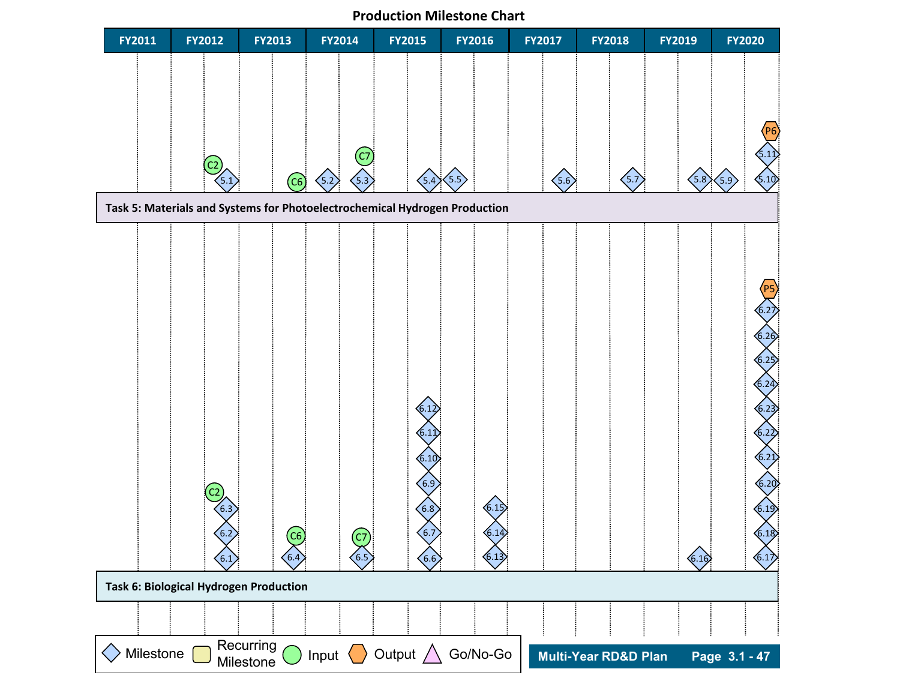# Production Milestone Chart

| Task | FY2011 | FY2012 | FY2013 | FY2014 | FY2015 | FY2016 | FY2017 | FY2018 | FY2019 | FY2020 |
|---|---|---|---|---|---|---|---|---|---|---|
| Task 5: Materials and Systems for Photoelectrochemical Hydrogen Production | | C2, 5.1 | C6 | 5.2, C7, 5.3 | 5.4 | 5.5 | 5.6 | 5.7 | 5.8 | 5.9, 5.10, 5.11, P6 |
| Task 6: Biological Hydrogen Production | | C2, 6.1, 6.2, 6.3 | C6, 6.4 | C7, 6.5 | 6.6, 6.7, 6.8, 6.9, 6.10, 6.11, 6.12 | 6.13, 6.14, 6.15 | | | 6.16 | 6.17, 6.18, 6.19, 6.20, 6.21, 6.22, 6.23, 6.24, 6.25, 6.26, 6.27, P5 |

Legend: Milestone; Recurring Milestone; Input; Output; Go/No-Go

Multi-Year RD&D Plan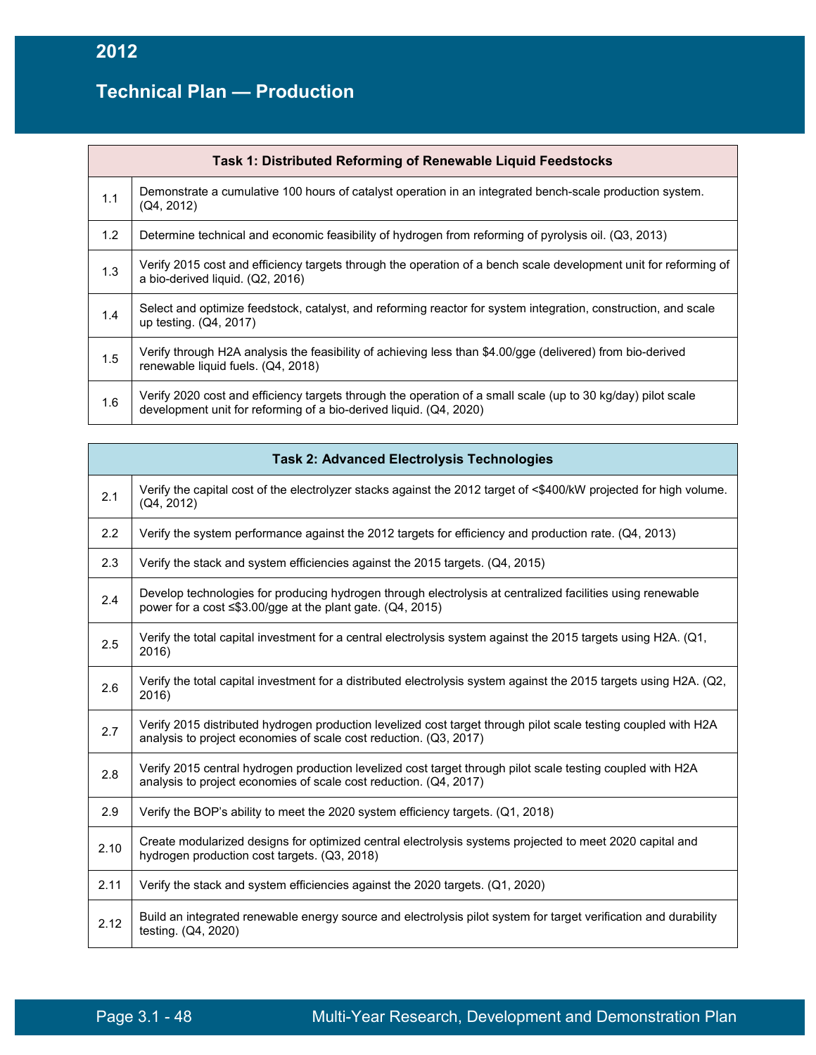| Task 1: Distributed Reforming of Renewable Liquid Feedstocks | |
|---|---|
| 1.1 | Demonstrate a cumulative 100 hours of catalyst operation in an integrated bench-scale production system. (Q4, 2012) |
| 1.2 | Determine technical and economic feasibility of hydrogen from reforming of pyrolysis oil. (Q3, 2013) |
| 1.3 | Verify 2015 cost and efficiency targets through the operation of a bench scale development unit for reforming of a bio-derived liquid. (Q2, 2016) |
| 1.4 | Select and optimize feedstock, catalyst, and reforming reactor for system integration, construction, and scale up testing. (Q4, 2017) |
| 1.5 | Verify through H2A analysis the feasibility of achieving less than $4.00/gge (delivered) from bio-derived renewable liquid fuels. (Q4, 2018) |
| 1.6 | Verify 2020 cost and efficiency targets through the operation of a small scale (up to 30 kg/day) pilot scale development unit for reforming of a bio-derived liquid. (Q4, 2020) |

| Task 2: Advanced Electrolysis Technologies | |
|---|---|
| 2.1 | Verify the capital cost of the electrolyzer stacks against the 2012 target of <$400/kW projected for high volume. (Q4, 2012) |
| 2.2 | Verify the system performance against the 2012 targets for efficiency and production rate. (Q4, 2013) |
| 2.3 | Verify the stack and system efficiencies against the 2015 targets. (Q4, 2015) |
| 2.4 | Develop technologies for producing hydrogen through electrolysis at centralized facilities using renewable power for a cost ≤$3.00/gge at the plant gate. (Q4, 2015) |
| 2.5 | Verify the total capital investment for a central electrolysis system against the 2015 targets using H2A. (Q1, 2016) |
| 2.6 | Verify the total capital investment for a distributed electrolysis system against the 2015 targets using H2A. (Q2, 2016) |
| 2.7 | Verify 2015 distributed hydrogen production levelized cost target through pilot scale testing coupled with H2A analysis to project economies of scale cost reduction. (Q3, 2017) |
| 2.8 | Verify 2015 central hydrogen production levelized cost target through pilot scale testing coupled with H2A analysis to project economies of scale cost reduction. (Q4, 2017) |
| 2.9 | Verify the BOP's ability to meet the 2020 system efficiency targets. (Q1, 2018) |
| 2.10 | Create modularized designs for optimized central electrolysis systems projected to meet 2020 capital and hydrogen production cost targets. (Q3, 2018) |
| 2.11 | Verify the stack and system efficiencies against the 2020 targets. (Q1, 2020) |
| 2.12 | Build an integrated renewable energy source and electrolysis pilot system for target verification and durability testing. (Q4, 2020) |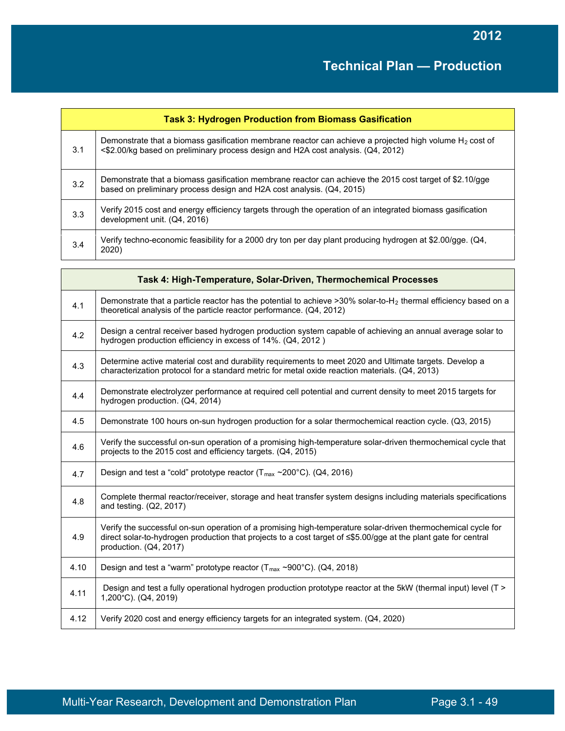| Task 3: Hydrogen Production from Biomass Gasification | |
|---|---|
| 3.1 | Demonstrate that a biomass gasification membrane reactor can achieve a projected high volume $H_2$ cost of <$2.00/kg based on preliminary process design and H2A cost analysis. (Q4, 2012) |
| 3.2 | Demonstrate that a biomass gasification membrane reactor can achieve the 2015 cost target of $2.10/gge based on preliminary process design and H2A cost analysis. (Q4, 2015) |
| 3.3 | Verify 2015 cost and energy efficiency targets through the operation of an integrated biomass gasification development unit. (Q4, 2016) |
| 3.4 | Verify techno-economic feasibility for a 2000 dry ton per day plant producing hydrogen at $2.00/gge. (Q4, 2020) |

| Task 4: High-Temperature, Solar-Driven, Thermochemical Processes | |
|---|---|
| 4.1 | Demonstrate that a particle reactor has the potential to achieve >30% solar-to-$H_2$ thermal efficiency based on a theoretical analysis of the particle reactor performance. (Q4, 2012) |
| 4.2 | Design a central receiver based hydrogen production system capable of achieving an annual average solar to hydrogen production efficiency in excess of 14%. (Q4, 2012 ) |
| 4.3 | Determine active material cost and durability requirements to meet 2020 and Ultimate targets. Develop a characterization protocol for a standard metric for metal oxide reaction materials. (Q4, 2013) |
| 4.4 | Demonstrate electrolyzer performance at required cell potential and current density to meet 2015 targets for hydrogen production. (Q4, 2014) |
| 4.5 | Demonstrate 100 hours on-sun hydrogen production for a solar thermochemical reaction cycle. (Q3, 2015) |
| 4.6 | Verify the successful on-sun operation of a promising high-temperature solar-driven thermochemical cycle that projects to the 2015 cost and efficiency targets. (Q4, 2015) |
| 4.7 | Design and test a "cold" prototype reactor ($T_{max}$ ~200°C). (Q4, 2016) |
| 4.8 | Complete thermal reactor/receiver, storage and heat transfer system designs including materials specifications and testing. (Q2, 2017) |
| 4.9 | Verify the successful on-sun operation of a promising high-temperature solar-driven thermochemical cycle for direct solar-to-hydrogen production that projects to a cost target of ≤$5.00/gge at the plant gate for central production. (Q4, 2017) |
| 4.10 | Design and test a "warm" prototype reactor ($T_{max}$ ~900°C). (Q4, 2018) |
| 4.11 | Design and test a fully operational hydrogen production prototype reactor at the 5kW (thermal input) level (T > 1,200°C). (Q4, 2019) |
| 4.12 | Verify 2020 cost and energy efficiency targets for an integrated system. (Q4, 2020) |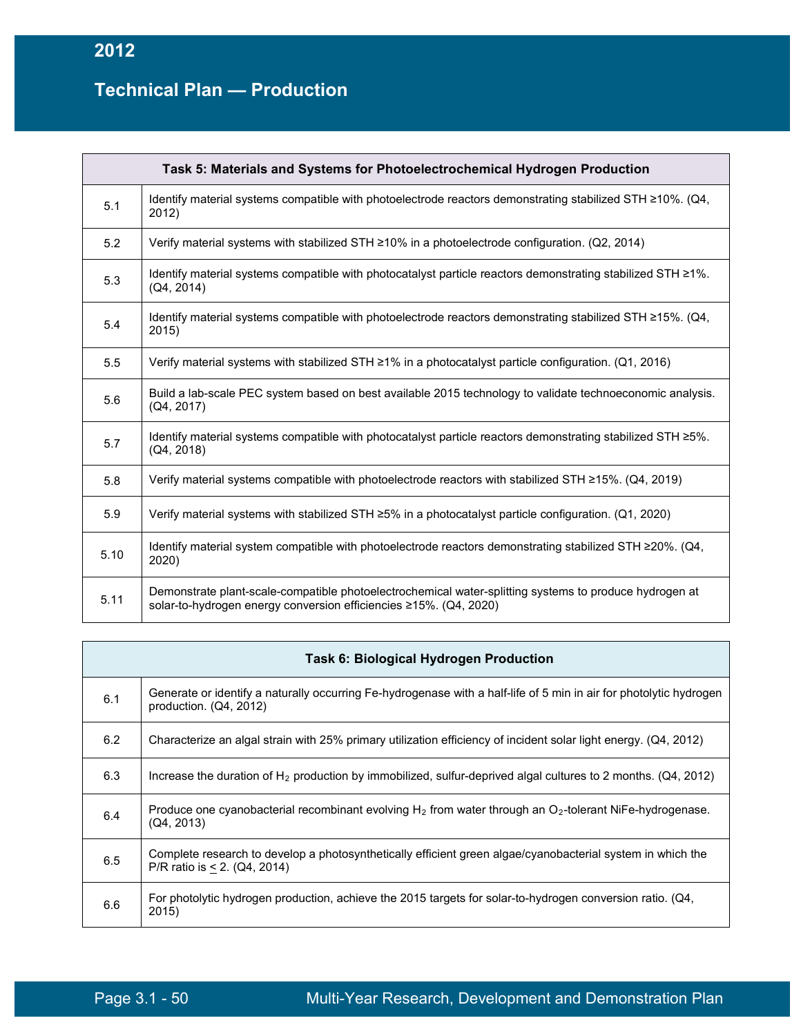| Task 5: Materials and Systems for Photoelectrochemical Hydrogen Production | |
|---|---|
| 5.1 | Identify material systems compatible with photoelectrode reactors demonstrating stabilized STH ≥10%. (Q4, 2012) |
| 5.2 | Verify material systems with stabilized STH ≥10% in a photoelectrode configuration. (Q2, 2014) |
| 5.3 | Identify material systems compatible with photocatalyst particle reactors demonstrating stabilized STH ≥1%. (Q4, 2014) |
| 5.4 | Identify material systems compatible with photoelectrode reactors demonstrating stabilized STH ≥15%. (Q4, 2015) |
| 5.5 | Verify material systems with stabilized STH ≥1% in a photocatalyst particle configuration. (Q1, 2016) |
| 5.6 | Build a lab-scale PEC system based on best available 2015 technology to validate technoeconomic analysis. (Q4, 2017) |
| 5.7 | Identify material systems compatible with photocatalyst particle reactors demonstrating stabilized STH ≥5%. (Q4, 2018) |
| 5.8 | Verify material systems compatible with photoelectrode reactors with stabilized STH ≥15%. (Q4, 2019) |
| 5.9 | Verify material systems with stabilized STH ≥5% in a photocatalyst particle configuration. (Q1, 2020) |
| 5.10 | Identify material system compatible with photoelectrode reactors demonstrating stabilized STH ≥20%. (Q4, 2020) |
| 5.11 | Demonstrate plant-scale-compatible photoelectrochemical water-splitting systems to produce hydrogen at solar-to-hydrogen energy conversion efficiencies ≥15%. (Q4, 2020) |

| Task 6: Biological Hydrogen Production | |
|---|---|
| 6.1 | Generate or identify a naturally occurring Fe-hydrogenase with a half-life of 5 min in air for photolytic hydrogen production. (Q4, 2012) |
| 6.2 | Characterize an algal strain with 25% primary utilization efficiency of incident solar light energy. (Q4, 2012) |
| 6.3 | Increase the duration of $H_2$ production by immobilized, sulfur-deprived algal cultures to 2 months. (Q4, 2012) |
| 6.4 | Produce one cyanobacterial recombinant evolving $H_2$ from water through an $O_2$-tolerant NiFe-hydrogenase. (Q4, 2013) |
| 6.5 | Complete research to develop a photosynthetically efficient green algae/cyanobacterial system in which the P/R ratio is ≤ 2. (Q4, 2014) |
| 6.6 | For photolytic hydrogen production, achieve the 2015 targets for solar-to-hydrogen conversion ratio. (Q4, 2015) |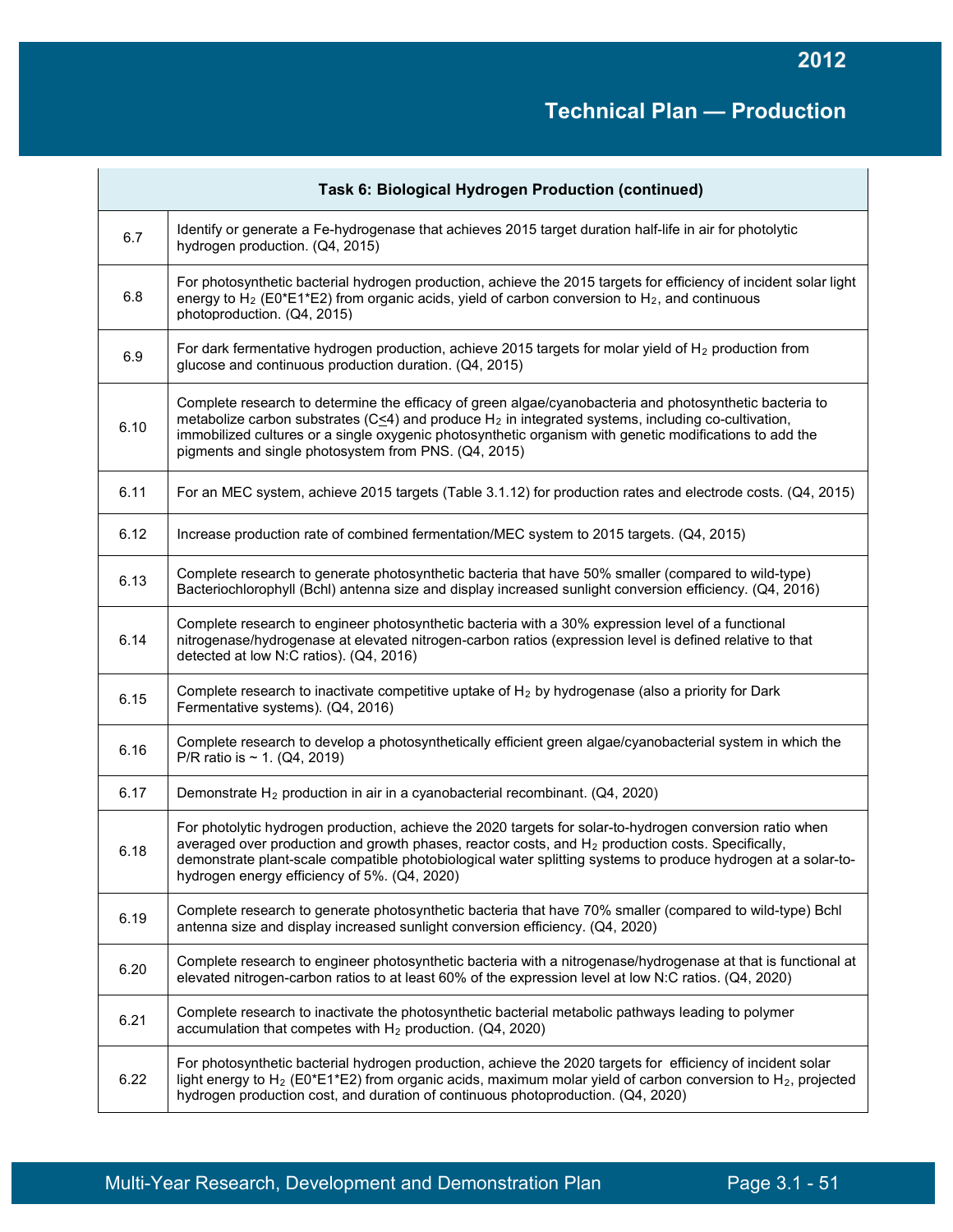| Task 6: Biological Hydrogen Production (continued) | |
|---|---|
| 6.7 | Identify or generate a Fe-hydrogenase that achieves 2015 target duration half-life in air for photolytic hydrogen production. (Q4, 2015) |
| 6.8 | For photosynthetic bacterial hydrogen production, achieve the 2015 targets for efficiency of incident solar light energy to $H_2$ (E0*E1*E2) from organic acids, yield of carbon conversion to $H_2$, and continuous photoproduction. (Q4, 2015) |
| 6.9 | For dark fermentative hydrogen production, achieve 2015 targets for molar yield of $H_2$ production from glucose and continuous production duration. (Q4, 2015) |
| 6.10 | Complete research to determine the efficacy of green algae/cyanobacteria and photosynthetic bacteria to metabolize carbon substrates ($C \leq 4$) and produce $H_2$ in integrated systems, including co-cultivation, immobilized cultures or a single oxygenic photosynthetic organism with genetic modifications to add the pigments and single photosystem from PNS. (Q4, 2015) |
| 6.11 | For an MEC system, achieve 2015 targets (Table 3.1.12) for production rates and electrode costs. (Q4, 2015) |
| 6.12 | Increase production rate of combined fermentation/MEC system to 2015 targets. (Q4, 2015) |
| 6.13 | Complete research to generate photosynthetic bacteria that have 50% smaller (compared to wild-type) Bacteriochlorophyll (Bchl) antenna size and display increased sunlight conversion efficiency. (Q4, 2016) |
| 6.14 | Complete research to engineer photosynthetic bacteria with a 30% expression level of a functional nitrogenase/hydrogenase at elevated nitrogen-carbon ratios (expression level is defined relative to that detected at low N:C ratios). (Q4, 2016) |
| 6.15 | Complete research to inactivate competitive uptake of $H_2$ by hydrogenase (also a priority for Dark Fermentative systems). (Q4, 2016) |
| 6.16 | Complete research to develop a photosynthetically efficient green algae/cyanobacterial system in which the P/R ratio is ~ 1. (Q4, 2019) |
| 6.17 | Demonstrate $H_2$ production in air in a cyanobacterial recombinant. (Q4, 2020) |
| 6.18 | For photolytic hydrogen production, achieve the 2020 targets for solar-to-hydrogen conversion ratio when averaged over production and growth phases, reactor costs, and $H_2$ production costs. Specifically, demonstrate plant-scale compatible photobiological water splitting systems to produce hydrogen at a solar-to-hydrogen energy efficiency of 5%. (Q4, 2020) |
| 6.19 | Complete research to generate photosynthetic bacteria that have 70% smaller (compared to wild-type) Bchl antenna size and display increased sunlight conversion efficiency. (Q4, 2020) |
| 6.20 | Complete research to engineer photosynthetic bacteria with a nitrogenase/hydrogenase at that is functional at elevated nitrogen-carbon ratios to at least 60% of the expression level at low N:C ratios. (Q4, 2020) |
| 6.21 | Complete research to inactivate the photosynthetic bacterial metabolic pathways leading to polymer accumulation that competes with $H_2$ production. (Q4, 2020) |
| 6.22 | For photosynthetic bacterial hydrogen production, achieve the 2020 targets for efficiency of incident solar light energy to $H_2$ (E0*E1*E2) from organic acids, maximum molar yield of carbon conversion to $H_2$, projected hydrogen production cost, and duration of continuous photoproduction. (Q4, 2020) |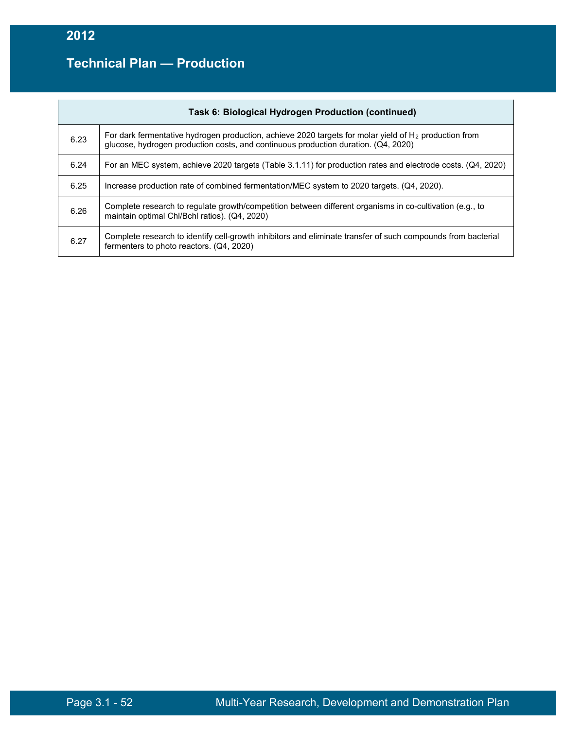| Task 6: Biological Hydrogen Production (continued) | |
|---|---|
| 6.23 | For dark fermentative hydrogen production, achieve 2020 targets for molar yield of $H_2$ production from glucose, hydrogen production costs, and continuous production duration. (Q4, 2020) |
| 6.24 | For an MEC system, achieve 2020 targets (Table 3.1.11) for production rates and electrode costs. (Q4, 2020) |
| 6.25 | Increase production rate of combined fermentation/MEC system to 2020 targets. (Q4, 2020). |
| 6.26 | Complete research to regulate growth/competition between different organisms in co-cultivation (e.g., to maintain optimal Chl/Bchl ratios). (Q4, 2020) |
| 6.27 | Complete research to identify cell-growth inhibitors and eliminate transfer of such compounds from bacterial fermenters to photo reactors. (Q4, 2020) |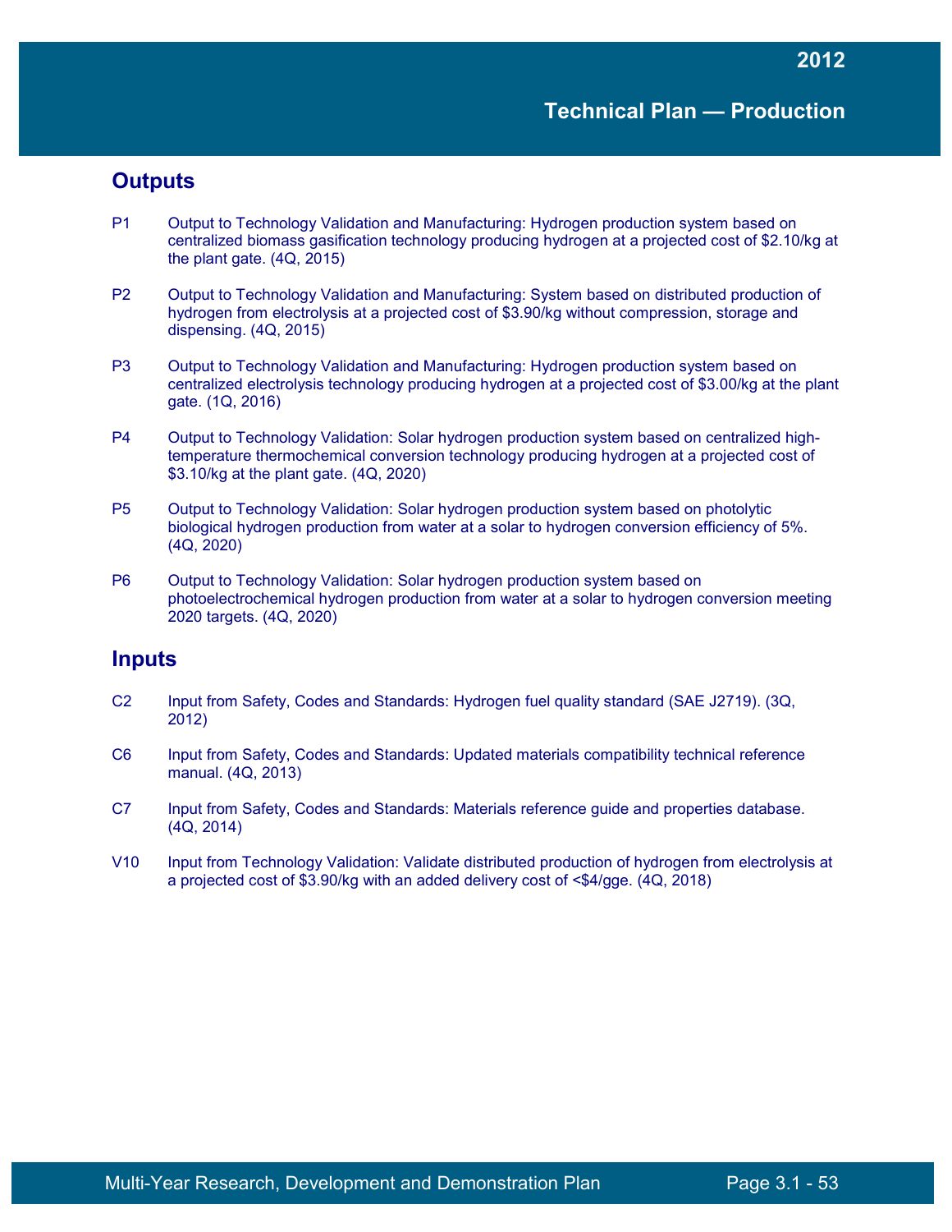## Outputs

P1 Output to Technology Validation and Manufacturing: Hydrogen production system based on centralized biomass gasification technology producing hydrogen at a projected cost of $2.10/kg at the plant gate. (4Q, 2015)

P2 Output to Technology Validation and Manufacturing: System based on distributed production of hydrogen from electrolysis at a projected cost of $3.90/kg without compression, storage and dispensing. (4Q, 2015)

P3 Output to Technology Validation and Manufacturing: Hydrogen production system based on centralized electrolysis technology producing hydrogen at a projected cost of $3.00/kg at the plant gate. (1Q, 2016)

P4 Output to Technology Validation: Solar hydrogen production system based on centralized high-temperature thermochemical conversion technology producing hydrogen at a projected cost of $3.10/kg at the plant gate. (4Q, 2020)

P5 Output to Technology Validation: Solar hydrogen production system based on photolytic biological hydrogen production from water at a solar to hydrogen conversion efficiency of 5%. (4Q, 2020)

P6 Output to Technology Validation: Solar hydrogen production system based on photoelectrochemical hydrogen production from water at a solar to hydrogen conversion meeting 2020 targets. (4Q, 2020)

## Inputs

C2 Input from Safety, Codes and Standards: Hydrogen fuel quality standard (SAE J2719). (3Q, 2012)

C6 Input from Safety, Codes and Standards: Updated materials compatibility technical reference manual. (4Q, 2013)

C7 Input from Safety, Codes and Standards: Materials reference guide and properties database. (4Q, 2014)

V10 Input from Technology Validation: Validate distributed production of hydrogen from electrolysis at a projected cost of $3.90/kg with an added delivery cost of <$4/gge. (4Q, 2018)